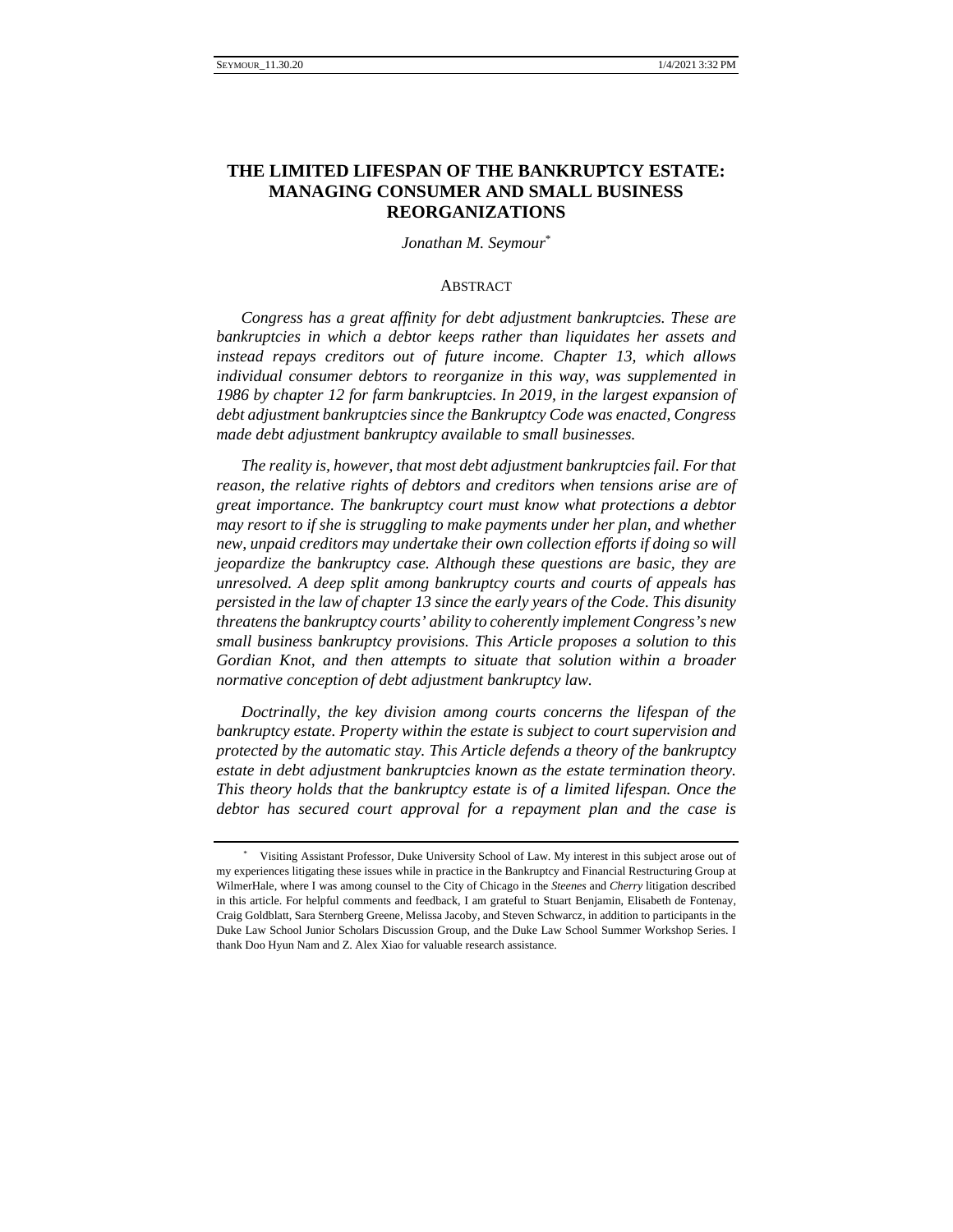# THE LIMITED LIFESPAN OF THE BANKRUPTCY ESTATE: MANAGING CONSUMER AND SMALL BUSINESS REORGANIZATIONS

*Jonathan M. Seymour*[*]

## ABSTRACT

*Congress has a great affinity for debt adjustment bankruptcies. These are bankruptcies in which a debtor keeps rather than liquidates her assets and instead repays creditors out of future income. Chapter 13, which allows individual consumer debtors to reorganize in this way, was supplemented in 1986 by chapter 12 for farm bankruptcies. In 2019, in the largest expansion of debt adjustment bankruptcies since the Bankruptcy Code was enacted, Congress made debt adjustment bankruptcy available to small businesses.*

*The reality is, however, that most debt adjustment bankruptcies fail. For that reason, the relative rights of debtors and creditors when tensions arise are of great importance. The bankruptcy court must know what protections a debtor may resort to if she is struggling to make payments under her plan, and whether new, unpaid creditors may undertake their own collection efforts if doing so will jeopardize the bankruptcy case. Although these questions are basic, they are unresolved. A deep split among bankruptcy courts and courts of appeals has persisted in the law of chapter 13 since the early years of the Code. This disunity threatens the bankruptcy courts' ability to coherently implement Congress's new small business bankruptcy provisions. This Article proposes a solution to this Gordian Knot, and then attempts to situate that solution within a broader normative conception of debt adjustment bankruptcy law.*

*Doctrinally, the key division among courts concerns the lifespan of the bankruptcy estate. Property within the estate is subject to court supervision and protected by the automatic stay. This Article defends a theory of the bankruptcy estate in debt adjustment bankruptcies known as the estate termination theory. This theory holds that the bankruptcy estate is of a limited lifespan. Once the debtor has secured court approval for a repayment plan and the case is*

---

[*] Visiting Assistant Professor, Duke University School of Law. My interest in this subject arose out of my experiences litigating these issues while in practice in the Bankruptcy and Financial Restructuring Group at WilmerHale, where I was among counsel to the City of Chicago in the *Steenes* and *Cherry* litigation described in this article. For helpful comments and feedback, I am grateful to Stuart Benjamin, Elisabeth de Fontenay, Craig Goldblatt, Sara Sternberg Greene, Melissa Jacoby, and Steven Schwarcz, in addition to participants in the Duke Law School Junior Scholars Discussion Group, and the Duke Law School Summer Workshop Series. I thank Doo Hyun Nam and Z. Alex Xiao for valuable research assistance.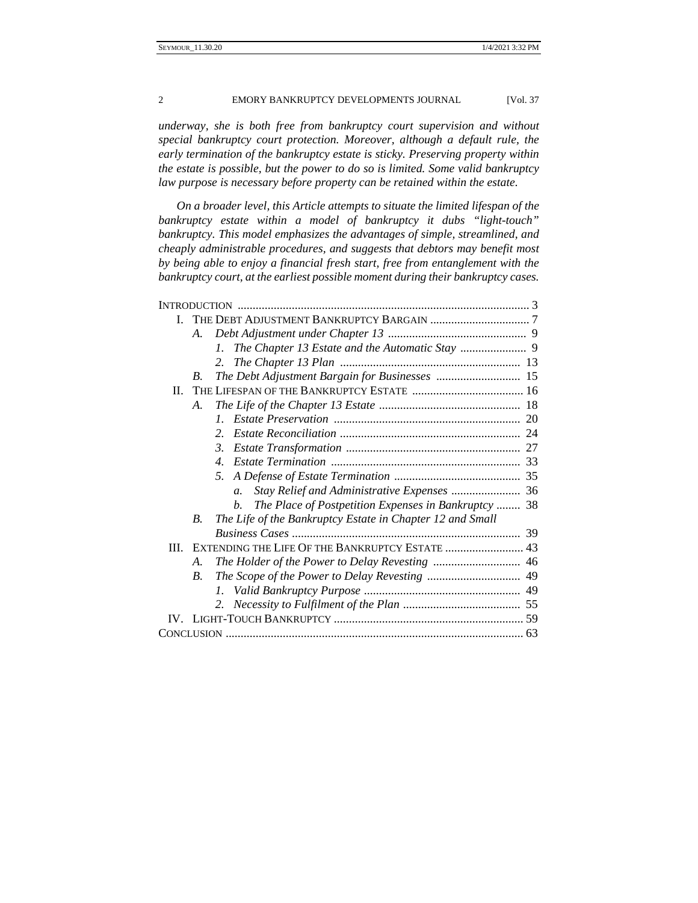*underway, she is both free from bankruptcy court supervision and without special bankruptcy court protection. Moreover, although a default rule, the early termination of the bankruptcy estate is sticky. Preserving property within the estate is possible, but the power to do so is limited. Some valid bankruptcy law purpose is necessary before property can be retained within the estate.*

*On a broader level, this Article attempts to situate the limited lifespan of the bankruptcy estate within a model of bankruptcy it dubs "light-touch" bankruptcy. This model emphasizes the advantages of simple, streamlined, and cheaply administrable procedures, and suggests that debtors may benefit most by being able to enjoy a financial fresh start, free from entanglement with the bankruptcy court, at the earliest possible moment during their bankruptcy cases.*

- INTRODUCTION ... 3
- I. THE DEBT ADJUSTMENT BANKRUPTCY BARGAIN ... 7
  - A. *Debt Adjustment under Chapter 13* ... 9
    - *1. The Chapter 13 Estate and the Automatic Stay* ... 9
    - *2. The Chapter 13 Plan* ... 13
  - B. *The Debt Adjustment Bargain for Businesses* ... 15
- II. THE LIFESPAN OF THE BANKRUPTCY ESTATE ... 16
  - A. *The Life of the Chapter 13 Estate* ... 18
    - *1. Estate Preservation* ... 20
    - *2. Estate Reconciliation* ... 24
    - *3. Estate Transformation* ... 27
    - *4. Estate Termination* ... 33
    - *5. A Defense of Estate Termination* ... 35
      - *a. Stay Relief and Administrative Expenses* ... 36
      - *b. The Place of Postpetition Expenses in Bankruptcy* ... 38
  - B. *The Life of the Bankruptcy Estate in Chapter 12 and Small Business Cases* ... 39
- III. EXTENDING THE LIFE OF THE BANKRUPTCY ESTATE ... 43
  - A. *The Holder of the Power to Delay Revesting* ... 46
  - B. *The Scope of the Power to Delay Revesting* ... 49
    - *1. Valid Bankruptcy Purpose* ... 49
    - *2. Necessity to Fulfilment of the Plan* ... 55
- IV. LIGHT-TOUCH BANKRUPTCY ... 59
- CONCLUSION ... 63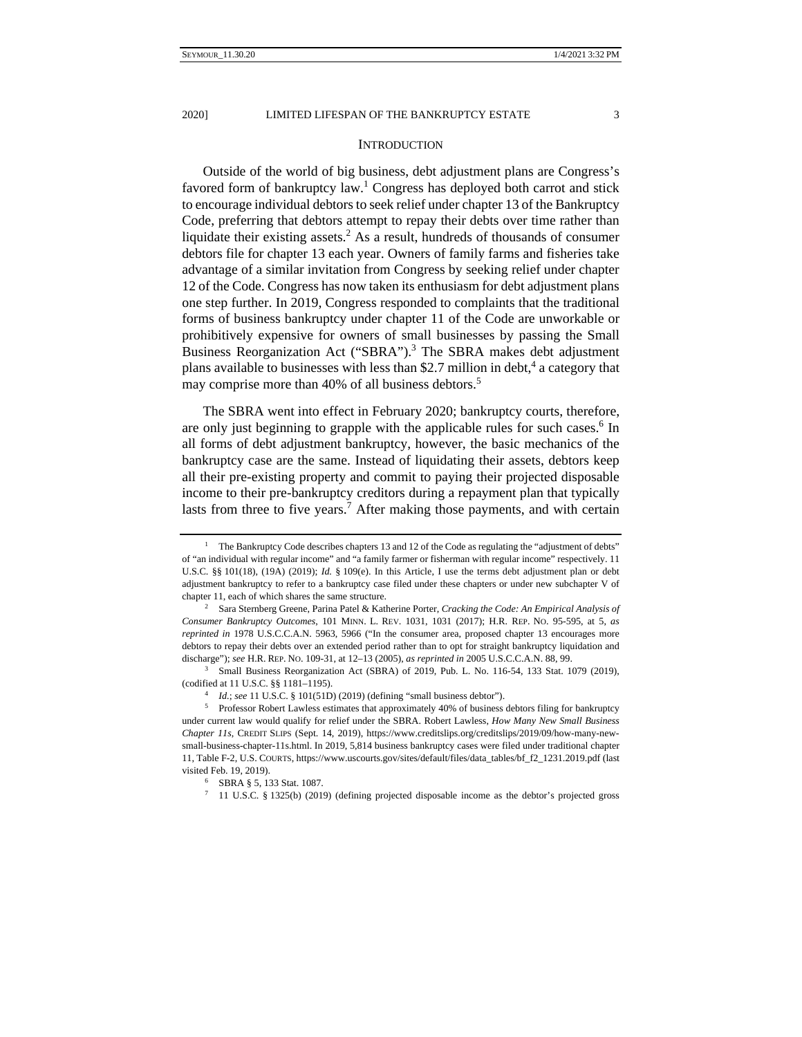## INTRODUCTION

Outside of the world of big business, debt adjustment plans are Congress's favored form of bankruptcy law.[1] Congress has deployed both carrot and stick to encourage individual debtors to seek relief under chapter 13 of the Bankruptcy Code, preferring that debtors attempt to repay their debts over time rather than liquidate their existing assets.[2] As a result, hundreds of thousands of consumer debtors file for chapter 13 each year. Owners of family farms and fisheries take advantage of a similar invitation from Congress by seeking relief under chapter 12 of the Code. Congress has now taken its enthusiasm for debt adjustment plans one step further. In 2019, Congress responded to complaints that the traditional forms of business bankruptcy under chapter 11 of the Code are unworkable or prohibitively expensive for owners of small businesses by passing the Small Business Reorganization Act ("SBRA").[3] The SBRA makes debt adjustment plans available to businesses with less than $2.7 million in debt,[4] a category that may comprise more than 40% of all business debtors.[5]

The SBRA went into effect in February 2020; bankruptcy courts, therefore, are only just beginning to grapple with the applicable rules for such cases.[6] In all forms of debt adjustment bankruptcy, however, the basic mechanics of the bankruptcy case are the same. Instead of liquidating their assets, debtors keep all their pre-existing property and commit to paying their projected disposable income to their pre-bankruptcy creditors during a repayment plan that typically lasts from three to five years.[7] After making those payments, and with certain

---

[1] The Bankruptcy Code describes chapters 13 and 12 of the Code as regulating the "adjustment of debts" of "an individual with regular income" and "a family farmer or fisherman with regular income" respectively. 11 U.S.C. §§ 101(18), (19A) (2019); *Id.* § 109(e). In this Article, I use the terms debt adjustment plan or debt adjustment bankruptcy to refer to a bankruptcy case filed under these chapters or under new subchapter V of chapter 11, each of which shares the same structure.

[2] Sara Sternberg Greene, Parina Patel & Katherine Porter, *Cracking the Code: An Empirical Analysis of Consumer Bankruptcy Outcomes*, 101 MINN. L. REV. 1031, 1031 (2017); H.R. REP. NO. 95-595, at 5, *as reprinted in* 1978 U.S.C.C.A.N. 5963, 5966 ("In the consumer area, proposed chapter 13 encourages more debtors to repay their debts over an extended period rather than to opt for straight bankruptcy liquidation and discharge"); *see* H.R. REP. NO. 109-31, at 12–13 (2005), *as reprinted in* 2005 U.S.C.C.A.N. 88, 99.

[3] Small Business Reorganization Act (SBRA) of 2019, Pub. L. No. 116-54, 133 Stat. 1079 (2019), (codified at 11 U.S.C. §§ 1181–1195).

[4] *Id.*; *see* 11 U.S.C. § 101(51D) (2019) (defining "small business debtor").

[5] Professor Robert Lawless estimates that approximately 40% of business debtors filing for bankruptcy under current law would qualify for relief under the SBRA. Robert Lawless, *How Many New Small Business Chapter 11s*, CREDIT SLIPS (Sept. 14, 2019), https://www.creditslips.org/creditslips/2019/09/how-many-new-small-business-chapter-11s.html. In 2019, 5,814 business bankruptcy cases were filed under traditional chapter 11, Table F-2, U.S. COURTS, https://www.uscourts.gov/sites/default/files/data_tables/bf_f2_1231.2019.pdf (last visited Feb. 19, 2019).

[6] SBRA § 5, 133 Stat. 1087.

[7] 11 U.S.C. § 1325(b) (2019) (defining projected disposable income as the debtor's projected gross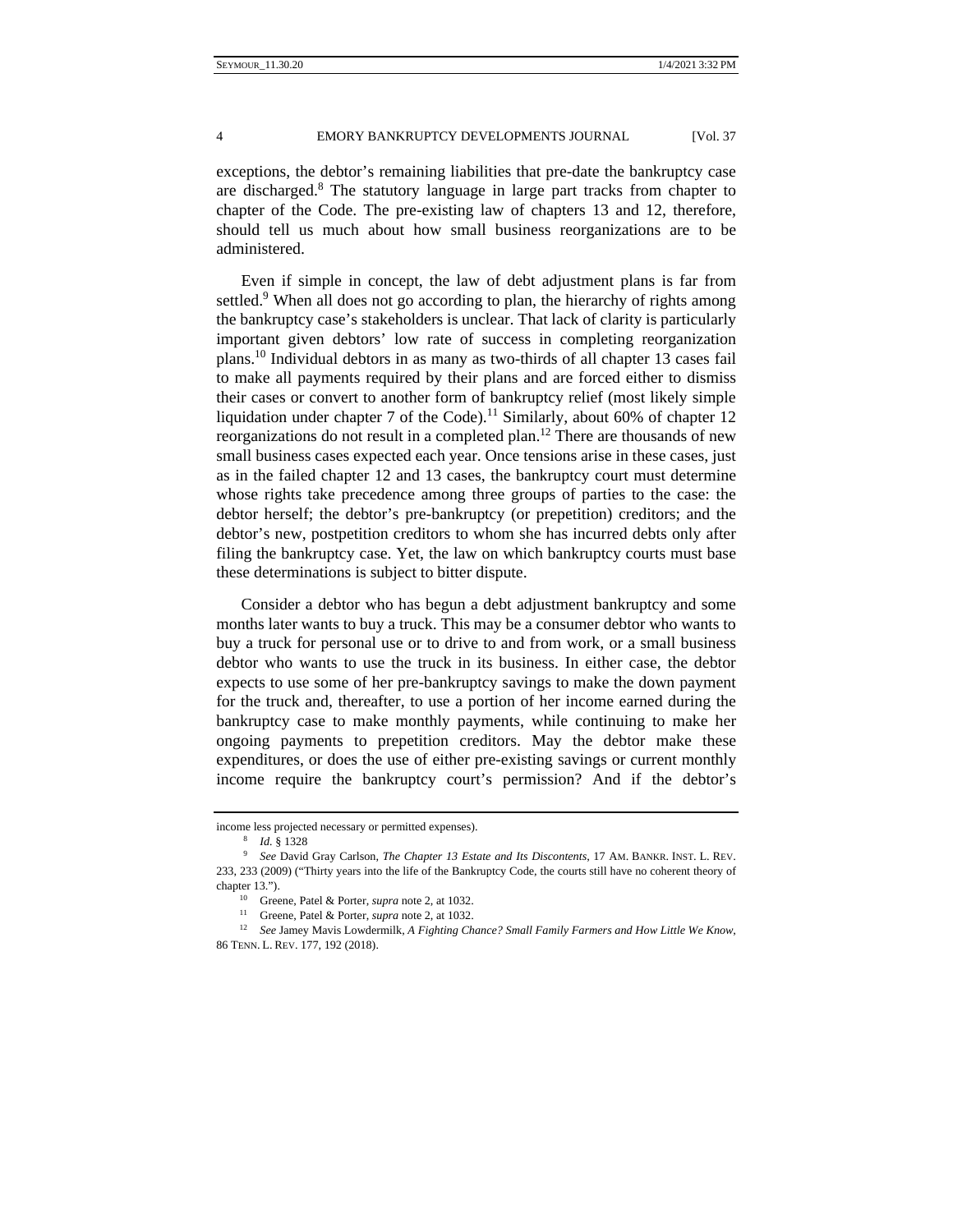exceptions, the debtor's remaining liabilities that pre-date the bankruptcy case are discharged.[8] The statutory language in large part tracks from chapter to chapter of the Code. The pre-existing law of chapters 13 and 12, therefore, should tell us much about how small business reorganizations are to be administered.

Even if simple in concept, the law of debt adjustment plans is far from settled.[9] When all does not go according to plan, the hierarchy of rights among the bankruptcy case's stakeholders is unclear. That lack of clarity is particularly important given debtors' low rate of success in completing reorganization plans.[10] Individual debtors in as many as two-thirds of all chapter 13 cases fail to make all payments required by their plans and are forced either to dismiss their cases or convert to another form of bankruptcy relief (most likely simple liquidation under chapter 7 of the Code).[11] Similarly, about 60% of chapter 12 reorganizations do not result in a completed plan.[12] There are thousands of new small business cases expected each year. Once tensions arise in these cases, just as in the failed chapter 12 and 13 cases, the bankruptcy court must determine whose rights take precedence among three groups of parties to the case: the debtor herself; the debtor's pre-bankruptcy (or prepetition) creditors; and the debtor's new, postpetition creditors to whom she has incurred debts only after filing the bankruptcy case. Yet, the law on which bankruptcy courts must base these determinations is subject to bitter dispute.

Consider a debtor who has begun a debt adjustment bankruptcy and some months later wants to buy a truck. This may be a consumer debtor who wants to buy a truck for personal use or to drive to and from work, or a small business debtor who wants to use the truck in its business. In either case, the debtor expects to use some of her pre-bankruptcy savings to make the down payment for the truck and, thereafter, to use a portion of her income earned during the bankruptcy case to make monthly payments, while continuing to make her ongoing payments to prepetition creditors. May the debtor make these expenditures, or does the use of either pre-existing savings or current monthly income require the bankruptcy court's permission? And if the debtor's

---

income less projected necessary or permitted expenses).

[8] *Id.* § 1328

[9] *See* David Gray Carlson, *The Chapter 13 Estate and Its Discontents*, 17 AM. BANKR. INST. L. REV. 233, 233 (2009) ("Thirty years into the life of the Bankruptcy Code, the courts still have no coherent theory of chapter 13.").

[10] Greene, Patel & Porter, *supra* note 2, at 1032.

[11] Greene, Patel & Porter, *supra* note 2, at 1032.

[12] *See* Jamey Mavis Lowdermilk, *A Fighting Chance? Small Family Farmers and How Little We Know*, 86 TENN. L. REV. 177, 192 (2018).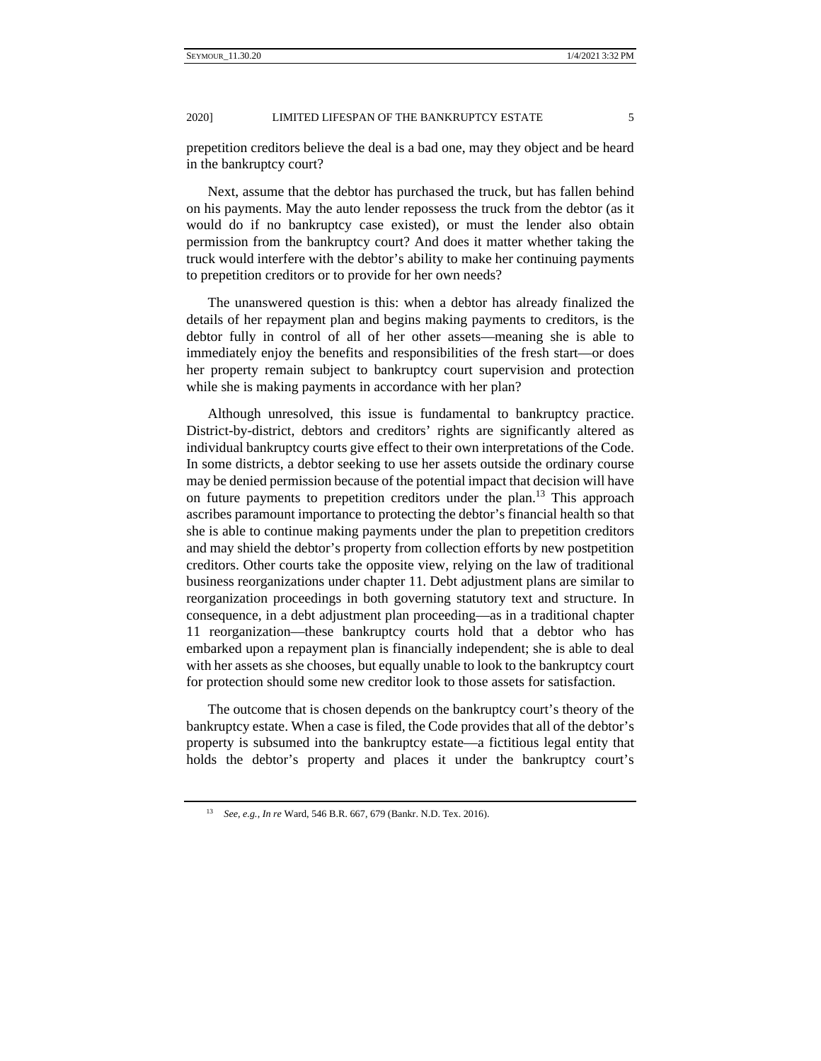prepetition creditors believe the deal is a bad one, may they object and be heard in the bankruptcy court?

Next, assume that the debtor has purchased the truck, but has fallen behind on his payments. May the auto lender repossess the truck from the debtor (as it would do if no bankruptcy case existed), or must the lender also obtain permission from the bankruptcy court? And does it matter whether taking the truck would interfere with the debtor's ability to make her continuing payments to prepetition creditors or to provide for her own needs?

The unanswered question is this: when a debtor has already finalized the details of her repayment plan and begins making payments to creditors, is the debtor fully in control of all of her other assets—meaning she is able to immediately enjoy the benefits and responsibilities of the fresh start—or does her property remain subject to bankruptcy court supervision and protection while she is making payments in accordance with her plan?

Although unresolved, this issue is fundamental to bankruptcy practice. District-by-district, debtors and creditors' rights are significantly altered as individual bankruptcy courts give effect to their own interpretations of the Code. In some districts, a debtor seeking to use her assets outside the ordinary course may be denied permission because of the potential impact that decision will have on future payments to prepetition creditors under the plan.[13] This approach ascribes paramount importance to protecting the debtor's financial health so that she is able to continue making payments under the plan to prepetition creditors and may shield the debtor's property from collection efforts by new postpetition creditors. Other courts take the opposite view, relying on the law of traditional business reorganizations under chapter 11. Debt adjustment plans are similar to reorganization proceedings in both governing statutory text and structure. In consequence, in a debt adjustment plan proceeding—as in a traditional chapter 11 reorganization—these bankruptcy courts hold that a debtor who has embarked upon a repayment plan is financially independent; she is able to deal with her assets as she chooses, but equally unable to look to the bankruptcy court for protection should some new creditor look to those assets for satisfaction.

The outcome that is chosen depends on the bankruptcy court's theory of the bankruptcy estate. When a case is filed, the Code provides that all of the debtor's property is subsumed into the bankruptcy estate—a fictitious legal entity that holds the debtor's property and places it under the bankruptcy court's

---

[13] *See, e.g.*, *In re* Ward, 546 B.R. 667, 679 (Bankr. N.D. Tex. 2016).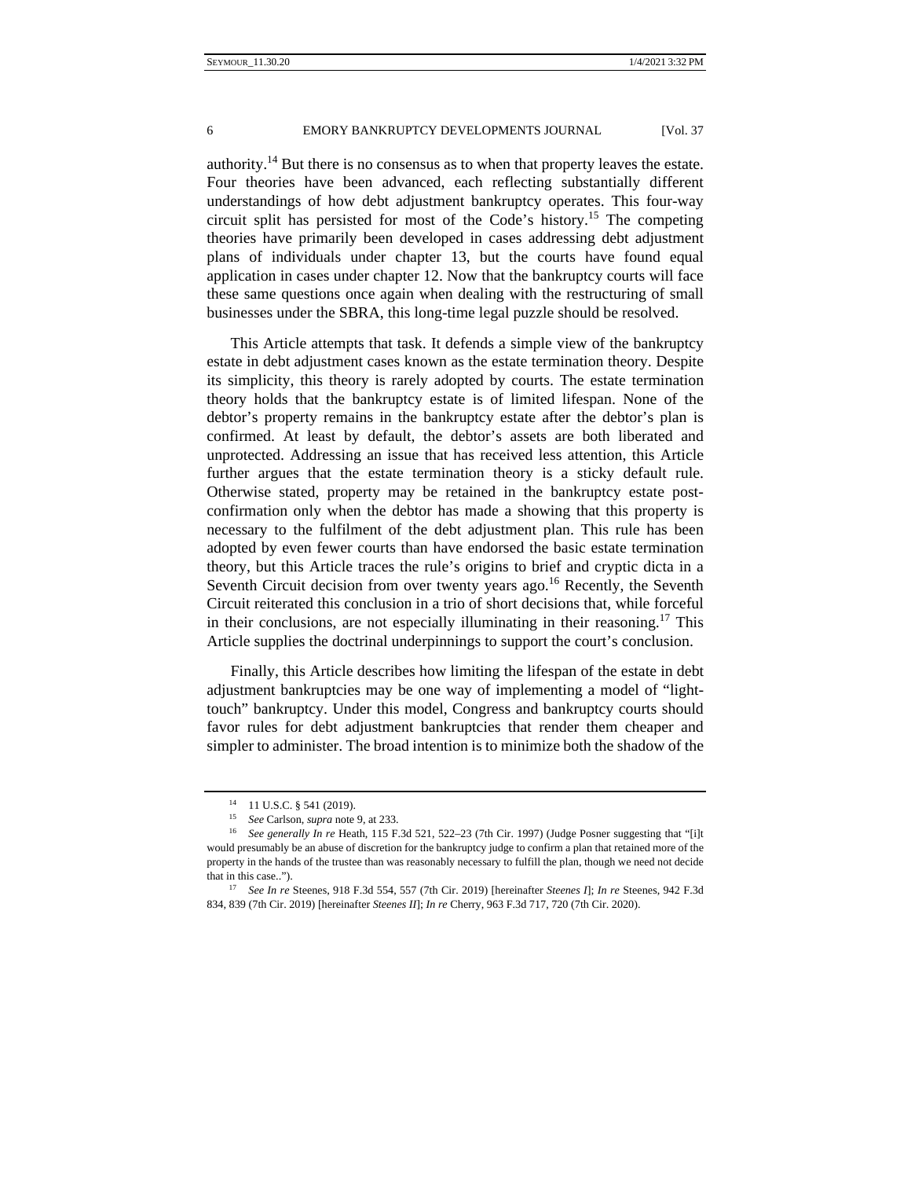authority.[14] But there is no consensus as to when that property leaves the estate. Four theories have been advanced, each reflecting substantially different understandings of how debt adjustment bankruptcy operates. This four-way circuit split has persisted for most of the Code's history.[15] The competing theories have primarily been developed in cases addressing debt adjustment plans of individuals under chapter 13, but the courts have found equal application in cases under chapter 12. Now that the bankruptcy courts will face these same questions once again when dealing with the restructuring of small businesses under the SBRA, this long-time legal puzzle should be resolved.

This Article attempts that task. It defends a simple view of the bankruptcy estate in debt adjustment cases known as the estate termination theory. Despite its simplicity, this theory is rarely adopted by courts. The estate termination theory holds that the bankruptcy estate is of limited lifespan. None of the debtor's property remains in the bankruptcy estate after the debtor's plan is confirmed. At least by default, the debtor's assets are both liberated and unprotected. Addressing an issue that has received less attention, this Article further argues that the estate termination theory is a sticky default rule. Otherwise stated, property may be retained in the bankruptcy estate post-confirmation only when the debtor has made a showing that this property is necessary to the fulfilment of the debt adjustment plan. This rule has been adopted by even fewer courts than have endorsed the basic estate termination theory, but this Article traces the rule's origins to brief and cryptic dicta in a Seventh Circuit decision from over twenty years ago.[16] Recently, the Seventh Circuit reiterated this conclusion in a trio of short decisions that, while forceful in their conclusions, are not especially illuminating in their reasoning.[17] This Article supplies the doctrinal underpinnings to support the court's conclusion.

Finally, this Article describes how limiting the lifespan of the estate in debt adjustment bankruptcies may be one way of implementing a model of "light-touch" bankruptcy. Under this model, Congress and bankruptcy courts should favor rules for debt adjustment bankruptcies that render them cheaper and simpler to administer. The broad intention is to minimize both the shadow of the

---

[14] 11 U.S.C. § 541 (2019).

[15] *See* Carlson, *supra* note 9, at 233.

[16] *See generally In re* Heath, 115 F.3d 521, 522–23 (7th Cir. 1997) (Judge Posner suggesting that "[i]t would presumably be an abuse of discretion for the bankruptcy judge to confirm a plan that retained more of the property in the hands of the trustee than was reasonably necessary to fulfill the plan, though we need not decide that in this case..").

[17] *See In re* Steenes, 918 F.3d 554, 557 (7th Cir. 2019) [hereinafter *Steenes I*]; *In re* Steenes, 942 F.3d 834, 839 (7th Cir. 2019) [hereinafter *Steenes II*]; *In re* Cherry, 963 F.3d 717, 720 (7th Cir. 2020).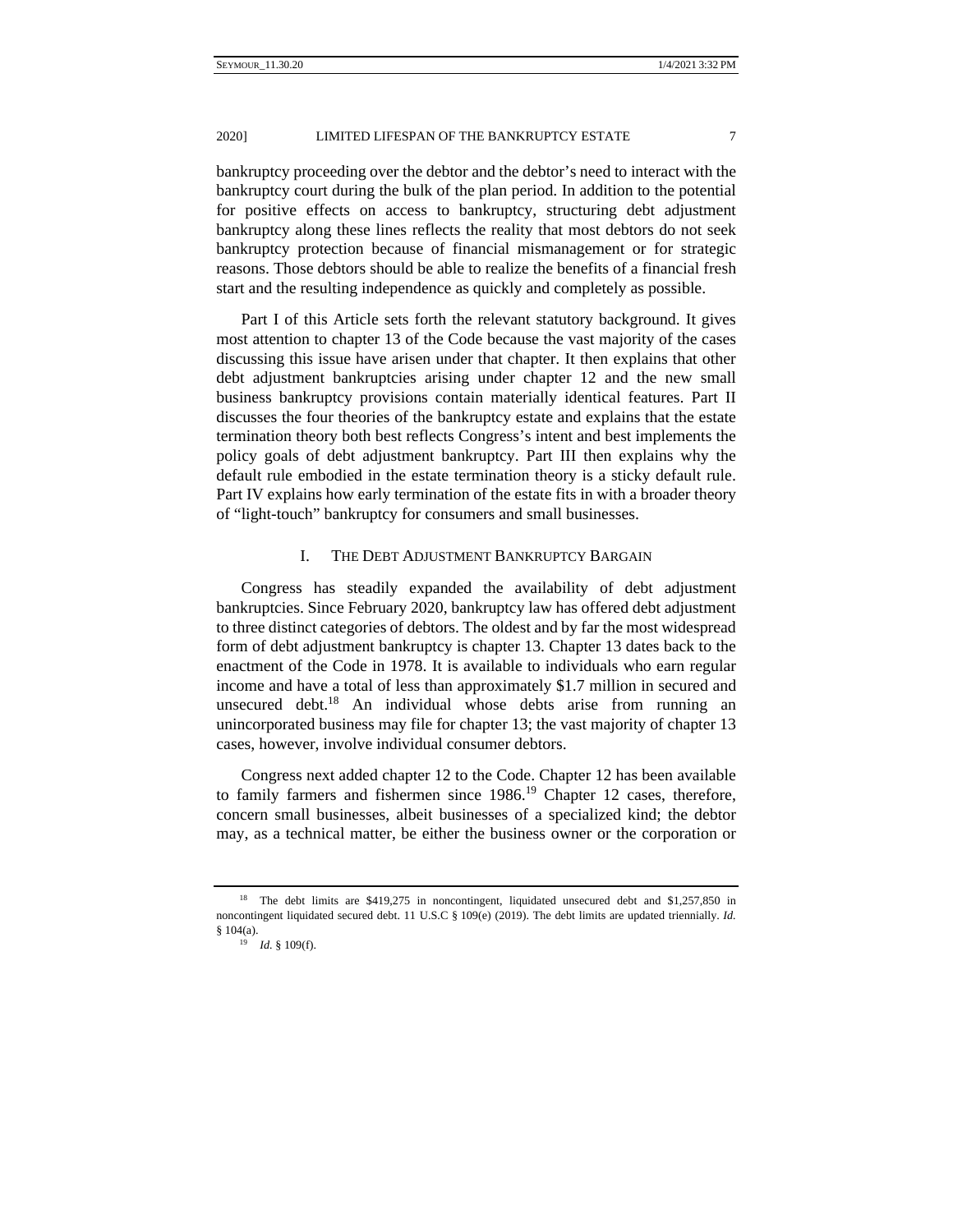bankruptcy proceeding over the debtor and the debtor's need to interact with the bankruptcy court during the bulk of the plan period. In addition to the potential for positive effects on access to bankruptcy, structuring debt adjustment bankruptcy along these lines reflects the reality that most debtors do not seek bankruptcy protection because of financial mismanagement or for strategic reasons. Those debtors should be able to realize the benefits of a financial fresh start and the resulting independence as quickly and completely as possible.

Part I of this Article sets forth the relevant statutory background. It gives most attention to chapter 13 of the Code because the vast majority of the cases discussing this issue have arisen under that chapter. It then explains that other debt adjustment bankruptcies arising under chapter 12 and the new small business bankruptcy provisions contain materially identical features. Part II discusses the four theories of the bankruptcy estate and explains that the estate termination theory both best reflects Congress's intent and best implements the policy goals of debt adjustment bankruptcy. Part III then explains why the default rule embodied in the estate termination theory is a sticky default rule. Part IV explains how early termination of the estate fits in with a broader theory of "light-touch" bankruptcy for consumers and small businesses.

## I. THE DEBT ADJUSTMENT BANKRUPTCY BARGAIN

Congress has steadily expanded the availability of debt adjustment bankruptcies. Since February 2020, bankruptcy law has offered debt adjustment to three distinct categories of debtors. The oldest and by far the most widespread form of debt adjustment bankruptcy is chapter 13. Chapter 13 dates back to the enactment of the Code in 1978. It is available to individuals who earn regular income and have a total of less than approximately $1.7 million in secured and unsecured debt.[18] An individual whose debts arise from running an unincorporated business may file for chapter 13; the vast majority of chapter 13 cases, however, involve individual consumer debtors.

Congress next added chapter 12 to the Code. Chapter 12 has been available to family farmers and fishermen since 1986.[19] Chapter 12 cases, therefore, concern small businesses, albeit businesses of a specialized kind; the debtor may, as a technical matter, be either the business owner or the corporation or

---

[18] The debt limits are $419,275 in noncontingent, liquidated unsecured debt and $1,257,850 in noncontingent liquidated secured debt. 11 U.S.C § 109(e) (2019). The debt limits are updated triennially. *Id.* § 104(a).

[19] *Id.* § 109(f).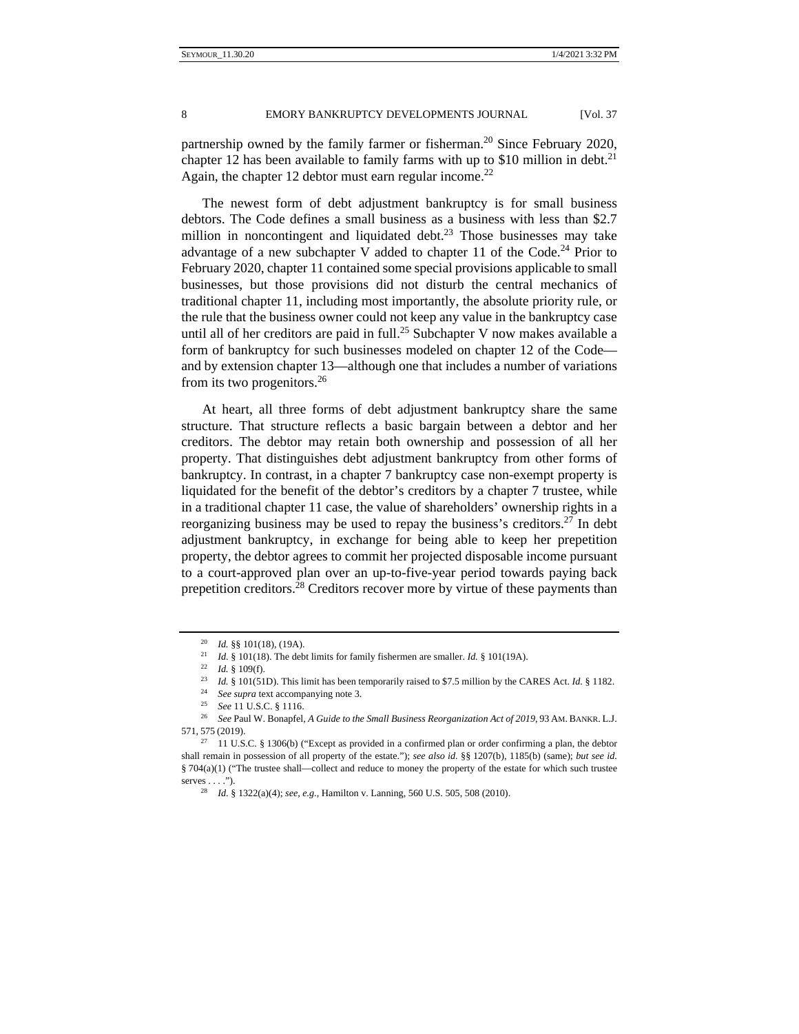partnership owned by the family farmer or fisherman.[20] Since February 2020, chapter 12 has been available to family farms with up to $10 million in debt.[21] Again, the chapter 12 debtor must earn regular income.[22]

The newest form of debt adjustment bankruptcy is for small business debtors. The Code defines a small business as a business with less than $2.7 million in noncontingent and liquidated debt.[23] Those businesses may take advantage of a new subchapter V added to chapter 11 of the Code.[24] Prior to February 2020, chapter 11 contained some special provisions applicable to small businesses, but those provisions did not disturb the central mechanics of traditional chapter 11, including most importantly, the absolute priority rule, or the rule that the business owner could not keep any value in the bankruptcy case until all of her creditors are paid in full.[25] Subchapter V now makes available a form of bankruptcy for such businesses modeled on chapter 12 of the Code—and by extension chapter 13—although one that includes a number of variations from its two progenitors.[26]

At heart, all three forms of debt adjustment bankruptcy share the same structure. That structure reflects a basic bargain between a debtor and her creditors. The debtor may retain both ownership and possession of all her property. That distinguishes debt adjustment bankruptcy from other forms of bankruptcy. In contrast, in a chapter 7 bankruptcy case non-exempt property is liquidated for the benefit of the debtor's creditors by a chapter 7 trustee, while in a traditional chapter 11 case, the value of shareholders' ownership rights in a reorganizing business may be used to repay the business's creditors.[27] In debt adjustment bankruptcy, in exchange for being able to keep her prepetition property, the debtor agrees to commit her projected disposable income pursuant to a court-approved plan over an up-to-five-year period towards paying back prepetition creditors.[28] Creditors recover more by virtue of these payments than

---

[20] *Id.* §§ 101(18), (19A).

[21] *Id.* § 101(18). The debt limits for family fishermen are smaller. *Id.* § 101(19A).

[22] *Id.* § 109(f).

[23] *Id.* § 101(51D). This limit has been temporarily raised to $7.5 million by the CARES Act. *Id.* § 1182.

[24] *See supra* text accompanying note 3.

[25] *See* 11 U.S.C. § 1116.

[26] *See* Paul W. Bonapfel, *A Guide to the Small Business Reorganization Act of 2019*, 93 AM. BANKR. L.J. 571, 575 (2019).

[27] 11 U.S.C. § 1306(b) ("Except as provided in a confirmed plan or order confirming a plan, the debtor shall remain in possession of all property of the estate."); *see also id.* §§ 1207(b), 1185(b) (same); *but see id.* § 704(a)(1) ("The trustee shall—collect and reduce to money the property of the estate for which such trustee serves . . . .").

[28] *Id.* § 1322(a)(4); *see, e.g.*, Hamilton v. Lanning, 560 U.S. 505, 508 (2010).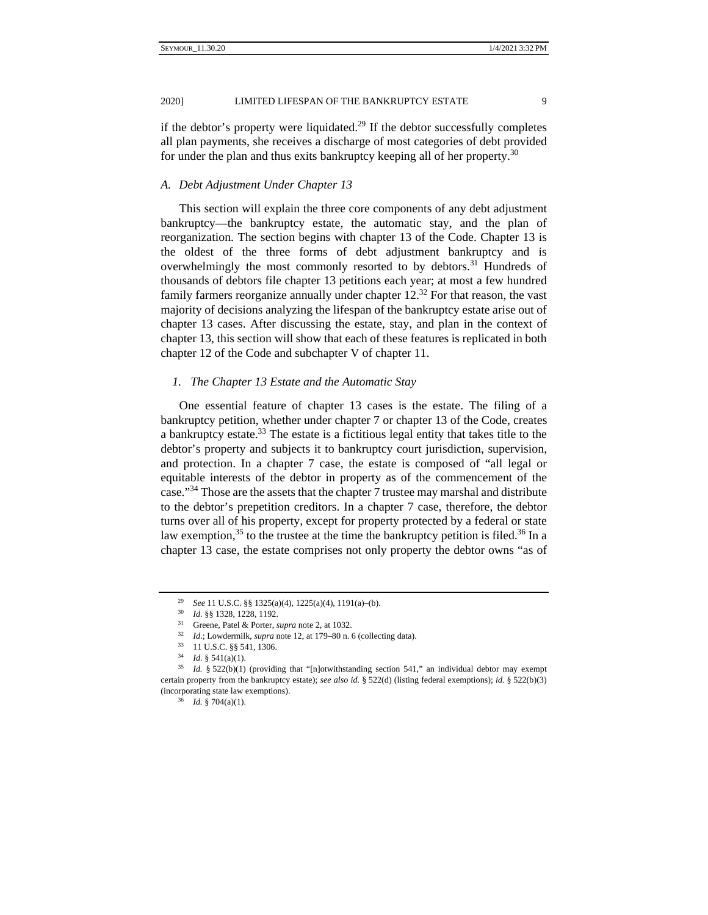if the debtor's property were liquidated.[29] If the debtor successfully completes all plan payments, she receives a discharge of most categories of debt provided for under the plan and thus exits bankruptcy keeping all of her property.[30]

### *A. Debt Adjustment Under Chapter 13*

This section will explain the three core components of any debt adjustment bankruptcy—the bankruptcy estate, the automatic stay, and the plan of reorganization. The section begins with chapter 13 of the Code. Chapter 13 is the oldest of the three forms of debt adjustment bankruptcy and is overwhelmingly the most commonly resorted to by debtors.[31] Hundreds of thousands of debtors file chapter 13 petitions each year; at most a few hundred family farmers reorganize annually under chapter 12.[32] For that reason, the vast majority of decisions analyzing the lifespan of the bankruptcy estate arise out of chapter 13 cases. After discussing the estate, stay, and plan in the context of chapter 13, this section will show that each of these features is replicated in both chapter 12 of the Code and subchapter V of chapter 11.

#### *1. The Chapter 13 Estate and the Automatic Stay*

One essential feature of chapter 13 cases is the estate. The filing of a bankruptcy petition, whether under chapter 7 or chapter 13 of the Code, creates a bankruptcy estate.[33] The estate is a fictitious legal entity that takes title to the debtor's property and subjects it to bankruptcy court jurisdiction, supervision, and protection. In a chapter 7 case, the estate is composed of "all legal or equitable interests of the debtor in property as of the commencement of the case."[34] Those are the assets that the chapter 7 trustee may marshal and distribute to the debtor's prepetition creditors. In a chapter 7 case, therefore, the debtor turns over all of his property, except for property protected by a federal or state law exemption,[35] to the trustee at the time the bankruptcy petition is filed.[36] In a chapter 13 case, the estate comprises not only property the debtor owns "as of

---

[29] *See* 11 U.S.C. §§ 1325(a)(4), 1225(a)(4), 1191(a)–(b).

[30] *Id.* §§ 1328, 1228, 1192.

[31] Greene, Patel & Porter, *supra* note 2, at 1032.

[32] *Id.*; Lowdermilk, *supra* note 12, at 179–80 n. 6 (collecting data).

[33] 11 U.S.C. §§ 541, 1306.

[34] *Id.* § 541(a)(1).

[35] *Id.* § 522(b)(1) (providing that "[n]otwithstanding section 541," an individual debtor may exempt certain property from the bankruptcy estate); *see also id.* § 522(d) (listing federal exemptions); *id.* § 522(b)(3) (incorporating state law exemptions).

[36] *Id.* § 704(a)(1).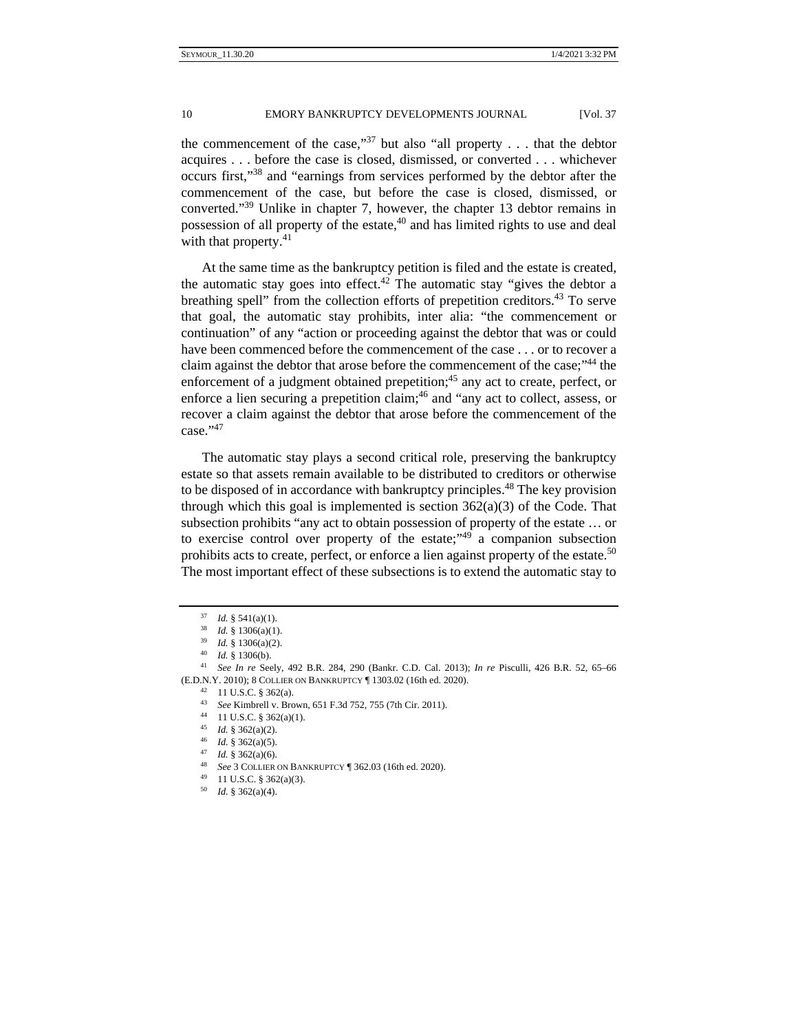the commencement of the case,"[37] but also "all property . . . that the debtor acquires . . . before the case is closed, dismissed, or converted . . . whichever occurs first,"[38] and "earnings from services performed by the debtor after the commencement of the case, but before the case is closed, dismissed, or converted."[39] Unlike in chapter 7, however, the chapter 13 debtor remains in possession of all property of the estate,[40] and has limited rights to use and deal with that property.[41]

At the same time as the bankruptcy petition is filed and the estate is created, the automatic stay goes into effect.[42] The automatic stay "gives the debtor a breathing spell" from the collection efforts of prepetition creditors.[43] To serve that goal, the automatic stay prohibits, inter alia: "the commencement or continuation" of any "action or proceeding against the debtor that was or could have been commenced before the commencement of the case . . . or to recover a claim against the debtor that arose before the commencement of the case;"[44] the enforcement of a judgment obtained prepetition;[45] any act to create, perfect, or enforce a lien securing a prepetition claim;[46] and "any act to collect, assess, or recover a claim against the debtor that arose before the commencement of the case."[47]

The automatic stay plays a second critical role, preserving the bankruptcy estate so that assets remain available to be distributed to creditors or otherwise to be disposed of in accordance with bankruptcy principles.[48] The key provision through which this goal is implemented is section 362(a)(3) of the Code. That subsection prohibits "any act to obtain possession of property of the estate … or to exercise control over property of the estate;"[49] a companion subsection prohibits acts to create, perfect, or enforce a lien against property of the estate.[50] The most important effect of these subsections is to extend the automatic stay to

---

[37] *Id.* § 541(a)(1).

[38] *Id.* § 1306(a)(1).

[39] *Id.* § 1306(a)(2).

[40] *Id.* § 1306(b).

[41] *See In re* Seely, 492 B.R. 284, 290 (Bankr. C.D. Cal. 2013); *In re* Pisculli, 426 B.R. 52, 65–66 (E.D.N.Y. 2010); 8 COLLIER ON BANKRUPTCY ¶ 1303.02 (16th ed. 2020).

[42] 11 U.S.C. § 362(a).

[43] *See* Kimbrell v. Brown, 651 F.3d 752, 755 (7th Cir. 2011).

[44] 11 U.S.C. § 362(a)(1).

[45] *Id.* § 362(a)(2).

[46] *Id.* § 362(a)(5).

[47] *Id.* § 362(a)(6).

[48] *See* 3 COLLIER ON BANKRUPTCY ¶ 362.03 (16th ed. 2020).

[49] 11 U.S.C. § 362(a)(3).

[50] *Id.* § 362(a)(4).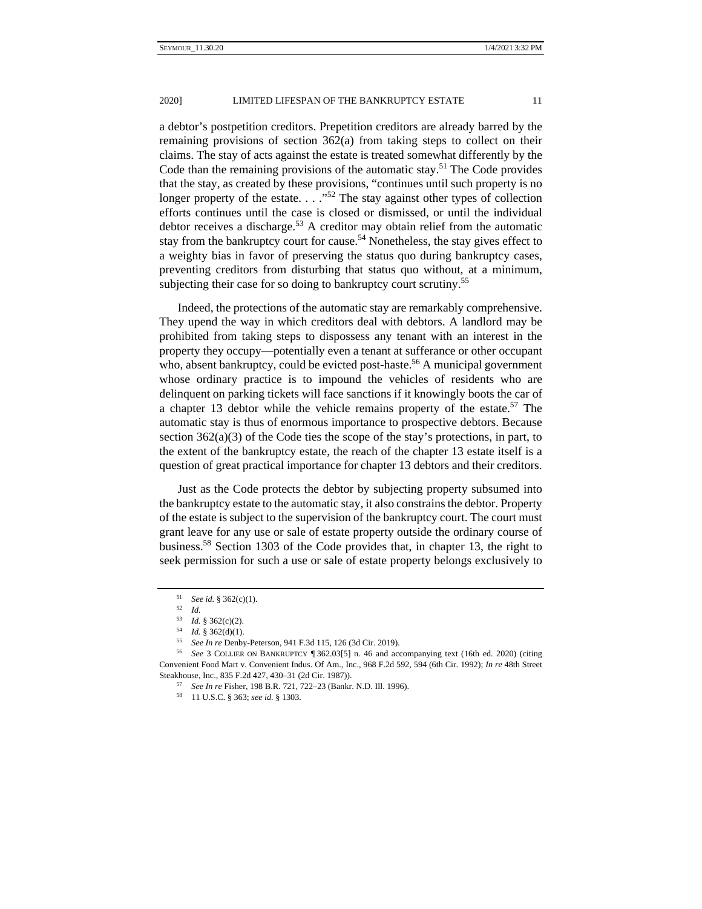a debtor's postpetition creditors. Prepetition creditors are already barred by the remaining provisions of section 362(a) from taking steps to collect on their claims. The stay of acts against the estate is treated somewhat differently by the Code than the remaining provisions of the automatic stay.[51] The Code provides that the stay, as created by these provisions, "continues until such property is no longer property of the estate. . . ."[52] The stay against other types of collection efforts continues until the case is closed or dismissed, or until the individual debtor receives a discharge.[53] A creditor may obtain relief from the automatic stay from the bankruptcy court for cause.[54] Nonetheless, the stay gives effect to a weighty bias in favor of preserving the status quo during bankruptcy cases, preventing creditors from disturbing that status quo without, at a minimum, subjecting their case for so doing to bankruptcy court scrutiny.[55]

Indeed, the protections of the automatic stay are remarkably comprehensive. They upend the way in which creditors deal with debtors. A landlord may be prohibited from taking steps to dispossess any tenant with an interest in the property they occupy—potentially even a tenant at sufferance or other occupant who, absent bankruptcy, could be evicted post-haste.[56] A municipal government whose ordinary practice is to impound the vehicles of residents who are delinquent on parking tickets will face sanctions if it knowingly boots the car of a chapter 13 debtor while the vehicle remains property of the estate.[57] The automatic stay is thus of enormous importance to prospective debtors. Because section 362(a)(3) of the Code ties the scope of the stay's protections, in part, to the extent of the bankruptcy estate, the reach of the chapter 13 estate itself is a question of great practical importance for chapter 13 debtors and their creditors.

Just as the Code protects the debtor by subjecting property subsumed into the bankruptcy estate to the automatic stay, it also constrains the debtor. Property of the estate is subject to the supervision of the bankruptcy court. The court must grant leave for any use or sale of estate property outside the ordinary course of business.[58] Section 1303 of the Code provides that, in chapter 13, the right to seek permission for such a use or sale of estate property belongs exclusively to

---

[51] *See id.* § 362(c)(1).

[52] *Id.*

[53] *Id.* § 362(c)(2).

[54] *Id.* § 362(d)(1).

[55] *See In re* Denby-Peterson, 941 F.3d 115, 126 (3d Cir. 2019).

[56] *See* 3 COLLIER ON BANKRUPTCY ¶ 362.03[5] n. 46 and accompanying text (16th ed. 2020) (citing Convenient Food Mart v. Convenient Indus. Of Am., Inc., 968 F.2d 592, 594 (6th Cir. 1992); *In re* 48th Street Steakhouse, Inc., 835 F.2d 427, 430–31 (2d Cir. 1987)).

[57] *See In re* Fisher, 198 B.R. 721, 722–23 (Bankr. N.D. Ill. 1996).

[58] 11 U.S.C. § 363; *see id.* § 1303.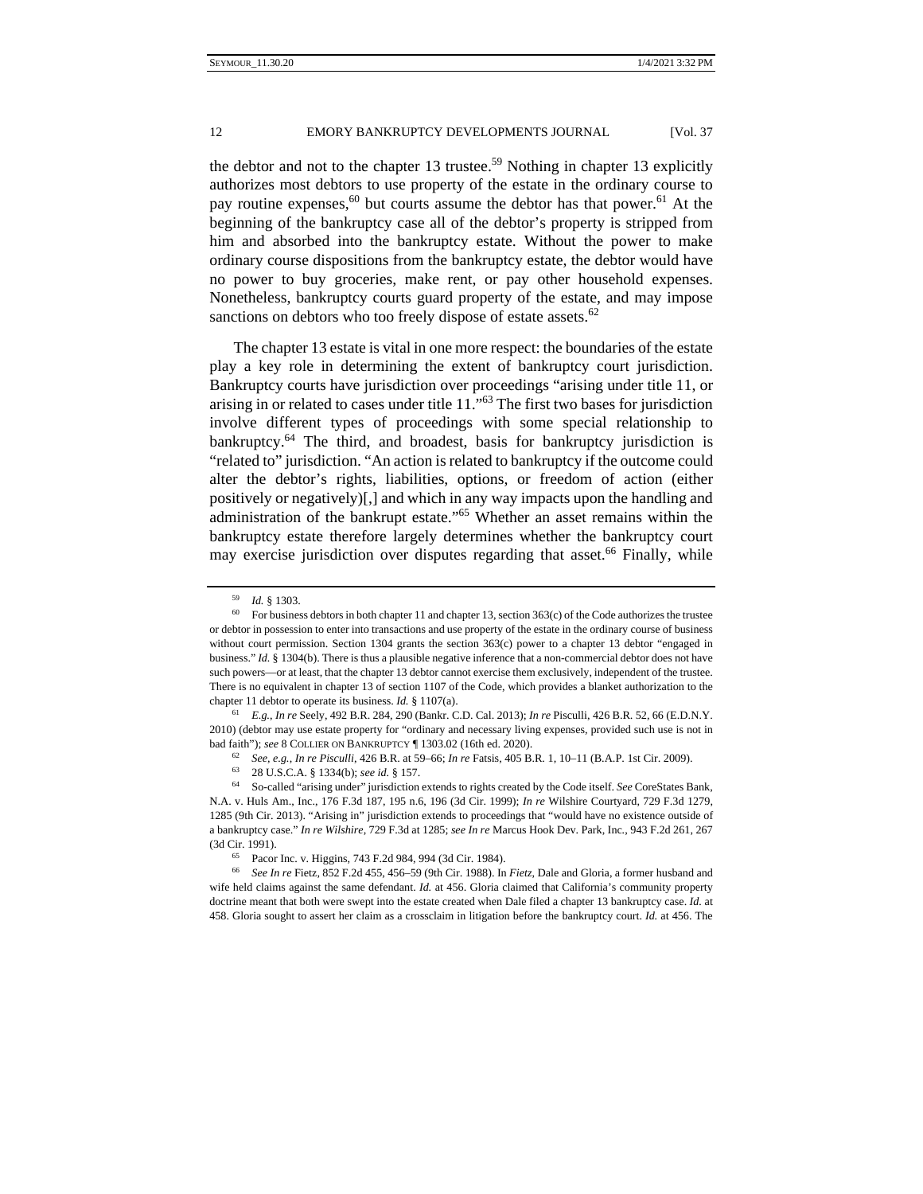the debtor and not to the chapter 13 trustee.[59] Nothing in chapter 13 explicitly authorizes most debtors to use property of the estate in the ordinary course to pay routine expenses,[60] but courts assume the debtor has that power.[61] At the beginning of the bankruptcy case all of the debtor's property is stripped from him and absorbed into the bankruptcy estate. Without the power to make ordinary course dispositions from the bankruptcy estate, the debtor would have no power to buy groceries, make rent, or pay other household expenses. Nonetheless, bankruptcy courts guard property of the estate, and may impose sanctions on debtors who too freely dispose of estate assets.[62]

The chapter 13 estate is vital in one more respect: the boundaries of the estate play a key role in determining the extent of bankruptcy court jurisdiction. Bankruptcy courts have jurisdiction over proceedings "arising under title 11, or arising in or related to cases under title 11."[63] The first two bases for jurisdiction involve different types of proceedings with some special relationship to bankruptcy.[64] The third, and broadest, basis for bankruptcy jurisdiction is "related to" jurisdiction. "An action is related to bankruptcy if the outcome could alter the debtor's rights, liabilities, options, or freedom of action (either positively or negatively)[,] and which in any way impacts upon the handling and administration of the bankrupt estate."[65] Whether an asset remains within the bankruptcy estate therefore largely determines whether the bankruptcy court may exercise jurisdiction over disputes regarding that asset.[66] Finally, while

---

[59] *Id.* § 1303.

[60] For business debtors in both chapter 11 and chapter 13, section 363(c) of the Code authorizes the trustee or debtor in possession to enter into transactions and use property of the estate in the ordinary course of business without court permission. Section 1304 grants the section 363(c) power to a chapter 13 debtor "engaged in business." *Id.* § 1304(b). There is thus a plausible negative inference that a non-commercial debtor does not have such powers—or at least, that the chapter 13 debtor cannot exercise them exclusively, independent of the trustee. There is no equivalent in chapter 13 of section 1107 of the Code, which provides a blanket authorization to the chapter 11 debtor to operate its business. *Id.* § 1107(a).

[61] *E.g.*, *In re* Seely, 492 B.R. 284, 290 (Bankr. C.D. Cal. 2013); *In re* Pisculli, 426 B.R. 52, 66 (E.D.N.Y. 2010) (debtor may use estate property for "ordinary and necessary living expenses, provided such use is not in bad faith"); *see* 8 COLLIER ON BANKRUPTCY ¶ 1303.02 (16th ed. 2020).

[62] *See, e.g.*, *In re Pisculli*, 426 B.R. at 59–66; *In re* Fatsis, 405 B.R. 1, 10–11 (B.A.P. 1st Cir. 2009).

[63] 28 U.S.C.A. § 1334(b); *see id.* § 157.

[64] So-called "arising under" jurisdiction extends to rights created by the Code itself. *See* CoreStates Bank, N.A. v. Huls Am., Inc., 176 F.3d 187, 195 n.6, 196 (3d Cir. 1999); *In re* Wilshire Courtyard, 729 F.3d 1279, 1285 (9th Cir. 2013). "Arising in" jurisdiction extends to proceedings that "would have no existence outside of a bankruptcy case." *In re Wilshire*, 729 F.3d at 1285; *see In re* Marcus Hook Dev. Park, Inc., 943 F.2d 261, 267 (3d Cir. 1991).

[65] Pacor Inc. v. Higgins, 743 F.2d 984, 994 (3d Cir. 1984).

[66] *See In re* Fietz, 852 F.2d 455, 456–59 (9th Cir. 1988). In *Fietz*, Dale and Gloria, a former husband and wife held claims against the same defendant. *Id.* at 456. Gloria claimed that California's community property doctrine meant that both were swept into the estate created when Dale filed a chapter 13 bankruptcy case. *Id.* at 458. Gloria sought to assert her claim as a crossclaim in litigation before the bankruptcy court. *Id.* at 456. The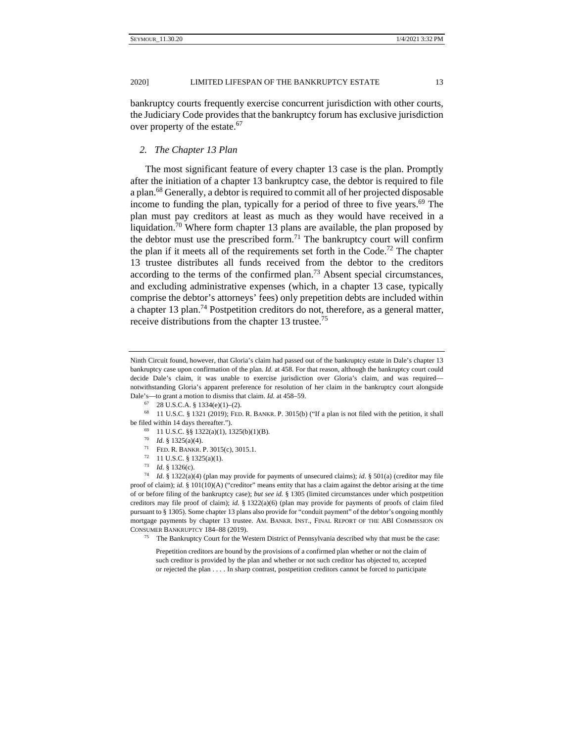bankruptcy courts frequently exercise concurrent jurisdiction with other courts, the Judiciary Code provides that the bankruptcy forum has exclusive jurisdiction over property of the estate.[67]

### *2. The Chapter 13 Plan*

The most significant feature of every chapter 13 case is the plan. Promptly after the initiation of a chapter 13 bankruptcy case, the debtor is required to file a plan.[68] Generally, a debtor is required to commit all of her projected disposable income to funding the plan, typically for a period of three to five years.[69] The plan must pay creditors at least as much as they would have received in a liquidation.[70] Where form chapter 13 plans are available, the plan proposed by the debtor must use the prescribed form.[71] The bankruptcy court will confirm the plan if it meets all of the requirements set forth in the Code.[72] The chapter 13 trustee distributes all funds received from the debtor to the creditors according to the terms of the confirmed plan.[73] Absent special circumstances, and excluding administrative expenses (which, in a chapter 13 case, typically comprise the debtor's attorneys' fees) only prepetition debts are included within a chapter 13 plan.[74] Postpetition creditors do not, therefore, as a general matter, receive distributions from the chapter 13 trustee.[75]

---

Ninth Circuit found, however, that Gloria's claim had passed out of the bankruptcy estate in Dale's chapter 13 bankruptcy case upon confirmation of the plan. *Id.* at 458. For that reason, although the bankruptcy court could decide Dale's claim, it was unable to exercise jurisdiction over Gloria's claim, and was required—notwithstanding Gloria's apparent preference for resolution of her claim in the bankruptcy court alongside Dale's—to grant a motion to dismiss that claim. *Id.* at 458–59.

[67] 28 U.S.C.A. § 1334(e)(1)–(2).

[68] 11 U.S.C. § 1321 (2019); FED. R. BANKR. P. 3015(b) ("If a plan is not filed with the petition, it shall be filed within 14 days thereafter.").

[69] 11 U.S.C. §§ 1322(a)(1), 1325(b)(1)(B).

[70] *Id.* § 1325(a)(4).

[71] FED. R. BANKR. P. 3015(c), 3015.1.

[72] 11 U.S.C. § 1325(a)(1).

[73] *Id.* § 1326(c).

[74] *Id.* § 1322(a)(4) (plan may provide for payments of unsecured claims); *id.* § 501(a) (creditor may file proof of claim); *id.* § 101(10)(A) ("creditor" means entity that has a claim against the debtor arising at the time of or before filing of the bankruptcy case); *but see id.* § 1305 (limited circumstances under which postpetition creditors may file proof of claim); *id.* § 1322(a)(6) (plan may provide for payments of proofs of claim filed pursuant to § 1305). Some chapter 13 plans also provide for "conduit payment" of the debtor's ongoing monthly mortgage payments by chapter 13 trustee. AM. BANKR. INST., FINAL REPORT OF THE ABI COMMISSION ON CONSUMER BANKRUPTCY 184–88 (2019).

[75] The Bankruptcy Court for the Western District of Pennsylvania described why that must be the case:

> Prepetition creditors are bound by the provisions of a confirmed plan whether or not the claim of such creditor is provided by the plan and whether or not such creditor has objected to, accepted or rejected the plan . . . . In sharp contrast, postpetition creditors cannot be forced to participate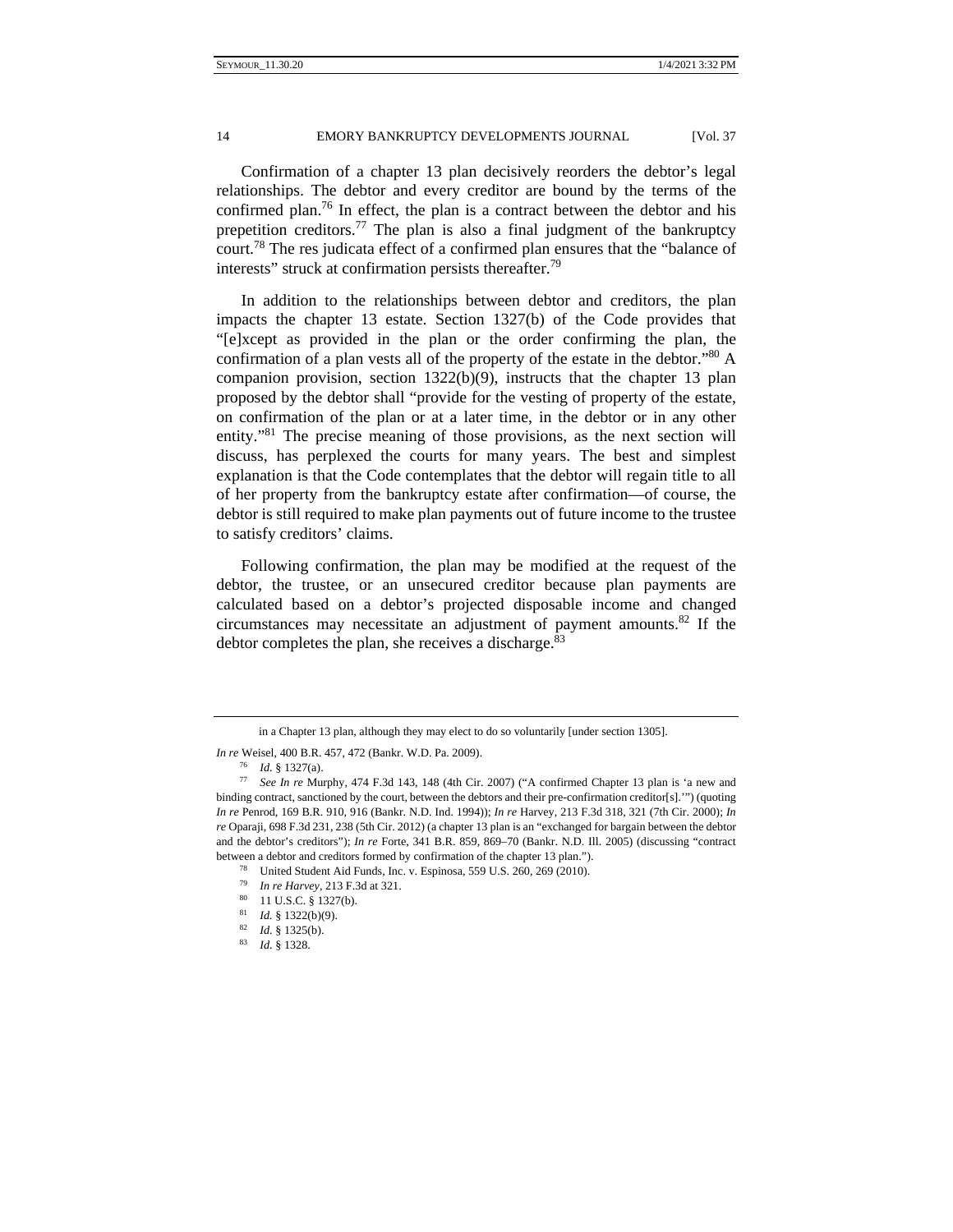Confirmation of a chapter 13 plan decisively reorders the debtor's legal relationships. The debtor and every creditor are bound by the terms of the confirmed plan.[76] In effect, the plan is a contract between the debtor and his prepetition creditors.[77] The plan is also a final judgment of the bankruptcy court.[78] The res judicata effect of a confirmed plan ensures that the "balance of interests" struck at confirmation persists thereafter.[79]

In addition to the relationships between debtor and creditors, the plan impacts the chapter 13 estate. Section 1327(b) of the Code provides that "[e]xcept as provided in the plan or the order confirming the plan, the confirmation of a plan vests all of the property of the estate in the debtor."[80] A companion provision, section 1322(b)(9), instructs that the chapter 13 plan proposed by the debtor shall "provide for the vesting of property of the estate, on confirmation of the plan or at a later time, in the debtor or in any other entity."[81] The precise meaning of those provisions, as the next section will discuss, has perplexed the courts for many years. The best and simplest explanation is that the Code contemplates that the debtor will regain title to all of her property from the bankruptcy estate after confirmation—of course, the debtor is still required to make plan payments out of future income to the trustee to satisfy creditors' claims.

Following confirmation, the plan may be modified at the request of the debtor, the trustee, or an unsecured creditor because plan payments are calculated based on a debtor's projected disposable income and changed circumstances may necessitate an adjustment of payment amounts.[82] If the debtor completes the plan, she receives a discharge.[83]

---

in a Chapter 13 plan, although they may elect to do so voluntarily [under section 1305].

*In re* Weisel, 400 B.R. 457, 472 (Bankr. W.D. Pa. 2009).

[76] *Id.* § 1327(a).

[77] *See In re* Murphy, 474 F.3d 143, 148 (4th Cir. 2007) ("A confirmed Chapter 13 plan is 'a new and binding contract, sanctioned by the court, between the debtors and their pre-confirmation creditor[s].'") (quoting *In re* Penrod, 169 B.R. 910, 916 (Bankr. N.D. Ind. 1994)); *In re* Harvey, 213 F.3d 318, 321 (7th Cir. 2000); *In re* Oparaji, 698 F.3d 231, 238 (5th Cir. 2012) (a chapter 13 plan is an "exchanged for bargain between the debtor and the debtor's creditors"); *In re* Forte, 341 B.R. 859, 869–70 (Bankr. N.D. Ill. 2005) (discussing "contract between a debtor and creditors formed by confirmation of the chapter 13 plan.").

[78] United Student Aid Funds, Inc. v. Espinosa, 559 U.S. 260, 269 (2010).

[79] *In re Harvey*, 213 F.3d at 321.

[80] 11 U.S.C. § 1327(b).

[81] *Id.* § 1322(b)(9).

[82] *Id.* § 1325(b).

[83] *Id.* § 1328.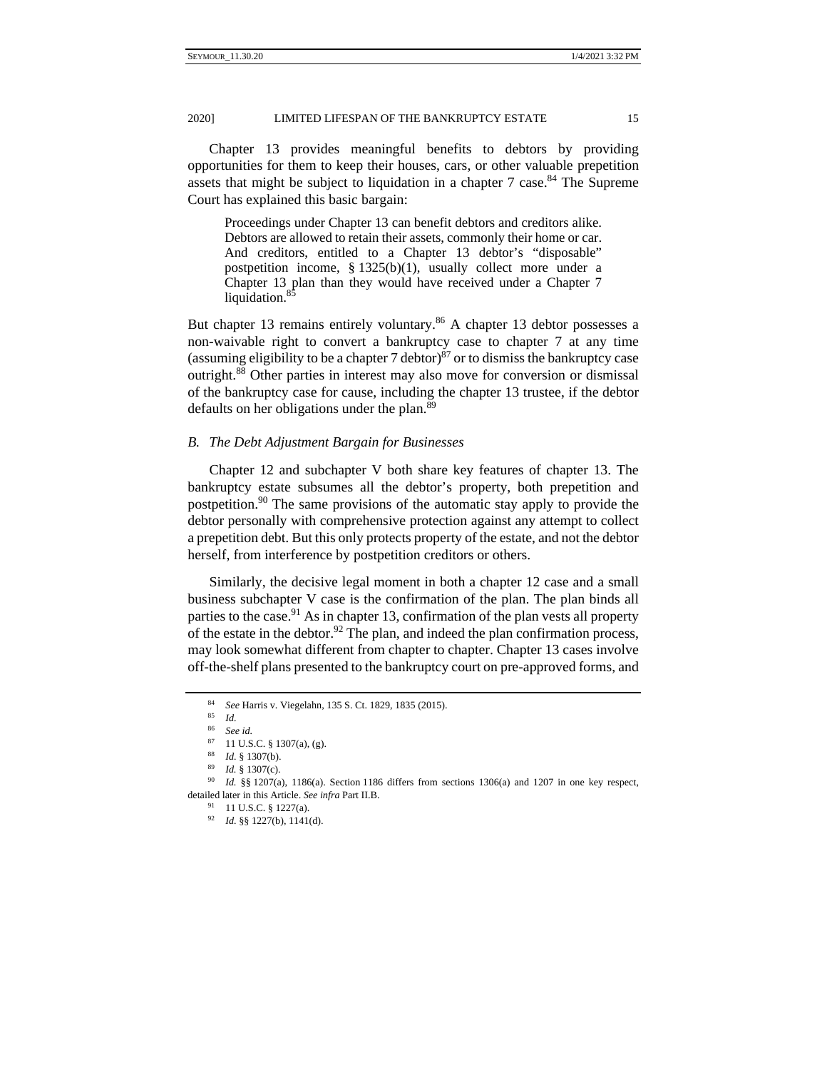Chapter 13 provides meaningful benefits to debtors by providing opportunities for them to keep their houses, cars, or other valuable prepetition assets that might be subject to liquidation in a chapter 7 case.[84] The Supreme Court has explained this basic bargain:

> Proceedings under Chapter 13 can benefit debtors and creditors alike. Debtors are allowed to retain their assets, commonly their home or car. And creditors, entitled to a Chapter 13 debtor's "disposable" postpetition income, § 1325(b)(1), usually collect more under a Chapter 13 plan than they would have received under a Chapter 7 liquidation.[85]

But chapter 13 remains entirely voluntary.[86] A chapter 13 debtor possesses a non-waivable right to convert a bankruptcy case to chapter 7 at any time (assuming eligibility to be a chapter 7 debtor)[87] or to dismiss the bankruptcy case outright.[88] Other parties in interest may also move for conversion or dismissal of the bankruptcy case for cause, including the chapter 13 trustee, if the debtor defaults on her obligations under the plan.[89]

### *B. The Debt Adjustment Bargain for Businesses*

Chapter 12 and subchapter V both share key features of chapter 13. The bankruptcy estate subsumes all the debtor's property, both prepetition and postpetition.[90] The same provisions of the automatic stay apply to provide the debtor personally with comprehensive protection against any attempt to collect a prepetition debt. But this only protects property of the estate, and not the debtor herself, from interference by postpetition creditors or others.

Similarly, the decisive legal moment in both a chapter 12 case and a small business subchapter V case is the confirmation of the plan. The plan binds all parties to the case.[91] As in chapter 13, confirmation of the plan vests all property of the estate in the debtor.[92] The plan, and indeed the plan confirmation process, may look somewhat different from chapter to chapter. Chapter 13 cases involve off-the-shelf plans presented to the bankruptcy court on pre-approved forms, and

---

[84] *See* Harris v. Viegelahn, 135 S. Ct. 1829, 1835 (2015).

[85] *Id.*

[86] *See id.*

[87] 11 U.S.C. § 1307(a), (g).

[88] *Id.* § 1307(b).

[89] *Id.* § 1307(c).

[90] *Id.* §§ 1207(a), 1186(a). Section 1186 differs from sections 1306(a) and 1207 in one key respect, detailed later in this Article. *See infra* Part II.B.

[91] 11 U.S.C. § 1227(a).

[92] *Id.* §§ 1227(b), 1141(d).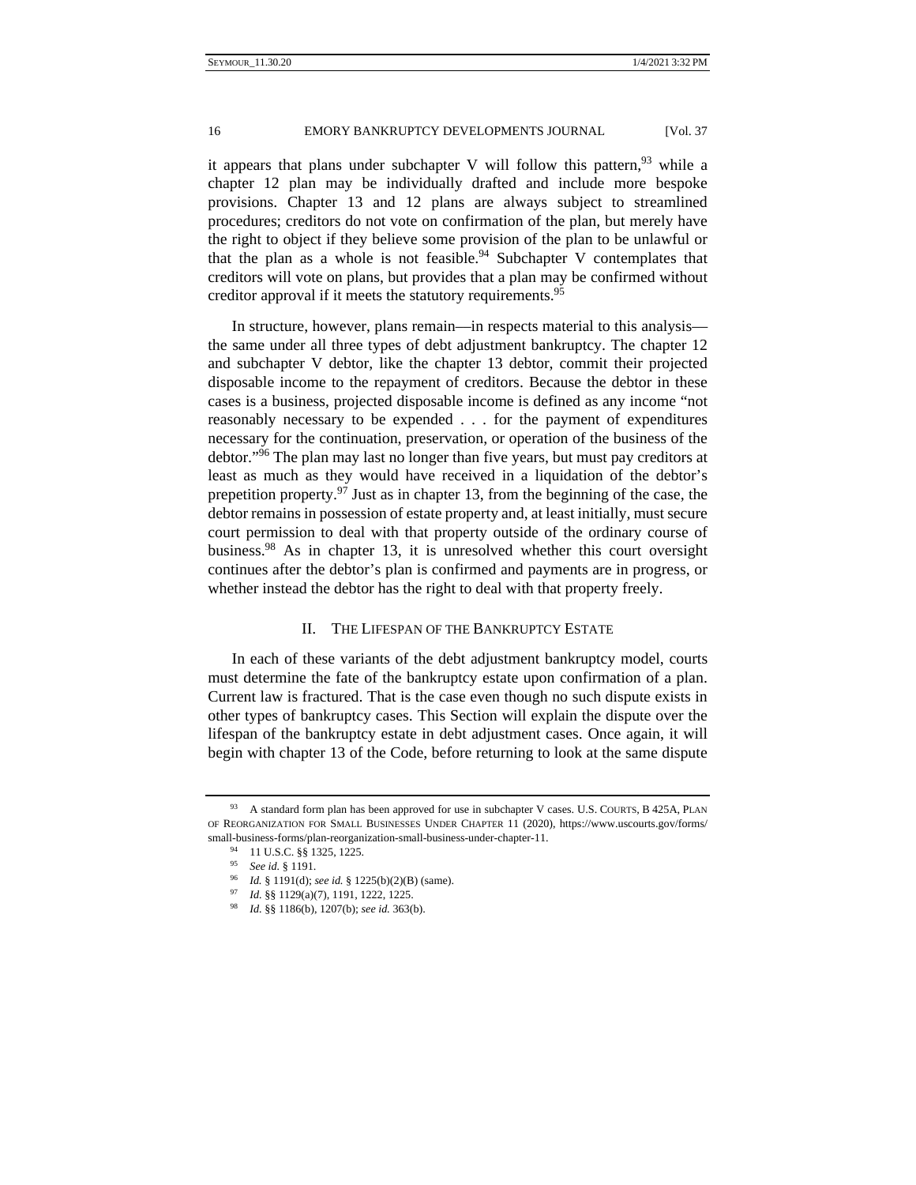it appears that plans under subchapter V will follow this pattern,[93] while a chapter 12 plan may be individually drafted and include more bespoke provisions. Chapter 13 and 12 plans are always subject to streamlined procedures; creditors do not vote on confirmation of the plan, but merely have the right to object if they believe some provision of the plan to be unlawful or that the plan as a whole is not feasible.[94] Subchapter V contemplates that creditors will vote on plans, but provides that a plan may be confirmed without creditor approval if it meets the statutory requirements.[95]

In structure, however, plans remain—in respects material to this analysis—the same under all three types of debt adjustment bankruptcy. The chapter 12 and subchapter V debtor, like the chapter 13 debtor, commit their projected disposable income to the repayment of creditors. Because the debtor in these cases is a business, projected disposable income is defined as any income "not reasonably necessary to be expended . . . for the payment of expenditures necessary for the continuation, preservation, or operation of the business of the debtor."[96] The plan may last no longer than five years, but must pay creditors at least as much as they would have received in a liquidation of the debtor's prepetition property.[97] Just as in chapter 13, from the beginning of the case, the debtor remains in possession of estate property and, at least initially, must secure court permission to deal with that property outside of the ordinary course of business.[98] As in chapter 13, it is unresolved whether this court oversight continues after the debtor's plan is confirmed and payments are in progress, or whether instead the debtor has the right to deal with that property freely.

## II. THE LIFESPAN OF THE BANKRUPTCY ESTATE

In each of these variants of the debt adjustment bankruptcy model, courts must determine the fate of the bankruptcy estate upon confirmation of a plan. Current law is fractured. That is the case even though no such dispute exists in other types of bankruptcy cases. This Section will explain the dispute over the lifespan of the bankruptcy estate in debt adjustment cases. Once again, it will begin with chapter 13 of the Code, before returning to look at the same dispute

---

[93] A standard form plan has been approved for use in subchapter V cases. U.S. COURTS, B 425A, PLAN OF REORGANIZATION FOR SMALL BUSINESSES UNDER CHAPTER 11 (2020), https://www.uscourts.gov/forms/small-business-forms/plan-reorganization-small-business-under-chapter-11.

[94] 11 U.S.C. §§ 1325, 1225.

[95] *See id.* § 1191.

[96] *Id.* § 1191(d); *see id.* § 1225(b)(2)(B) (same).

[97] *Id.* §§ 1129(a)(7), 1191, 1222, 1225.

[98] *Id.* §§ 1186(b), 1207(b); *see id.* 363(b).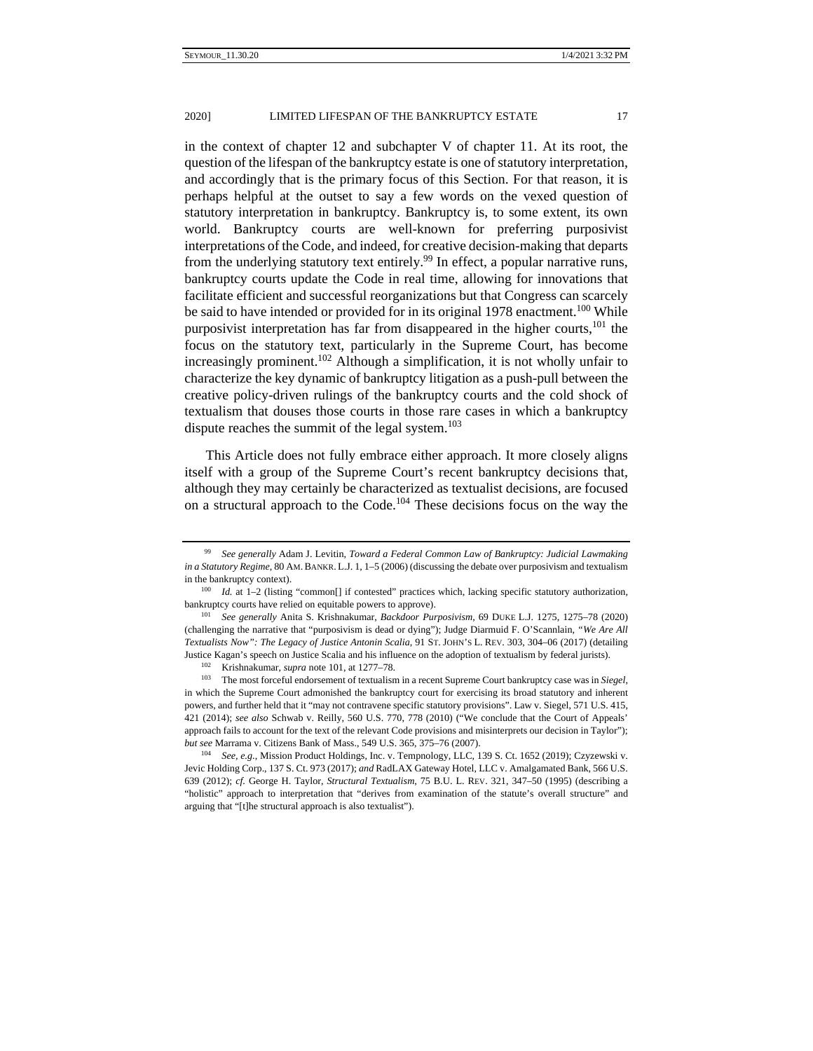in the context of chapter 12 and subchapter V of chapter 11. At its root, the question of the lifespan of the bankruptcy estate is one of statutory interpretation, and accordingly that is the primary focus of this Section. For that reason, it is perhaps helpful at the outset to say a few words on the vexed question of statutory interpretation in bankruptcy. Bankruptcy is, to some extent, its own world. Bankruptcy courts are well-known for preferring purposivist interpretations of the Code, and indeed, for creative decision-making that departs from the underlying statutory text entirely.[99] In effect, a popular narrative runs, bankruptcy courts update the Code in real time, allowing for innovations that facilitate efficient and successful reorganizations but that Congress can scarcely be said to have intended or provided for in its original 1978 enactment.[100] While purposivist interpretation has far from disappeared in the higher courts,[101] the focus on the statutory text, particularly in the Supreme Court, has become increasingly prominent.[102] Although a simplification, it is not wholly unfair to characterize the key dynamic of bankruptcy litigation as a push-pull between the creative policy-driven rulings of the bankruptcy courts and the cold shock of textualism that douses those courts in those rare cases in which a bankruptcy dispute reaches the summit of the legal system.[103]

This Article does not fully embrace either approach. It more closely aligns itself with a group of the Supreme Court's recent bankruptcy decisions that, although they may certainly be characterized as textualist decisions, are focused on a structural approach to the Code.[104] These decisions focus on the way the

---

[99] *See generally* Adam J. Levitin, *Toward a Federal Common Law of Bankruptcy: Judicial Lawmaking in a Statutory Regime*, 80 AM. BANKR. L.J. 1, 1–5 (2006) (discussing the debate over purposivism and textualism in the bankruptcy context).

[100] *Id.* at 1–2 (listing "common[] if contested" practices which, lacking specific statutory authorization, bankruptcy courts have relied on equitable powers to approve).

[101] *See generally* Anita S. Krishnakumar, *Backdoor Purposivism*, 69 DUKE L.J. 1275, 1275–78 (2020) (challenging the narrative that "purposivism is dead or dying"); Judge Diarmuid F. O'Scannlain, *"We Are All Textualists Now": The Legacy of Justice Antonin Scalia*, 91 ST. JOHN'S L. REV. 303, 304–06 (2017) (detailing Justice Kagan's speech on Justice Scalia and his influence on the adoption of textualism by federal jurists).

[102] Krishnakumar, *supra* note 101, at 1277–78.

[103] The most forceful endorsement of textualism in a recent Supreme Court bankruptcy case was in *Siegel*, in which the Supreme Court admonished the bankruptcy court for exercising its broad statutory and inherent powers, and further held that it "may not contravene specific statutory provisions". Law v. Siegel, 571 U.S. 415, 421 (2014); *see also* Schwab v. Reilly, 560 U.S. 770, 778 (2010) ("We conclude that the Court of Appeals' approach fails to account for the text of the relevant Code provisions and misinterprets our decision in Taylor"); *but see* Marrama v. Citizens Bank of Mass., 549 U.S. 365, 375–76 (2007).

[104] *See, e.g.*, Mission Product Holdings, Inc. v. Tempnology, LLC, 139 S. Ct. 1652 (2019); Czyzewski v. Jevic Holding Corp., 137 S. Ct. 973 (2017); *and* RadLAX Gateway Hotel, LLC v. Amalgamated Bank, 566 U.S. 639 (2012); *cf.* George H. Taylor, *Structural Textualism*, 75 B.U. L. REV. 321, 347–50 (1995) (describing a "holistic" approach to interpretation that "derives from examination of the statute's overall structure" and arguing that "[t]he structural approach is also textualist").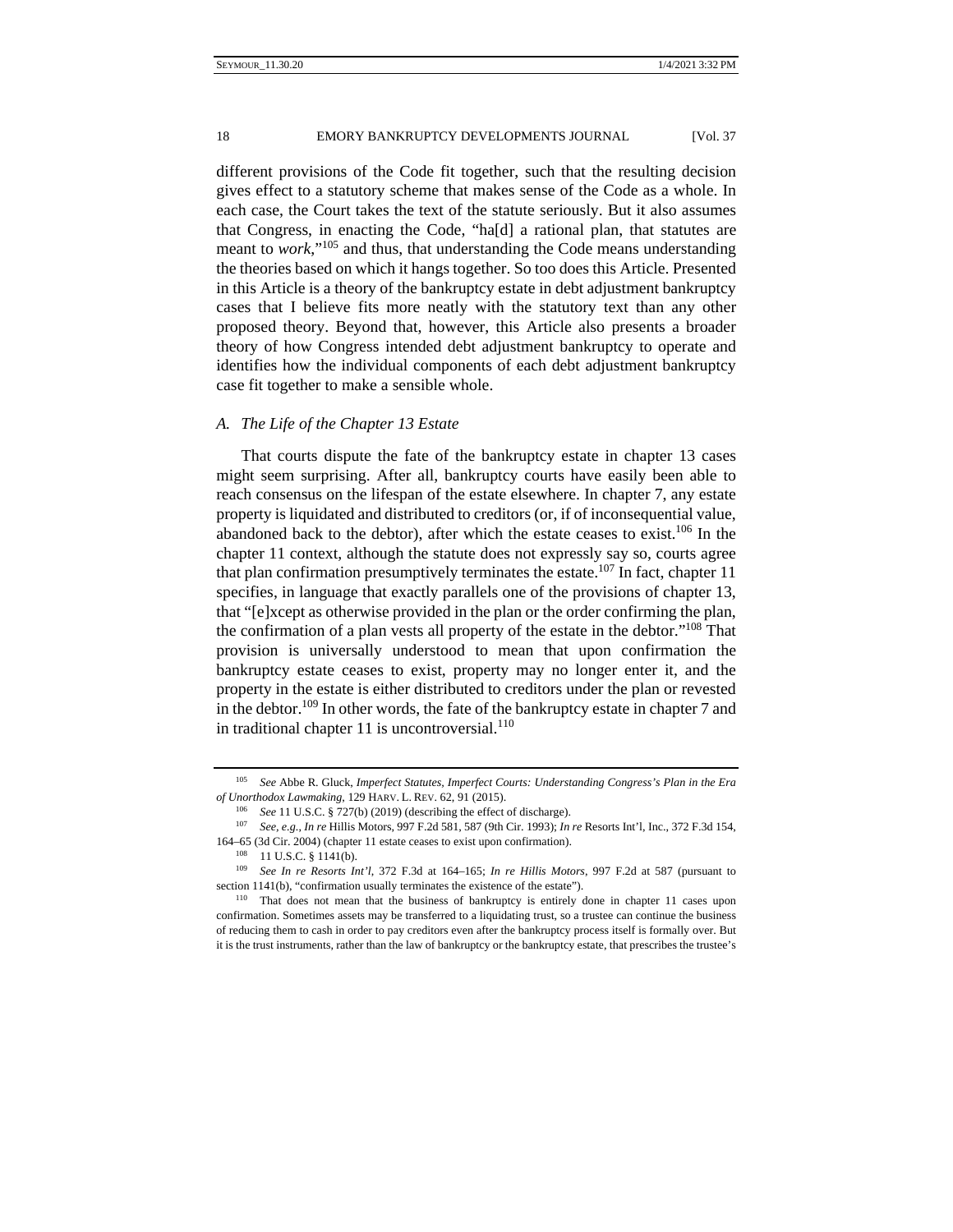different provisions of the Code fit together, such that the resulting decision gives effect to a statutory scheme that makes sense of the Code as a whole. In each case, the Court takes the text of the statute seriously. But it also assumes that Congress, in enacting the Code, "ha[d] a rational plan, that statutes are meant to *work*,"[105] and thus, that understanding the Code means understanding the theories based on which it hangs together. So too does this Article. Presented in this Article is a theory of the bankruptcy estate in debt adjustment bankruptcy cases that I believe fits more neatly with the statutory text than any other proposed theory. Beyond that, however, this Article also presents a broader theory of how Congress intended debt adjustment bankruptcy to operate and identifies how the individual components of each debt adjustment bankruptcy case fit together to make a sensible whole.

### *A. The Life of the Chapter 13 Estate*

That courts dispute the fate of the bankruptcy estate in chapter 13 cases might seem surprising. After all, bankruptcy courts have easily been able to reach consensus on the lifespan of the estate elsewhere. In chapter 7, any estate property is liquidated and distributed to creditors (or, if of inconsequential value, abandoned back to the debtor), after which the estate ceases to exist.[106] In the chapter 11 context, although the statute does not expressly say so, courts agree that plan confirmation presumptively terminates the estate.[107] In fact, chapter 11 specifies, in language that exactly parallels one of the provisions of chapter 13, that "[e]xcept as otherwise provided in the plan or the order confirming the plan, the confirmation of a plan vests all property of the estate in the debtor."[108] That provision is universally understood to mean that upon confirmation the bankruptcy estate ceases to exist, property may no longer enter it, and the property in the estate is either distributed to creditors under the plan or revested in the debtor.[109] In other words, the fate of the bankruptcy estate in chapter 7 and in traditional chapter 11 is uncontroversial.[110]

---

[105] *See* Abbe R. Gluck, *Imperfect Statutes, Imperfect Courts: Understanding Congress's Plan in the Era of Unorthodox Lawmaking*, 129 HARV. L. REV. 62, 91 (2015).

[106] *See* 11 U.S.C. § 727(b) (2019) (describing the effect of discharge).

[107] *See, e.g.*, *In re* Hillis Motors, 997 F.2d 581, 587 (9th Cir. 1993); *In re* Resorts Int'l, Inc., 372 F.3d 154, 164–65 (3d Cir. 2004) (chapter 11 estate ceases to exist upon confirmation).

[108] 11 U.S.C. § 1141(b).

[109] *See In re Resorts Int'l*, 372 F.3d at 164–165; *In re Hillis Motors*, 997 F.2d at 587 (pursuant to section 1141(b), "confirmation usually terminates the existence of the estate").

[110] That does not mean that the business of bankruptcy is entirely done in chapter 11 cases upon confirmation. Sometimes assets may be transferred to a liquidating trust, so a trustee can continue the business of reducing them to cash in order to pay creditors even after the bankruptcy process itself is formally over. But it is the trust instruments, rather than the law of bankruptcy or the bankruptcy estate, that prescribes the trustee's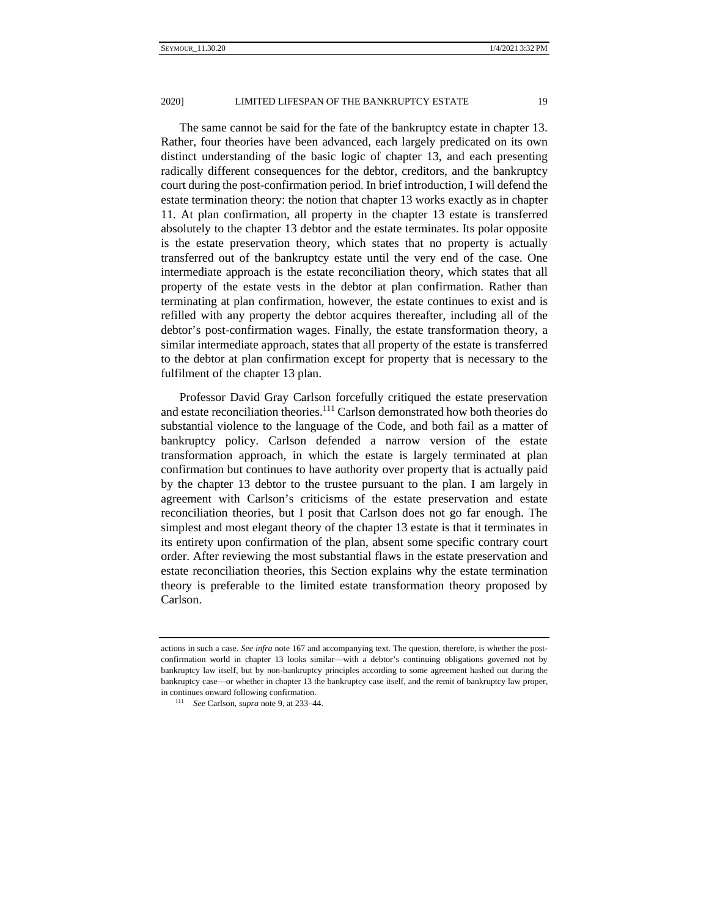The same cannot be said for the fate of the bankruptcy estate in chapter 13. Rather, four theories have been advanced, each largely predicated on its own distinct understanding of the basic logic of chapter 13, and each presenting radically different consequences for the debtor, creditors, and the bankruptcy court during the post-confirmation period. In brief introduction, I will defend the estate termination theory: the notion that chapter 13 works exactly as in chapter 11. At plan confirmation, all property in the chapter 13 estate is transferred absolutely to the chapter 13 debtor and the estate terminates. Its polar opposite is the estate preservation theory, which states that no property is actually transferred out of the bankruptcy estate until the very end of the case. One intermediate approach is the estate reconciliation theory, which states that all property of the estate vests in the debtor at plan confirmation. Rather than terminating at plan confirmation, however, the estate continues to exist and is refilled with any property the debtor acquires thereafter, including all of the debtor's post-confirmation wages. Finally, the estate transformation theory, a similar intermediate approach, states that all property of the estate is transferred to the debtor at plan confirmation except for property that is necessary to the fulfilment of the chapter 13 plan.

Professor David Gray Carlson forcefully critiqued the estate preservation and estate reconciliation theories.[111] Carlson demonstrated how both theories do substantial violence to the language of the Code, and both fail as a matter of bankruptcy policy. Carlson defended a narrow version of the estate transformation approach, in which the estate is largely terminated at plan confirmation but continues to have authority over property that is actually paid by the chapter 13 debtor to the trustee pursuant to the plan. I am largely in agreement with Carlson's criticisms of the estate preservation and estate reconciliation theories, but I posit that Carlson does not go far enough. The simplest and most elegant theory of the chapter 13 estate is that it terminates in its entirety upon confirmation of the plan, absent some specific contrary court order. After reviewing the most substantial flaws in the estate preservation and estate reconciliation theories, this Section explains why the estate termination theory is preferable to the limited estate transformation theory proposed by Carlson.

---

actions in such a case. *See infra* note 167 and accompanying text. The question, therefore, is whether the post-confirmation world in chapter 13 looks similar—with a debtor's continuing obligations governed not by bankruptcy law itself, but by non-bankruptcy principles according to some agreement hashed out during the bankruptcy case—or whether in chapter 13 the bankruptcy case itself, and the remit of bankruptcy law proper, in continues onward following confirmation.

[111] *See* Carlson, *supra* note 9, at 233–44.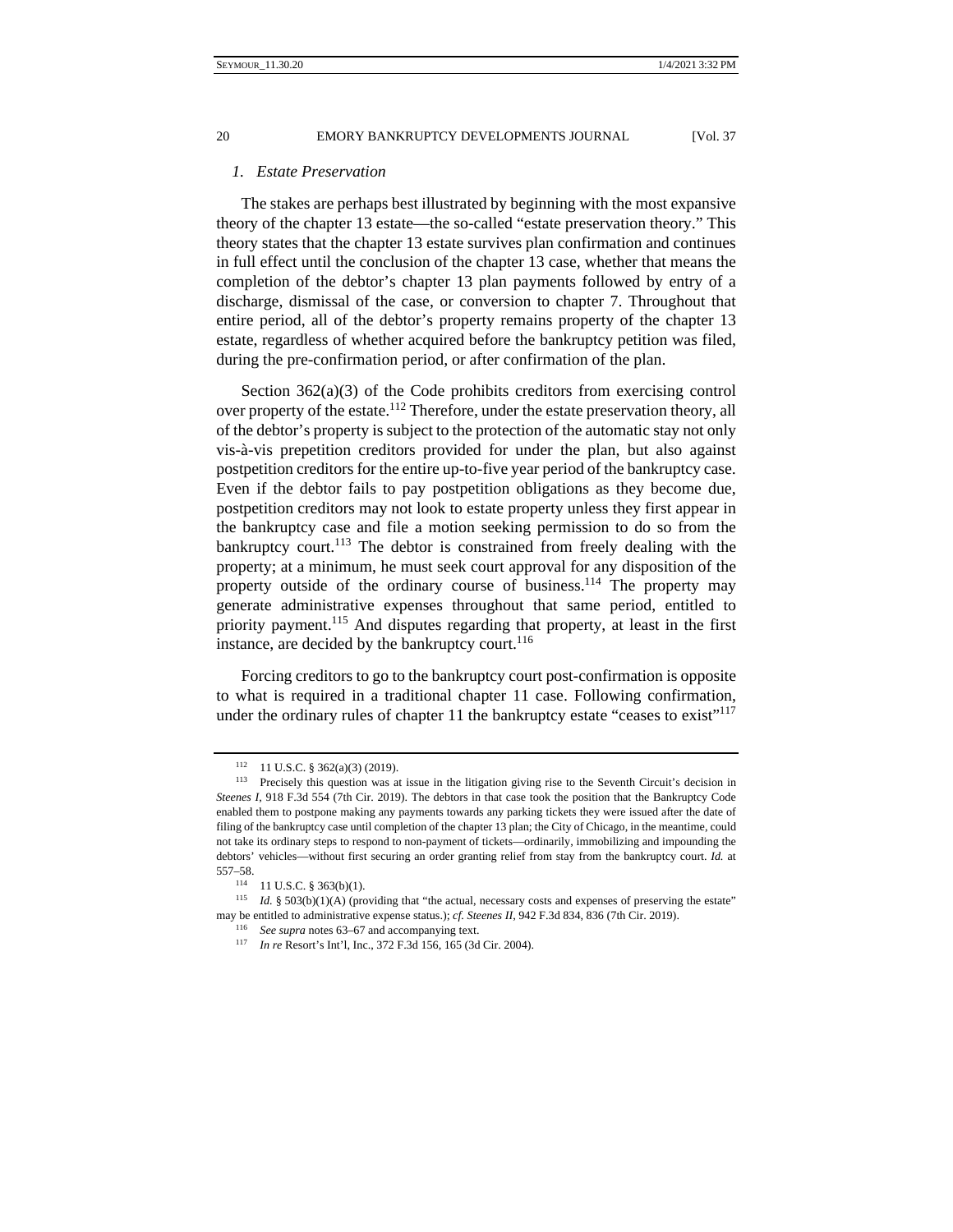### *1. Estate Preservation*

The stakes are perhaps best illustrated by beginning with the most expansive theory of the chapter 13 estate—the so-called "estate preservation theory." This theory states that the chapter 13 estate survives plan confirmation and continues in full effect until the conclusion of the chapter 13 case, whether that means the completion of the debtor's chapter 13 plan payments followed by entry of a discharge, dismissal of the case, or conversion to chapter 7. Throughout that entire period, all of the debtor's property remains property of the chapter 13 estate, regardless of whether acquired before the bankruptcy petition was filed, during the pre-confirmation period, or after confirmation of the plan.

Section 362(a)(3) of the Code prohibits creditors from exercising control over property of the estate.[112] Therefore, under the estate preservation theory, all of the debtor's property is subject to the protection of the automatic stay not only vis-à-vis prepetition creditors provided for under the plan, but also against postpetition creditors for the entire up-to-five year period of the bankruptcy case. Even if the debtor fails to pay postpetition obligations as they become due, postpetition creditors may not look to estate property unless they first appear in the bankruptcy case and file a motion seeking permission to do so from the bankruptcy court.[113] The debtor is constrained from freely dealing with the property; at a minimum, he must seek court approval for any disposition of the property outside of the ordinary course of business.[114] The property may generate administrative expenses throughout that same period, entitled to priority payment.[115] And disputes regarding that property, at least in the first instance, are decided by the bankruptcy court.[116]

Forcing creditors to go to the bankruptcy court post-confirmation is opposite to what is required in a traditional chapter 11 case. Following confirmation, under the ordinary rules of chapter 11 the bankruptcy estate "ceases to exist"[117]

---

[112] 11 U.S.C. § 362(a)(3) (2019).

[113] Precisely this question was at issue in the litigation giving rise to the Seventh Circuit's decision in *Steenes I*, 918 F.3d 554 (7th Cir. 2019). The debtors in that case took the position that the Bankruptcy Code enabled them to postpone making any payments towards any parking tickets they were issued after the date of filing of the bankruptcy case until completion of the chapter 13 plan; the City of Chicago, in the meantime, could not take its ordinary steps to respond to non-payment of tickets—ordinarily, immobilizing and impounding the debtors' vehicles—without first securing an order granting relief from stay from the bankruptcy court. *Id.* at 557–58.

[114] 11 U.S.C. § 363(b)(1).

[115] *Id.* § 503(b)(1)(A) (providing that "the actual, necessary costs and expenses of preserving the estate" may be entitled to administrative expense status.); *cf. Steenes II*, 942 F.3d 834, 836 (7th Cir. 2019).

[116] *See supra* notes 63–67 and accompanying text.

[117] *In re* Resort's Int'l, Inc., 372 F.3d 156, 165 (3d Cir. 2004).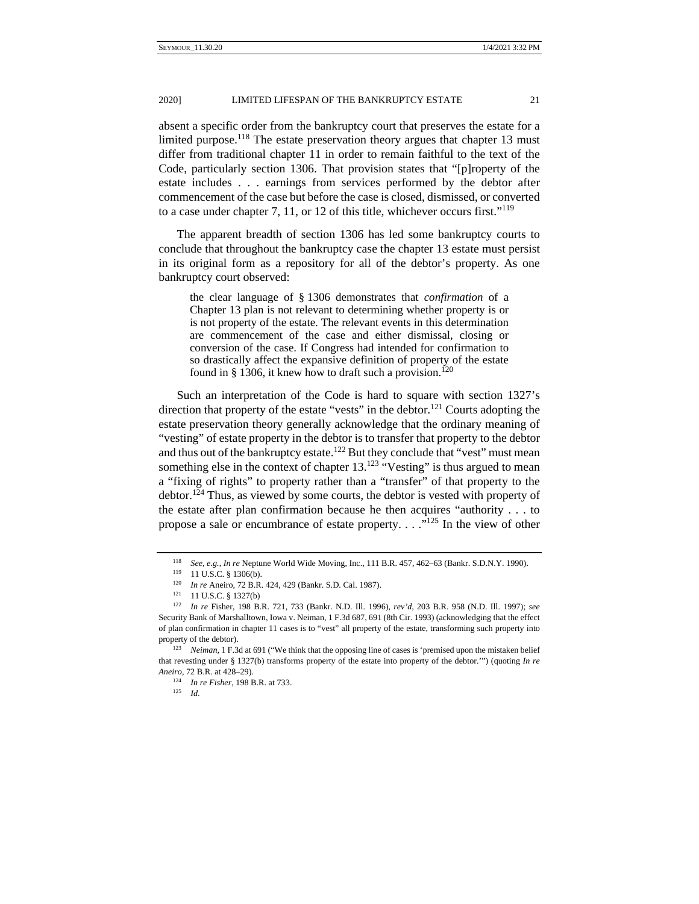absent a specific order from the bankruptcy court that preserves the estate for a limited purpose.[118] The estate preservation theory argues that chapter 13 must differ from traditional chapter 11 in order to remain faithful to the text of the Code, particularly section 1306. That provision states that "[p]roperty of the estate includes . . . earnings from services performed by the debtor after commencement of the case but before the case is closed, dismissed, or converted to a case under chapter 7, 11, or 12 of this title, whichever occurs first."[119]

The apparent breadth of section 1306 has led some bankruptcy courts to conclude that throughout the bankruptcy case the chapter 13 estate must persist in its original form as a repository for all of the debtor's property. As one bankruptcy court observed:

> the clear language of § 1306 demonstrates that *confirmation* of a Chapter 13 plan is not relevant to determining whether property is or is not property of the estate. The relevant events in this determination are commencement of the case and either dismissal, closing or conversion of the case. If Congress had intended for confirmation to so drastically affect the expansive definition of property of the estate found in § 1306, it knew how to draft such a provision.[120]

Such an interpretation of the Code is hard to square with section 1327's direction that property of the estate "vests" in the debtor.[121] Courts adopting the estate preservation theory generally acknowledge that the ordinary meaning of "vesting" of estate property in the debtor is to transfer that property to the debtor and thus out of the bankruptcy estate.[122] But they conclude that "vest" must mean something else in the context of chapter 13.[123] "Vesting" is thus argued to mean a "fixing of rights" to property rather than a "transfer" of that property to the debtor.[124] Thus, as viewed by some courts, the debtor is vested with property of the estate after plan confirmation because he then acquires "authority . . . to propose a sale or encumbrance of estate property. . . ."[125] In the view of other

---

[118] *See, e.g.*, *In re* Neptune World Wide Moving, Inc., 111 B.R. 457, 462–63 (Bankr. S.D.N.Y. 1990).

[119] 11 U.S.C. § 1306(b).

[120] *In re* Aneiro, 72 B.R. 424, 429 (Bankr. S.D. Cal. 1987).

[121] 11 U.S.C. § 1327(b)

[122] *In re* Fisher, 198 B.R. 721, 733 (Bankr. N.D. Ill. 1996), *rev'd*, 203 B.R. 958 (N.D. Ill. 1997); *see* Security Bank of Marshalltown, Iowa v. Neiman, 1 F.3d 687, 691 (8th Cir. 1993) (acknowledging that the effect of plan confirmation in chapter 11 cases is to "vest" all property of the estate, transforming such property into property of the debtor).

[123] *Neiman*, 1 F.3d at 691 ("We think that the opposing line of cases is 'premised upon the mistaken belief that revesting under § 1327(b) transforms property of the estate into property of the debtor.'") (quoting *In re Aneiro*, 72 B.R. at 428–29).

[124] *In re Fisher*, 198 B.R. at 733.

[125] *Id.*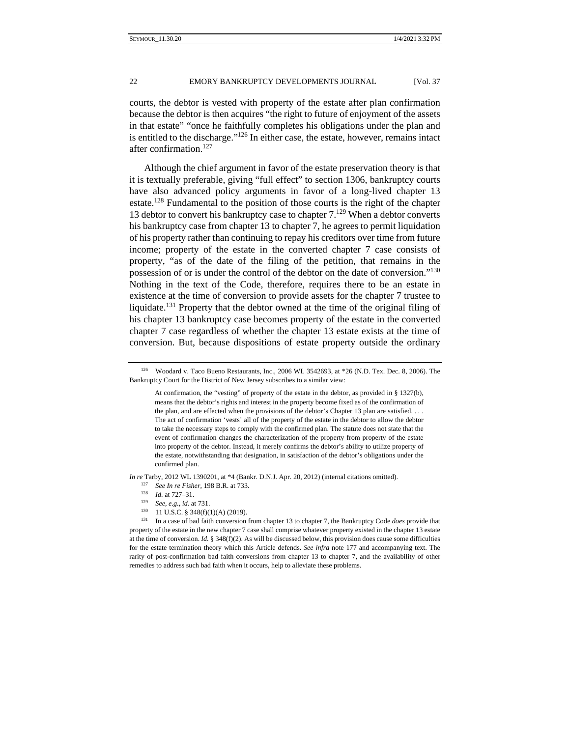courts, the debtor is vested with property of the estate after plan confirmation because the debtor is then acquires "the right to future of enjoyment of the assets in that estate" "once he faithfully completes his obligations under the plan and is entitled to the discharge."[126] In either case, the estate, however, remains intact after confirmation.[127]

Although the chief argument in favor of the estate preservation theory is that it is textually preferable, giving "full effect" to section 1306, bankruptcy courts have also advanced policy arguments in favor of a long-lived chapter 13 estate.[128] Fundamental to the position of those courts is the right of the chapter 13 debtor to convert his bankruptcy case to chapter 7.[129] When a debtor converts his bankruptcy case from chapter 13 to chapter 7, he agrees to permit liquidation of his property rather than continuing to repay his creditors over time from future income; property of the estate in the converted chapter 7 case consists of property, "as of the date of the filing of the petition, that remains in the possession of or is under the control of the debtor on the date of conversion."[130] Nothing in the text of the Code, therefore, requires there to be an estate in existence at the time of conversion to provide assets for the chapter 7 trustee to liquidate.[131] Property that the debtor owned at the time of the original filing of his chapter 13 bankruptcy case becomes property of the estate in the converted chapter 7 case regardless of whether the chapter 13 estate exists at the time of conversion. But, because dispositions of estate property outside the ordinary

---

[126] Woodard v. Taco Bueno Restaurants, Inc., 2006 WL 3542693, at *26 (N.D. Tex. Dec. 8, 2006). The Bankruptcy Court for the District of New Jersey subscribes to a similar view:

> At confirmation, the "vesting" of property of the estate in the debtor, as provided in § 1327(b), means that the debtor's rights and interest in the property become fixed as of the confirmation of the plan, and are effected when the provisions of the debtor's Chapter 13 plan are satisfied. . . . The act of confirmation 'vests' all of the property of the estate in the debtor to allow the debtor to take the necessary steps to comply with the confirmed plan. The statute does not state that the event of confirmation changes the characterization of the property from property of the estate into property of the debtor. Instead, it merely confirms the debtor's ability to utilize property of the estate, notwithstanding that designation, in satisfaction of the debtor's obligations under the confirmed plan.

*In re* Tarby, 2012 WL 1390201, at *4 (Bankr. D.N.J. Apr. 20, 2012) (internal citations omitted).

[127] *See In re Fisher*, 198 B.R. at 733.

[128] *Id.* at 727–31.

[129] *See, e.g.*, *id.* at 731.

[130] 11 U.S.C. § 348(f)(1)(A) (2019).

[131] In a case of bad faith conversion from chapter 13 to chapter 7, the Bankruptcy Code *does* provide that property of the estate in the new chapter 7 case shall comprise whatever property existed in the chapter 13 estate at the time of conversion. *Id.* § 348(f)(2). As will be discussed below, this provision does cause some difficulties for the estate termination theory which this Article defends. *See infra* note 177 and accompanying text. The rarity of post-confirmation bad faith conversions from chapter 13 to chapter 7, and the availability of other remedies to address such bad faith when it occurs, help to alleviate these problems.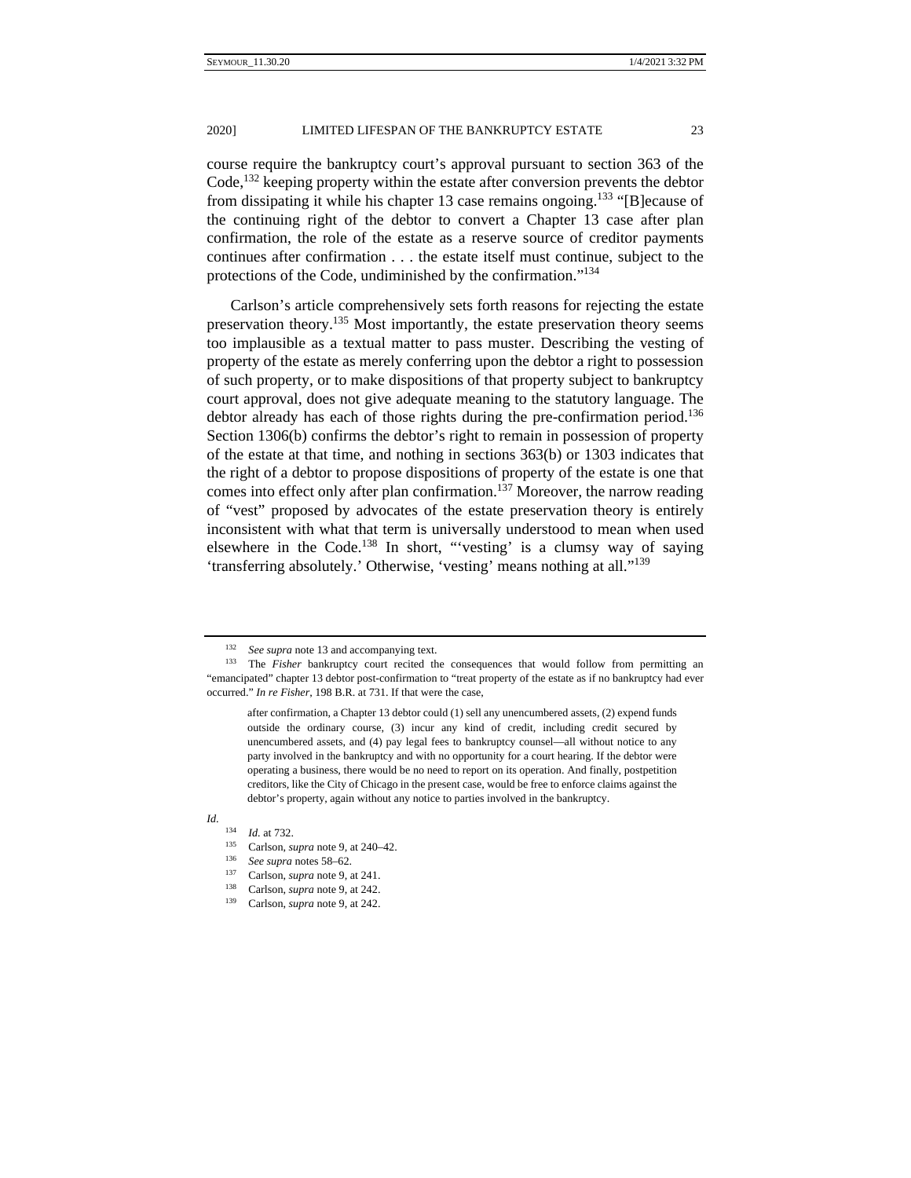course require the bankruptcy court's approval pursuant to section 363 of the Code,[132] keeping property within the estate after conversion prevents the debtor from dissipating it while his chapter 13 case remains ongoing.[133] "[B]ecause of the continuing right of the debtor to convert a Chapter 13 case after plan confirmation, the role of the estate as a reserve source of creditor payments continues after confirmation . . . the estate itself must continue, subject to the protections of the Code, undiminished by the confirmation."[134]

Carlson's article comprehensively sets forth reasons for rejecting the estate preservation theory.[135] Most importantly, the estate preservation theory seems too implausible as a textual matter to pass muster. Describing the vesting of property of the estate as merely conferring upon the debtor a right to possession of such property, or to make dispositions of that property subject to bankruptcy court approval, does not give adequate meaning to the statutory language. The debtor already has each of those rights during the pre-confirmation period.[136] Section 1306(b) confirms the debtor's right to remain in possession of property of the estate at that time, and nothing in sections 363(b) or 1303 indicates that the right of a debtor to propose dispositions of property of the estate is one that comes into effect only after plan confirmation.[137] Moreover, the narrow reading of "vest" proposed by advocates of the estate preservation theory is entirely inconsistent with what that term is universally understood to mean when used elsewhere in the Code.[138] In short, "'vesting' is a clumsy way of saying 'transferring absolutely.' Otherwise, 'vesting' means nothing at all."[139]

---

[132] *See supra* note 13 and accompanying text.

[133] The *Fisher* bankruptcy court recited the consequences that would follow from permitting an "emancipated" chapter 13 debtor post-confirmation to "treat property of the estate as if no bankruptcy had ever occurred." *In re Fisher*, 198 B.R. at 731. If that were the case,

> after confirmation, a Chapter 13 debtor could (1) sell any unencumbered assets, (2) expend funds outside the ordinary course, (3) incur any kind of credit, including credit secured by unencumbered assets, and (4) pay legal fees to bankruptcy counsel—all without notice to any party involved in the bankruptcy and with no opportunity for a court hearing. If the debtor were operating a business, there would be no need to report on its operation. And finally, postpetition creditors, like the City of Chicago in the present case, would be free to enforce claims against the debtor's property, again without any notice to parties involved in the bankruptcy.

*Id.*

[134] *Id.* at 732.

[135] Carlson, *supra* note 9, at 240–42.

[136] *See supra* notes 58–62.

[137] Carlson, *supra* note 9, at 241.

[138] Carlson, *supra* note 9, at 242.

[139] Carlson, *supra* note 9, at 242.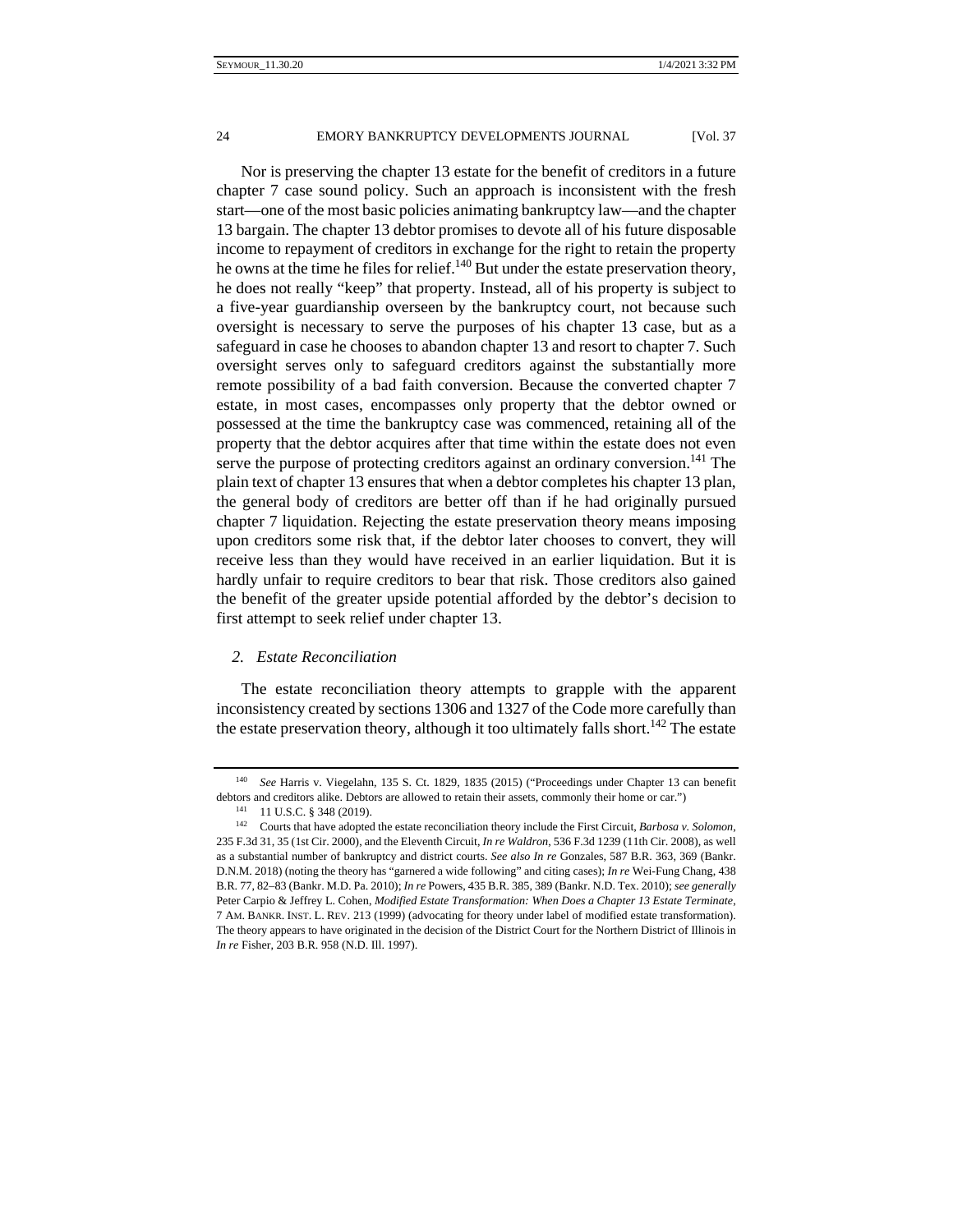Nor is preserving the chapter 13 estate for the benefit of creditors in a future chapter 7 case sound policy. Such an approach is inconsistent with the fresh start—one of the most basic policies animating bankruptcy law—and the chapter 13 bargain. The chapter 13 debtor promises to devote all of his future disposable income to repayment of creditors in exchange for the right to retain the property he owns at the time he files for relief.[140] But under the estate preservation theory, he does not really "keep" that property. Instead, all of his property is subject to a five-year guardianship overseen by the bankruptcy court, not because such oversight is necessary to serve the purposes of his chapter 13 case, but as a safeguard in case he chooses to abandon chapter 13 and resort to chapter 7. Such oversight serves only to safeguard creditors against the substantially more remote possibility of a bad faith conversion. Because the converted chapter 7 estate, in most cases, encompasses only property that the debtor owned or possessed at the time the bankruptcy case was commenced, retaining all of the property that the debtor acquires after that time within the estate does not even serve the purpose of protecting creditors against an ordinary conversion.[141] The plain text of chapter 13 ensures that when a debtor completes his chapter 13 plan, the general body of creditors are better off than if he had originally pursued chapter 7 liquidation. Rejecting the estate preservation theory means imposing upon creditors some risk that, if the debtor later chooses to convert, they will receive less than they would have received in an earlier liquidation. But it is hardly unfair to require creditors to bear that risk. Those creditors also gained the benefit of the greater upside potential afforded by the debtor's decision to first attempt to seek relief under chapter 13.

### 2. *Estate Reconciliation*

The estate reconciliation theory attempts to grapple with the apparent inconsistency created by sections 1306 and 1327 of the Code more carefully than the estate preservation theory, although it too ultimately falls short.[142] The estate

---

[140] *See* Harris v. Viegelahn, 135 S. Ct. 1829, 1835 (2015) ("Proceedings under Chapter 13 can benefit debtors and creditors alike. Debtors are allowed to retain their assets, commonly their home or car.")

[141] 11 U.S.C. § 348 (2019).

[142] Courts that have adopted the estate reconciliation theory include the First Circuit, *Barbosa v. Solomon*, 235 F.3d 31, 35 (1st Cir. 2000), and the Eleventh Circuit, *In re Waldron*, 536 F.3d 1239 (11th Cir. 2008), as well as a substantial number of bankruptcy and district courts. *See also In re* Gonzales, 587 B.R. 363, 369 (Bankr. D.N.M. 2018) (noting the theory has "garnered a wide following" and citing cases); *In re* Wei-Fung Chang, 438 B.R. 77, 82–83 (Bankr. M.D. Pa. 2010); *In re* Powers, 435 B.R. 385, 389 (Bankr. N.D. Tex. 2010); *see generally* Peter Carpio & Jeffrey L. Cohen, *Modified Estate Transformation: When Does a Chapter 13 Estate Terminate*, 7 AM. BANKR. INST. L. REV. 213 (1999) (advocating for theory under label of modified estate transformation). The theory appears to have originated in the decision of the District Court for the Northern District of Illinois in *In re* Fisher, 203 B.R. 958 (N.D. Ill. 1997).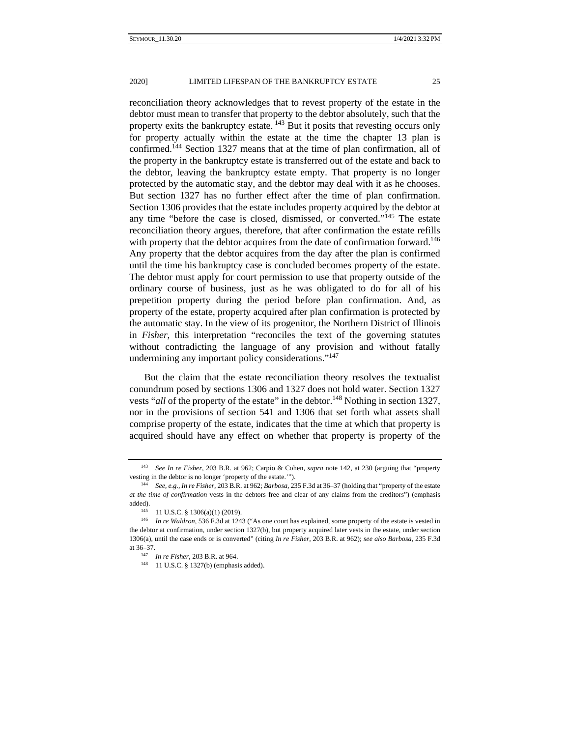reconciliation theory acknowledges that to revest property of the estate in the debtor must mean to transfer that property to the debtor absolutely, such that the property exits the bankruptcy estate.[143] But it posits that revesting occurs only for property actually within the estate at the time the chapter 13 plan is confirmed.[144] Section 1327 means that at the time of plan confirmation, all of the property in the bankruptcy estate is transferred out of the estate and back to the debtor, leaving the bankruptcy estate empty. That property is no longer protected by the automatic stay, and the debtor may deal with it as he chooses. But section 1327 has no further effect after the time of plan confirmation. Section 1306 provides that the estate includes property acquired by the debtor at any time "before the case is closed, dismissed, or converted."[145] The estate reconciliation theory argues, therefore, that after confirmation the estate refills with property that the debtor acquires from the date of confirmation forward.[146] Any property that the debtor acquires from the day after the plan is confirmed until the time his bankruptcy case is concluded becomes property of the estate. The debtor must apply for court permission to use that property outside of the ordinary course of business, just as he was obligated to do for all of his prepetition property during the period before plan confirmation. And, as property of the estate, property acquired after plan confirmation is protected by the automatic stay. In the view of its progenitor, the Northern District of Illinois in *Fisher*, this interpretation "reconciles the text of the governing statutes without contradicting the language of any provision and without fatally undermining any important policy considerations."[147]

But the claim that the estate reconciliation theory resolves the textualist conundrum posed by sections 1306 and 1327 does not hold water. Section 1327 vests "*all* of the property of the estate" in the debtor.[148] Nothing in section 1327, nor in the provisions of section 541 and 1306 that set forth what assets shall comprise property of the estate, indicates that the time at which that property is acquired should have any effect on whether that property is property of the

---

[143] *See In re Fisher*, 203 B.R. at 962; Carpio & Cohen, *supra* note 142, at 230 (arguing that "property vesting in the debtor is no longer 'property of the estate.'").

[144] *See, e.g.*, *In re Fisher*, 203 B.R. at 962; *Barbosa*, 235 F.3d at 36–37 (holding that "property of the estate *at the time of confirmation* vests in the debtors free and clear of any claims from the creditors") (emphasis added).

[145] 11 U.S.C. § 1306(a)(1) (2019).

[146] *In re Waldron*, 536 F.3d at 1243 ("As one court has explained, some property of the estate is vested in the debtor at confirmation, under section 1327(b), but property acquired later vests in the estate, under section 1306(a), until the case ends or is converted" (citing *In re Fisher*, 203 B.R. at 962); *see also Barbosa*, 235 F.3d at 36–37.

[147] *In re Fisher*, 203 B.R. at 964.

[148] 11 U.S.C. § 1327(b) (emphasis added).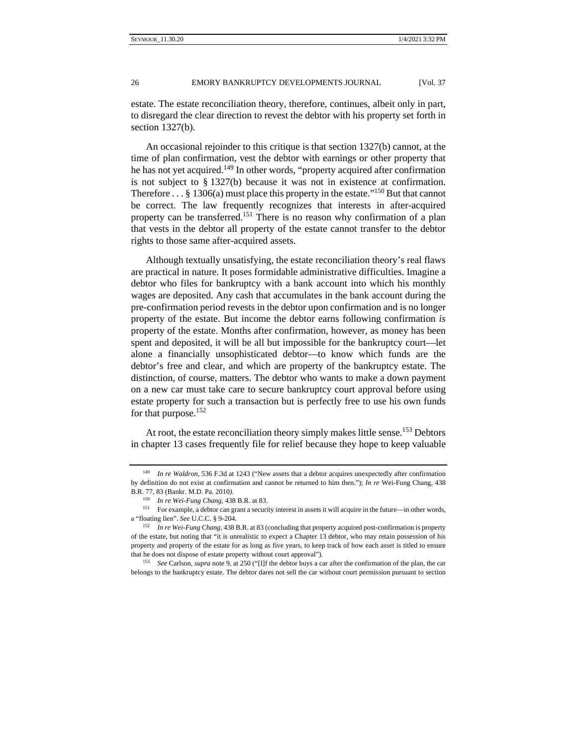estate. The estate reconciliation theory, therefore, continues, albeit only in part, to disregard the clear direction to revest the debtor with his property set forth in section 1327(b).

An occasional rejoinder to this critique is that section 1327(b) cannot, at the time of plan confirmation, vest the debtor with earnings or other property that he has not yet acquired.[149] In other words, "property acquired after confirmation is not subject to § 1327(b) because it was not in existence at confirmation. Therefore . . . § 1306(a) must place this property in the estate."[150] But that cannot be correct. The law frequently recognizes that interests in after-acquired property can be transferred.[151] There is no reason why confirmation of a plan that vests in the debtor all property of the estate cannot transfer to the debtor rights to those same after-acquired assets.

Although textually unsatisfying, the estate reconciliation theory's real flaws are practical in nature. It poses formidable administrative difficulties. Imagine a debtor who files for bankruptcy with a bank account into which his monthly wages are deposited. Any cash that accumulates in the bank account during the pre-confirmation period revests in the debtor upon confirmation and is no longer property of the estate. But income the debtor earns following confirmation *is* property of the estate. Months after confirmation, however, as money has been spent and deposited, it will be all but impossible for the bankruptcy court—let alone a financially unsophisticated debtor—to know which funds are the debtor's free and clear, and which are property of the bankruptcy estate. The distinction, of course, matters. The debtor who wants to make a down payment on a new car must take care to secure bankruptcy court approval before using estate property for such a transaction but is perfectly free to use his own funds for that purpose.[152]

At root, the estate reconciliation theory simply makes little sense.[153] Debtors in chapter 13 cases frequently file for relief because they hope to keep valuable

---

[149] *In re Waldron*, 536 F.3d at 1243 ("New assets that a debtor acquires unexpectedly after confirmation by definition do not exist at confirmation and cannot be returned to him then."); *In re* Wei-Fung Chang, 438 B.R. 77, 83 (Bankr. M.D. Pa. 2010).

[150] *In re Wei-Fung Chang*, 438 B.R. at 83.

[151] For example, a debtor can grant a security interest in assets it will acquire in the future—in other words, a "floating lien". *See* U.C.C. § 9-204.

[152] *In re Wei-Fung Chang*, 438 B.R. at 83 (concluding that property acquired post-confirmation is property of the estate, but noting that "it is unrealistic to expect a Chapter 13 debtor, who may retain possession of his property and property of the estate for as long as five years, to keep track of how each asset is titled to ensure that he does not dispose of estate property without court approval").

[153] *See* Carlson, *supra* note 9, at 250 ("[I]f the debtor buys a car after the confirmation of the plan, the car belongs to the bankruptcy estate. The debtor dares not sell the car without court permission pursuant to section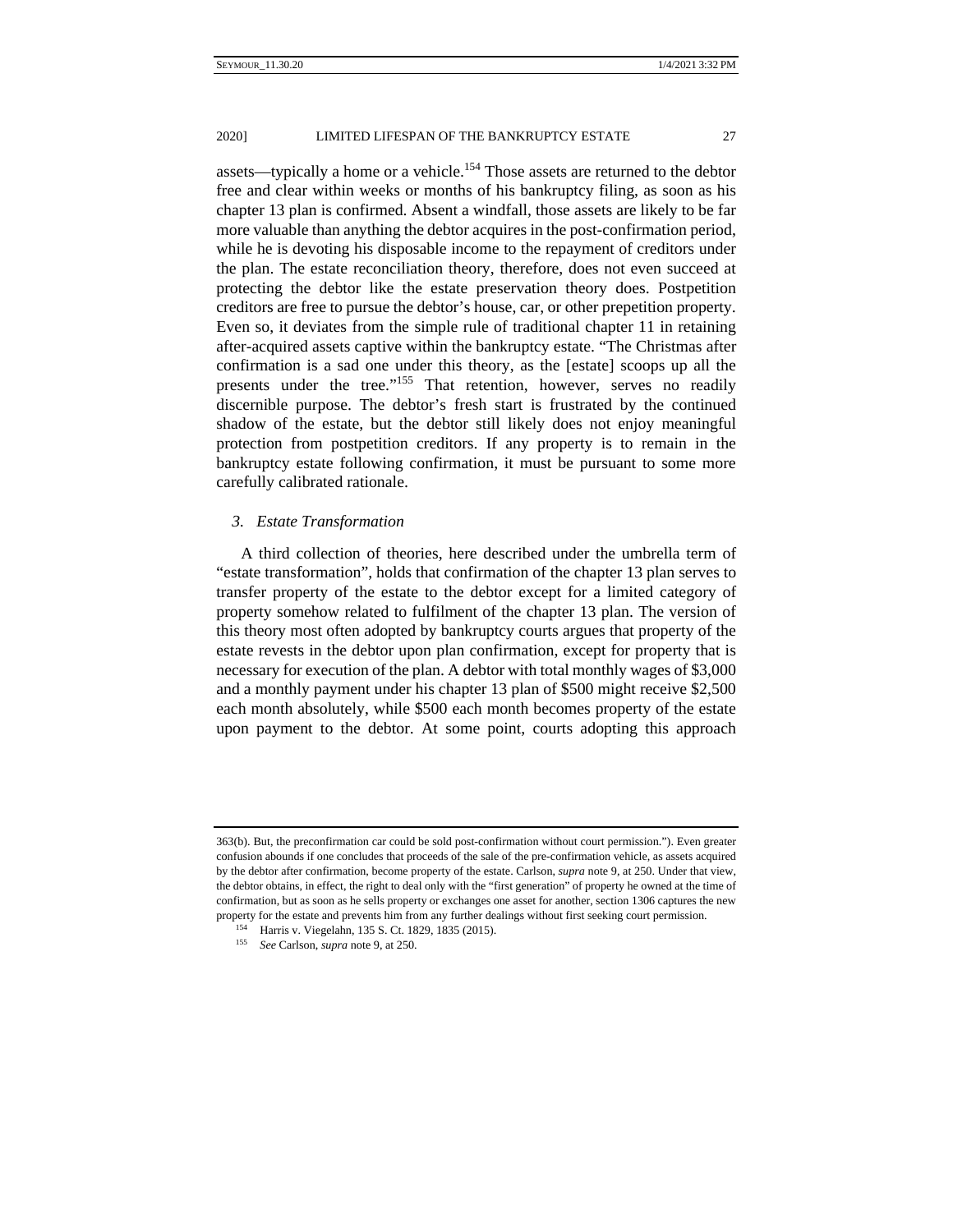assets—typically a home or a vehicle.[154] Those assets are returned to the debtor free and clear within weeks or months of his bankruptcy filing, as soon as his chapter 13 plan is confirmed. Absent a windfall, those assets are likely to be far more valuable than anything the debtor acquires in the post-confirmation period, while he is devoting his disposable income to the repayment of creditors under the plan. The estate reconciliation theory, therefore, does not even succeed at protecting the debtor like the estate preservation theory does. Postpetition creditors are free to pursue the debtor's house, car, or other prepetition property. Even so, it deviates from the simple rule of traditional chapter 11 in retaining after-acquired assets captive within the bankruptcy estate. "The Christmas after confirmation is a sad one under this theory, as the [estate] scoops up all the presents under the tree."[155] That retention, however, serves no readily discernible purpose. The debtor's fresh start is frustrated by the continued shadow of the estate, but the debtor still likely does not enjoy meaningful protection from postpetition creditors. If any property is to remain in the bankruptcy estate following confirmation, it must be pursuant to some more carefully calibrated rationale.

### *3. Estate Transformation*

A third collection of theories, here described under the umbrella term of "estate transformation", holds that confirmation of the chapter 13 plan serves to transfer property of the estate to the debtor except for a limited category of property somehow related to fulfilment of the chapter 13 plan. The version of this theory most often adopted by bankruptcy courts argues that property of the estate revests in the debtor upon plan confirmation, except for property that is necessary for execution of the plan. A debtor with total monthly wages of $3,000 and a monthly payment under his chapter 13 plan of $500 might receive $2,500 each month absolutely, while $500 each month becomes property of the estate upon payment to the debtor. At some point, courts adopting this approach

---

363(b). But, the preconfirmation car could be sold post-confirmation without court permission."). Even greater confusion abounds if one concludes that proceeds of the sale of the pre-confirmation vehicle, as assets acquired by the debtor after confirmation, become property of the estate. Carlson, *supra* note 9, at 250. Under that view, the debtor obtains, in effect, the right to deal only with the "first generation" of property he owned at the time of confirmation, but as soon as he sells property or exchanges one asset for another, section 1306 captures the new property for the estate and prevents him from any further dealings without first seeking court permission.

[154] Harris v. Viegelahn, 135 S. Ct. 1829, 1835 (2015).

[155] *See* Carlson, *supra* note 9, at 250.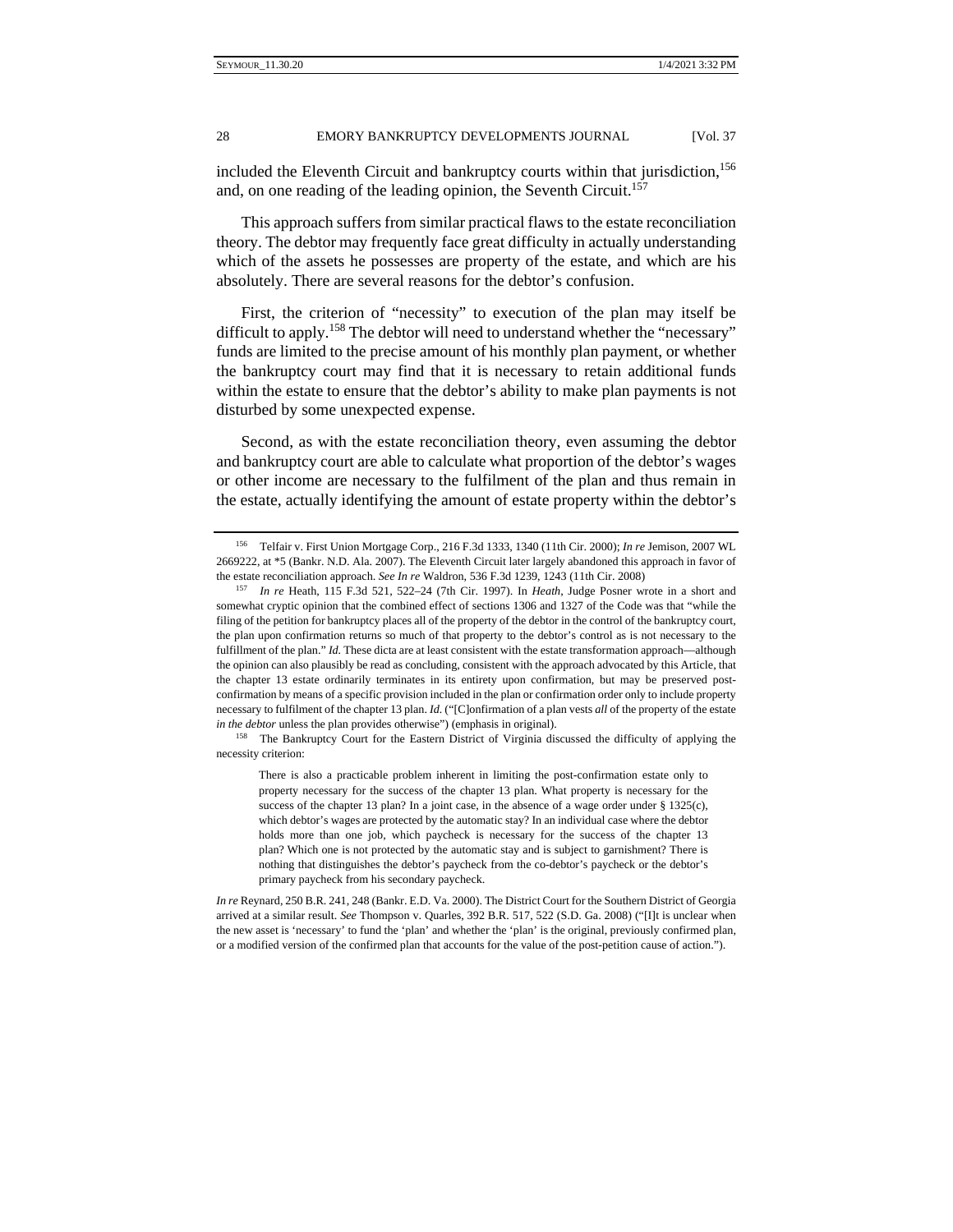included the Eleventh Circuit and bankruptcy courts within that jurisdiction,[156] and, on one reading of the leading opinion, the Seventh Circuit.[157]

This approach suffers from similar practical flaws to the estate reconciliation theory. The debtor may frequently face great difficulty in actually understanding which of the assets he possesses are property of the estate, and which are his absolutely. There are several reasons for the debtor's confusion.

First, the criterion of "necessity" to execution of the plan may itself be difficult to apply.[158] The debtor will need to understand whether the "necessary" funds are limited to the precise amount of his monthly plan payment, or whether the bankruptcy court may find that it is necessary to retain additional funds within the estate to ensure that the debtor's ability to make plan payments is not disturbed by some unexpected expense.

Second, as with the estate reconciliation theory, even assuming the debtor and bankruptcy court are able to calculate what proportion of the debtor's wages or other income are necessary to the fulfilment of the plan and thus remain in the estate, actually identifying the amount of estate property within the debtor's

---

[156] Telfair v. First Union Mortgage Corp., 216 F.3d 1333, 1340 (11th Cir. 2000); *In re* Jemison, 2007 WL 2669222, at *5 (Bankr. N.D. Ala. 2007). The Eleventh Circuit later largely abandoned this approach in favor of the estate reconciliation approach. *See In re* Waldron, 536 F.3d 1239, 1243 (11th Cir. 2008)

[157] *In re* Heath, 115 F.3d 521, 522–24 (7th Cir. 1997). In *Heath*, Judge Posner wrote in a short and somewhat cryptic opinion that the combined effect of sections 1306 and 1327 of the Code was that "while the filing of the petition for bankruptcy places all of the property of the debtor in the control of the bankruptcy court, the plan upon confirmation returns so much of that property to the debtor's control as is not necessary to the fulfillment of the plan." *Id.* These dicta are at least consistent with the estate transformation approach—although the opinion can also plausibly be read as concluding, consistent with the approach advocated by this Article, that the chapter 13 estate ordinarily terminates in its entirety upon confirmation, but may be preserved post-confirmation by means of a specific provision included in the plan or confirmation order only to include property necessary to fulfilment of the chapter 13 plan. *Id.* ("[C]onfirmation of a plan vests *all* of the property of the estate *in the debtor* unless the plan provides otherwise") (emphasis in original).

[158] The Bankruptcy Court for the Eastern District of Virginia discussed the difficulty of applying the necessity criterion:

> There is also a practicable problem inherent in limiting the post-confirmation estate only to property necessary for the success of the chapter 13 plan. What property is necessary for the success of the chapter 13 plan? In a joint case, in the absence of a wage order under § 1325(c), which debtor's wages are protected by the automatic stay? In an individual case where the debtor holds more than one job, which paycheck is necessary for the success of the chapter 13 plan? Which one is not protected by the automatic stay and is subject to garnishment? There is nothing that distinguishes the debtor's paycheck from the co-debtor's paycheck or the debtor's primary paycheck from his secondary paycheck.

*In re* Reynard, 250 B.R. 241, 248 (Bankr. E.D. Va. 2000). The District Court for the Southern District of Georgia arrived at a similar result. *See* Thompson v. Quarles, 392 B.R. 517, 522 (S.D. Ga. 2008) ("[I]t is unclear when the new asset is 'necessary' to fund the 'plan' and whether the 'plan' is the original, previously confirmed plan, or a modified version of the confirmed plan that accounts for the value of the post-petition cause of action.").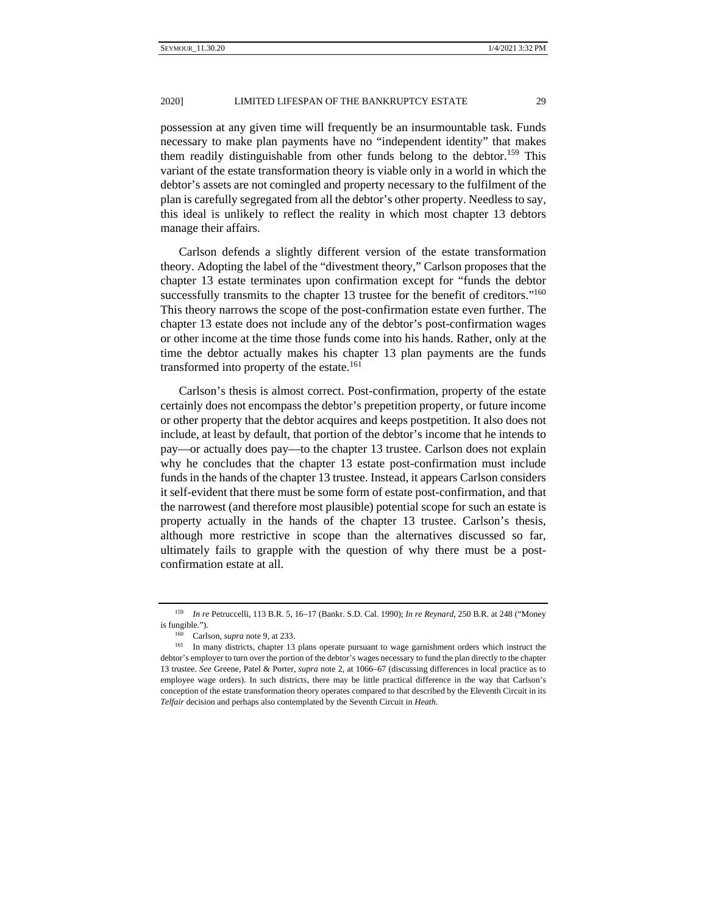possession at any given time will frequently be an insurmountable task. Funds necessary to make plan payments have no "independent identity" that makes them readily distinguishable from other funds belong to the debtor.[159] This variant of the estate transformation theory is viable only in a world in which the debtor's assets are not comingled and property necessary to the fulfilment of the plan is carefully segregated from all the debtor's other property. Needless to say, this ideal is unlikely to reflect the reality in which most chapter 13 debtors manage their affairs.

Carlson defends a slightly different version of the estate transformation theory. Adopting the label of the "divestment theory," Carlson proposes that the chapter 13 estate terminates upon confirmation except for "funds the debtor successfully transmits to the chapter 13 trustee for the benefit of creditors."[160] This theory narrows the scope of the post-confirmation estate even further. The chapter 13 estate does not include any of the debtor's post-confirmation wages or other income at the time those funds come into his hands. Rather, only at the time the debtor actually makes his chapter 13 plan payments are the funds transformed into property of the estate.[161]

Carlson's thesis is almost correct. Post-confirmation, property of the estate certainly does not encompass the debtor's prepetition property, or future income or other property that the debtor acquires and keeps postpetition. It also does not include, at least by default, that portion of the debtor's income that he intends to pay—or actually does pay—to the chapter 13 trustee. Carlson does not explain why he concludes that the chapter 13 estate post-confirmation must include funds in the hands of the chapter 13 trustee. Instead, it appears Carlson considers it self-evident that there must be some form of estate post-confirmation, and that the narrowest (and therefore most plausible) potential scope for such an estate is property actually in the hands of the chapter 13 trustee. Carlson's thesis, although more restrictive in scope than the alternatives discussed so far, ultimately fails to grapple with the question of why there must be a post-confirmation estate at all.

---

[159] *In re* Petruccelli, 113 B.R. 5, 16–17 (Bankr. S.D. Cal. 1990); *In re Reynard*, 250 B.R. at 248 ("Money is fungible.").

[160] Carlson, *supra* note 9, at 233.

[161] In many districts, chapter 13 plans operate pursuant to wage garnishment orders which instruct the debtor's employer to turn over the portion of the debtor's wages necessary to fund the plan directly to the chapter 13 trustee. *See* Greene, Patel & Porter, *supra* note 2, at 1066–67 (discussing differences in local practice as to employee wage orders). In such districts, there may be little practical difference in the way that Carlson's conception of the estate transformation theory operates compared to that described by the Eleventh Circuit in its *Telfair* decision and perhaps also contemplated by the Seventh Circuit in *Heath*.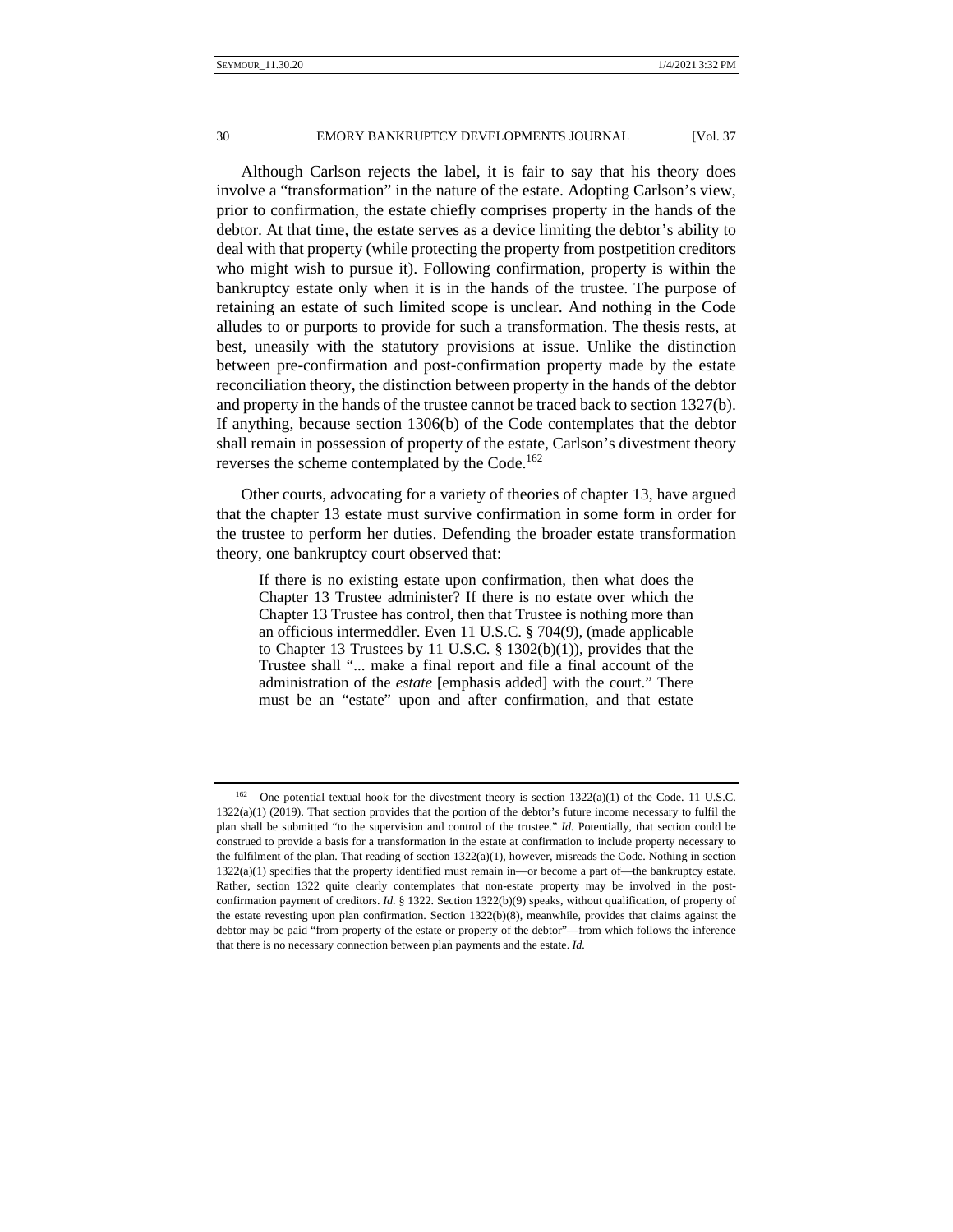Although Carlson rejects the label, it is fair to say that his theory does involve a "transformation" in the nature of the estate. Adopting Carlson's view, prior to confirmation, the estate chiefly comprises property in the hands of the debtor. At that time, the estate serves as a device limiting the debtor's ability to deal with that property (while protecting the property from postpetition creditors who might wish to pursue it). Following confirmation, property is within the bankruptcy estate only when it is in the hands of the trustee. The purpose of retaining an estate of such limited scope is unclear. And nothing in the Code alludes to or purports to provide for such a transformation. The thesis rests, at best, uneasily with the statutory provisions at issue. Unlike the distinction between pre-confirmation and post-confirmation property made by the estate reconciliation theory, the distinction between property in the hands of the debtor and property in the hands of the trustee cannot be traced back to section 1327(b). If anything, because section 1306(b) of the Code contemplates that the debtor shall remain in possession of property of the estate, Carlson's divestment theory reverses the scheme contemplated by the Code.[162]

Other courts, advocating for a variety of theories of chapter 13, have argued that the chapter 13 estate must survive confirmation in some form in order for the trustee to perform her duties. Defending the broader estate transformation theory, one bankruptcy court observed that:

> If there is no existing estate upon confirmation, then what does the Chapter 13 Trustee administer? If there is no estate over which the Chapter 13 Trustee has control, then that Trustee is nothing more than an officious intermeddler. Even 11 U.S.C. § 704(9), (made applicable to Chapter 13 Trustees by 11 U.S.C. § 1302(b)(1)), provides that the Trustee shall "... make a final report and file a final account of the administration of the *estate* [emphasis added] with the court." There must be an "estate" upon and after confirmation, and that estate

---

[162] One potential textual hook for the divestment theory is section 1322(a)(1) of the Code. 11 U.S.C. 1322(a)(1) (2019). That section provides that the portion of the debtor's future income necessary to fulfil the plan shall be submitted "to the supervision and control of the trustee." *Id.* Potentially, that section could be construed to provide a basis for a transformation in the estate at confirmation to include property necessary to the fulfilment of the plan. That reading of section 1322(a)(1), however, misreads the Code. Nothing in section 1322(a)(1) specifies that the property identified must remain in—or become a part of—the bankruptcy estate. Rather, section 1322 quite clearly contemplates that non-estate property may be involved in the post-confirmation payment of creditors. *Id.* § 1322. Section 1322(b)(9) speaks, without qualification, of property of the estate revesting upon plan confirmation. Section 1322(b)(8), meanwhile, provides that claims against the debtor may be paid "from property of the estate or property of the debtor"—from which follows the inference that there is no necessary connection between plan payments and the estate. *Id.*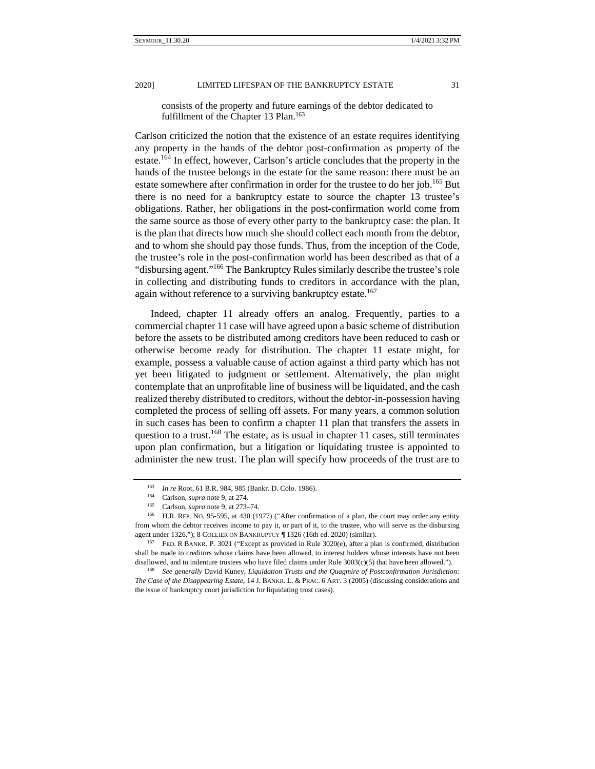> consists of the property and future earnings of the debtor dedicated to fulfillment of the Chapter 13 Plan.[163]

Carlson criticized the notion that the existence of an estate requires identifying any property in the hands of the debtor post-confirmation as property of the estate.[164] In effect, however, Carlson's article concludes that the property in the hands of the trustee belongs in the estate for the same reason: there must be an estate somewhere after confirmation in order for the trustee to do her job.[165] But there is no need for a bankruptcy estate to source the chapter 13 trustee's obligations. Rather, her obligations in the post-confirmation world come from the same source as those of every other party to the bankruptcy case: the plan. It is the plan that directs how much she should collect each month from the debtor, and to whom she should pay those funds. Thus, from the inception of the Code, the trustee's role in the post-confirmation world has been described as that of a "disbursing agent."[166] The Bankruptcy Rules similarly describe the trustee's role in collecting and distributing funds to creditors in accordance with the plan, again without reference to a surviving bankruptcy estate.[167]

Indeed, chapter 11 already offers an analog. Frequently, parties to a commercial chapter 11 case will have agreed upon a basic scheme of distribution before the assets to be distributed among creditors have been reduced to cash or otherwise become ready for distribution. The chapter 11 estate might, for example, possess a valuable cause of action against a third party which has not yet been litigated to judgment or settlement. Alternatively, the plan might contemplate that an unprofitable line of business will be liquidated, and the cash realized thereby distributed to creditors, without the debtor-in-possession having completed the process of selling off assets. For many years, a common solution in such cases has been to confirm a chapter 11 plan that transfers the assets in question to a trust.[168] The estate, as is usual in chapter 11 cases, still terminates upon plan confirmation, but a litigation or liquidating trustee is appointed to administer the new trust. The plan will specify how proceeds of the trust are to

---

[163] *In re* Root, 61 B.R. 984, 985 (Bankr. D. Colo. 1986).

[164] Carlson, *supra* note 9, at 274.

[165] Carlson, *supra* note 9, at 273–74.

[166] H.R. REP. NO. 95-595, at 430 (1977) ("After confirmation of a plan, the court may order any entity from whom the debtor receives income to pay it, or part of it, to the trustee, who will serve as the disbursing agent under 1326."); 8 COLLIER ON BANKRUPTCY ¶ 1326 (16th ed. 2020) (similar).

[167] FED. R BANKR. P. 3021 ("Except as provided in Rule 3020(e), after a plan is confirmed, distribution shall be made to creditors whose claims have been allowed, to interest holders whose interests have not been disallowed, and to indenture trustees who have filed claims under Rule 3003(c)(5) that have been allowed.").

[168] *See generally* David Kuney, *Liquidation Trusts and the Quagmire of Postconfirmation Jurisdiction: The Case of the Disappearing Estate*, 14 J. BANKR. L. & PRAC. 6 ART. 3 (2005) (discussing considerations and the issue of bankruptcy court jurisdiction for liquidating trust cases).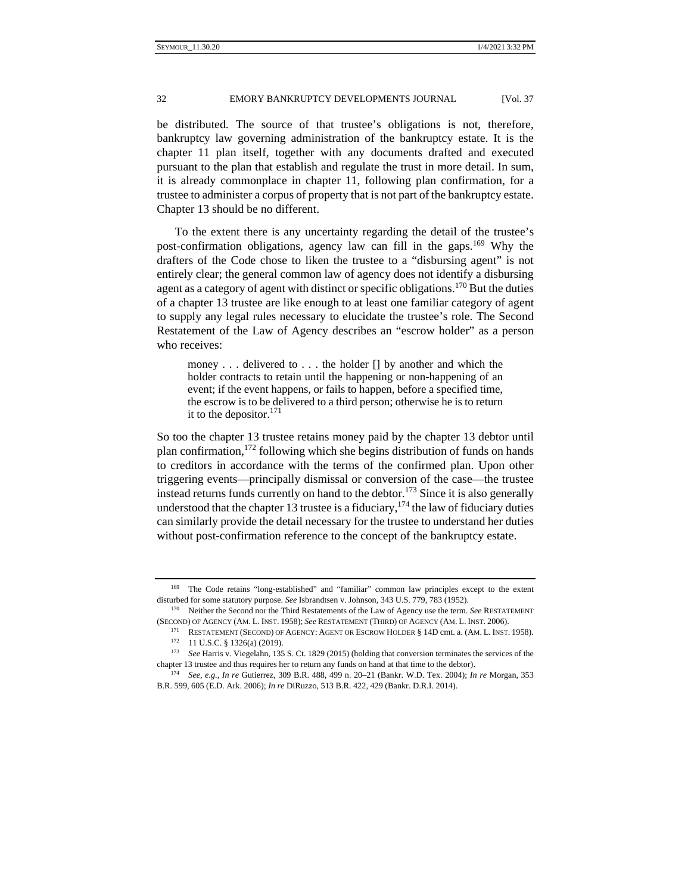be distributed. The source of that trustee's obligations is not, therefore, bankruptcy law governing administration of the bankruptcy estate. It is the chapter 11 plan itself, together with any documents drafted and executed pursuant to the plan that establish and regulate the trust in more detail. In sum, it is already commonplace in chapter 11, following plan confirmation, for a trustee to administer a corpus of property that is not part of the bankruptcy estate. Chapter 13 should be no different.

To the extent there is any uncertainty regarding the detail of the trustee's post-confirmation obligations, agency law can fill in the gaps.[169] Why the drafters of the Code chose to liken the trustee to a "disbursing agent" is not entirely clear; the general common law of agency does not identify a disbursing agent as a category of agent with distinct or specific obligations.[170] But the duties of a chapter 13 trustee are like enough to at least one familiar category of agent to supply any legal rules necessary to elucidate the trustee's role. The Second Restatement of the Law of Agency describes an "escrow holder" as a person who receives:

> money . . . delivered to . . . the holder [] by another and which the holder contracts to retain until the happening or non-happening of an event; if the event happens, or fails to happen, before a specified time, the escrow is to be delivered to a third person; otherwise he is to return it to the depositor.[171]

So too the chapter 13 trustee retains money paid by the chapter 13 debtor until plan confirmation,[172] following which she begins distribution of funds on hands to creditors in accordance with the terms of the confirmed plan. Upon other triggering events—principally dismissal or conversion of the case—the trustee instead returns funds currently on hand to the debtor.[173] Since it is also generally understood that the chapter 13 trustee is a fiduciary,[174] the law of fiduciary duties can similarly provide the detail necessary for the trustee to understand her duties without post-confirmation reference to the concept of the bankruptcy estate.

---

[169] The Code retains "long-established" and "familiar" common law principles except to the extent disturbed for some statutory purpose. *See* Isbrandtsen v. Johnson, 343 U.S. 779, 783 (1952).

[170] Neither the Second nor the Third Restatements of the Law of Agency use the term. *See* RESTATEMENT (SECOND) OF AGENCY (AM. L. INST. 1958); *See* RESTATEMENT (THIRD) OF AGENCY (AM. L. INST. 2006).

[171] RESTATEMENT (SECOND) OF AGENCY: AGENT OR ESCROW HOLDER § 14D cmt. a. (AM. L. INST. 1958).

[172] 11 U.S.C. § 1326(a) (2019).

[173] *See* Harris v. Viegelahn, 135 S. Ct. 1829 (2015) (holding that conversion terminates the services of the chapter 13 trustee and thus requires her to return any funds on hand at that time to the debtor).

[174] *See, e.g.*, *In re* Gutierrez, 309 B.R. 488, 499 n. 20–21 (Bankr. W.D. Tex. 2004); *In re* Morgan, 353 B.R. 599, 605 (E.D. Ark. 2006); *In re* DiRuzzo, 513 B.R. 422, 429 (Bankr. D.R.I. 2014).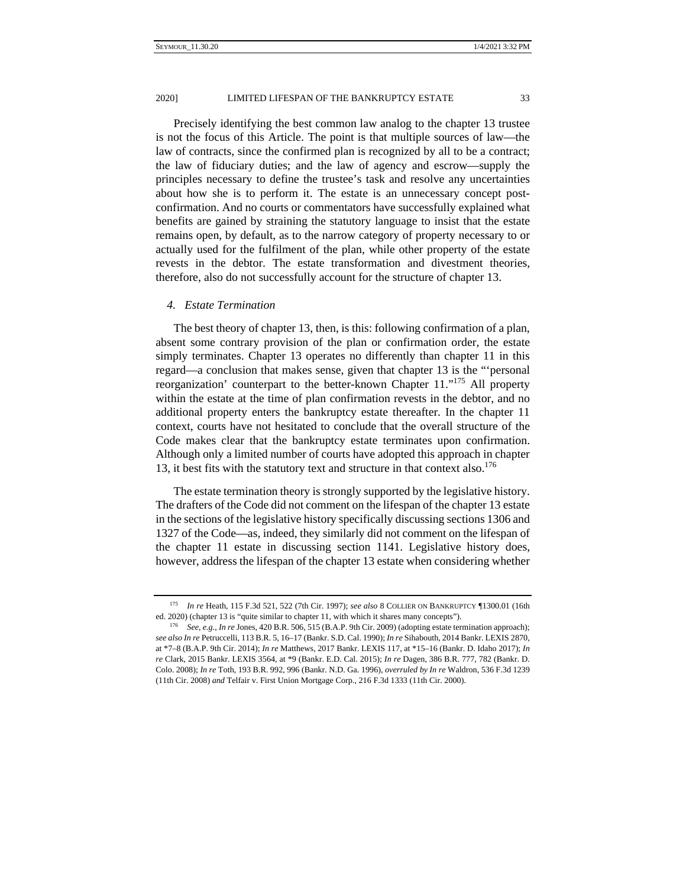Precisely identifying the best common law analog to the chapter 13 trustee is not the focus of this Article. The point is that multiple sources of law—the law of contracts, since the confirmed plan is recognized by all to be a contract; the law of fiduciary duties; and the law of agency and escrow—supply the principles necessary to define the trustee's task and resolve any uncertainties about how she is to perform it. The estate is an unnecessary concept post-confirmation. And no courts or commentators have successfully explained what benefits are gained by straining the statutory language to insist that the estate remains open, by default, as to the narrow category of property necessary to or actually used for the fulfilment of the plan, while other property of the estate revests in the debtor. The estate transformation and divestment theories, therefore, also do not successfully account for the structure of chapter 13.

### *4. Estate Termination*

The best theory of chapter 13, then, is this: following confirmation of a plan, absent some contrary provision of the plan or confirmation order, the estate simply terminates. Chapter 13 operates no differently than chapter 11 in this regard—a conclusion that makes sense, given that chapter 13 is the "'personal reorganization' counterpart to the better-known Chapter 11."[175] All property within the estate at the time of plan confirmation revests in the debtor, and no additional property enters the bankruptcy estate thereafter. In the chapter 11 context, courts have not hesitated to conclude that the overall structure of the Code makes clear that the bankruptcy estate terminates upon confirmation. Although only a limited number of courts have adopted this approach in chapter 13, it best fits with the statutory text and structure in that context also.[176]

The estate termination theory is strongly supported by the legislative history. The drafters of the Code did not comment on the lifespan of the chapter 13 estate in the sections of the legislative history specifically discussing sections 1306 and 1327 of the Code—as, indeed, they similarly did not comment on the lifespan of the chapter 11 estate in discussing section 1141. Legislative history does, however, address the lifespan of the chapter 13 estate when considering whether

---

[175] *In re* Heath, 115 F.3d 521, 522 (7th Cir. 1997); *see also* 8 COLLIER ON BANKRUPTCY ¶1300.01 (16th ed. 2020) (chapter 13 is "quite similar to chapter 11, with which it shares many concepts").

[176] *See, e.g.*, *In re* Jones, 420 B.R. 506, 515 (B.A.P. 9th Cir. 2009) (adopting estate termination approach); *see also In re* Petruccelli, 113 B.R. 5, 16–17 (Bankr. S.D. Cal. 1990); *In re* Sihabouth, 2014 Bankr. LEXIS 2870, at \*7–8 (B.A.P. 9th Cir. 2014); *In re* Matthews, 2017 Bankr. LEXIS 117, at \*15–16 (Bankr. D. Idaho 2017); *In re* Clark, 2015 Bankr. LEXIS 3564, at \*9 (Bankr. E.D. Cal. 2015); *In re* Dagen, 386 B.R. 777, 782 (Bankr. D. Colo. 2008); *In re* Toth, 193 B.R. 992, 996 (Bankr. N.D. Ga. 1996), *overruled by In re* Waldron, 536 F.3d 1239 (11th Cir. 2008) *and* Telfair v. First Union Mortgage Corp., 216 F.3d 1333 (11th Cir. 2000).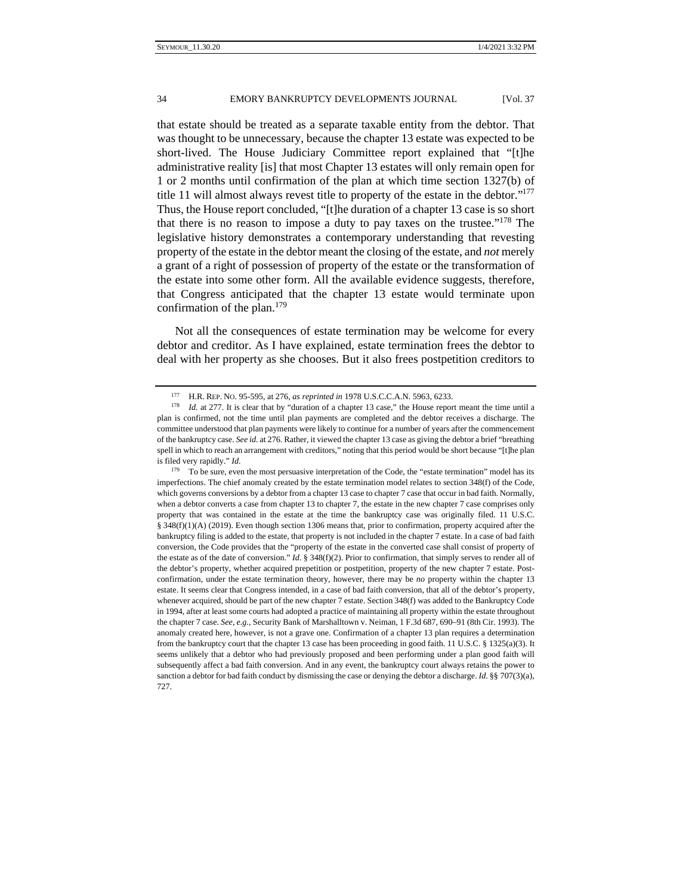that estate should be treated as a separate taxable entity from the debtor. That was thought to be unnecessary, because the chapter 13 estate was expected to be short-lived. The House Judiciary Committee report explained that "[t]he administrative reality [is] that most Chapter 13 estates will only remain open for 1 or 2 months until confirmation of the plan at which time section 1327(b) of title 11 will almost always revest title to property of the estate in the debtor."[177] Thus, the House report concluded, "[t]he duration of a chapter 13 case is so short that there is no reason to impose a duty to pay taxes on the trustee."[178] The legislative history demonstrates a contemporary understanding that revesting property of the estate in the debtor meant the closing of the estate, and *not* merely a grant of a right of possession of property of the estate or the transformation of the estate into some other form. All the available evidence suggests, therefore, that Congress anticipated that the chapter 13 estate would terminate upon confirmation of the plan.[179]

Not all the consequences of estate termination may be welcome for every debtor and creditor. As I have explained, estate termination frees the debtor to deal with her property as she chooses. But it also frees postpetition creditors to

---

[177] H.R. REP. NO. 95-595, at 276, *as reprinted in* 1978 U.S.C.C.A.N. 5963, 6233.

[178] *Id.* at 277. It is clear that by "duration of a chapter 13 case," the House report meant the time until a plan is confirmed, not the time until plan payments are completed and the debtor receives a discharge. The committee understood that plan payments were likely to continue for a number of years after the commencement of the bankruptcy case. *See id.* at 276. Rather, it viewed the chapter 13 case as giving the debtor a brief "breathing spell in which to reach an arrangement with creditors," noting that this period would be short because "[t]he plan is filed very rapidly." *Id.*

[179] To be sure, even the most persuasive interpretation of the Code, the "estate termination" model has its imperfections. The chief anomaly created by the estate termination model relates to section 348(f) of the Code, which governs conversions by a debtor from a chapter 13 case to chapter 7 case that occur in bad faith. Normally, when a debtor converts a case from chapter 13 to chapter 7, the estate in the new chapter 7 case comprises only property that was contained in the estate at the time the bankruptcy case was originally filed. 11 U.S.C. § 348(f)(1)(A) (2019). Even though section 1306 means that, prior to confirmation, property acquired after the bankruptcy filing is added to the estate, that property is not included in the chapter 7 estate. In a case of bad faith conversion, the Code provides that the "property of the estate in the converted case shall consist of property of the estate as of the date of conversion." *Id.* § 348(f)(2). Prior to confirmation, that simply serves to render all of the debtor's property, whether acquired prepetition or postpetition, property of the new chapter 7 estate. Post-confirmation, under the estate termination theory, however, there may be *no* property within the chapter 13 estate. It seems clear that Congress intended, in a case of bad faith conversion, that all of the debtor's property, whenever acquired, should be part of the new chapter 7 estate. Section 348(f) was added to the Bankruptcy Code in 1994, after at least some courts had adopted a practice of maintaining all property within the estate throughout the chapter 7 case. *See, e.g.*, Security Bank of Marshalltown v. Neiman, 1 F.3d 687, 690–91 (8th Cir. 1993). The anomaly created here, however, is not a grave one. Confirmation of a chapter 13 plan requires a determination from the bankruptcy court that the chapter 13 case has been proceeding in good faith. 11 U.S.C. § 1325(a)(3). It seems unlikely that a debtor who had previously proposed and been performing under a plan good faith will subsequently affect a bad faith conversion. And in any event, the bankruptcy court always retains the power to sanction a debtor for bad faith conduct by dismissing the case or denying the debtor a discharge. *Id.* §§ 707(3)(a), 727.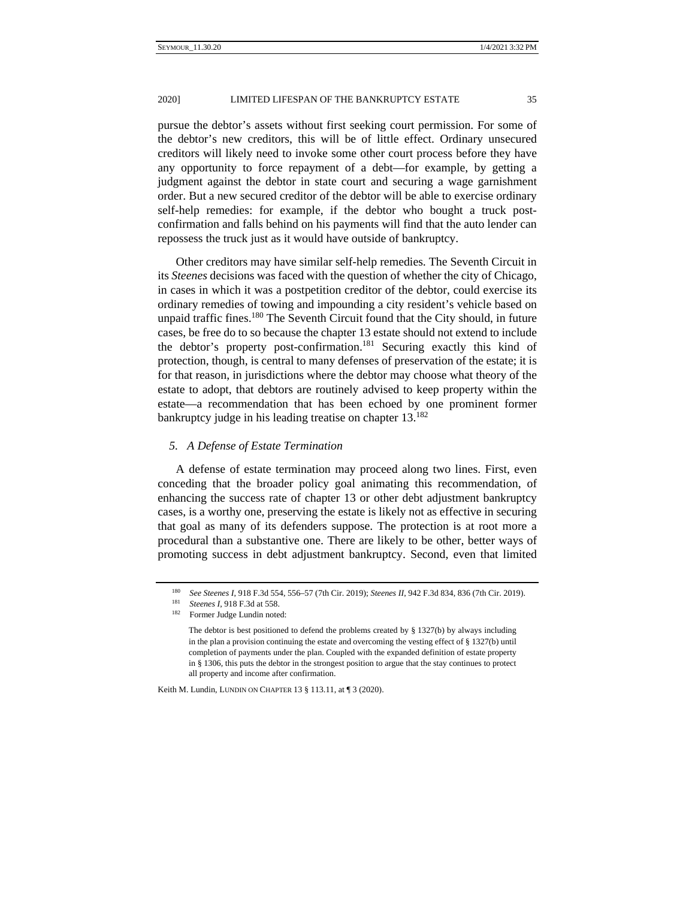pursue the debtor's assets without first seeking court permission. For some of the debtor's new creditors, this will be of little effect. Ordinary unsecured creditors will likely need to invoke some other court process before they have any opportunity to force repayment of a debt—for example, by getting a judgment against the debtor in state court and securing a wage garnishment order. But a new secured creditor of the debtor will be able to exercise ordinary self-help remedies: for example, if the debtor who bought a truck post-confirmation and falls behind on his payments will find that the auto lender can repossess the truck just as it would have outside of bankruptcy.

Other creditors may have similar self-help remedies. The Seventh Circuit in its *Steenes* decisions was faced with the question of whether the city of Chicago, in cases in which it was a postpetition creditor of the debtor, could exercise its ordinary remedies of towing and impounding a city resident's vehicle based on unpaid traffic fines.[180] The Seventh Circuit found that the City should, in future cases, be free do to so because the chapter 13 estate should not extend to include the debtor's property post-confirmation.[181] Securing exactly this kind of protection, though, is central to many defenses of preservation of the estate; it is for that reason, in jurisdictions where the debtor may choose what theory of the estate to adopt, that debtors are routinely advised to keep property within the estate—a recommendation that has been echoed by one prominent former bankruptcy judge in his leading treatise on chapter 13.[182]

### *5. A Defense of Estate Termination*

A defense of estate termination may proceed along two lines. First, even conceding that the broader policy goal animating this recommendation, of enhancing the success rate of chapter 13 or other debt adjustment bankruptcy cases, is a worthy one, preserving the estate is likely not as effective in securing that goal as many of its defenders suppose. The protection is at root more a procedural than a substantive one. There are likely to be other, better ways of promoting success in debt adjustment bankruptcy. Second, even that limited

---

[180] *See Steenes I*, 918 F.3d 554, 556–57 (7th Cir. 2019); *Steenes II*, 942 F.3d 834, 836 (7th Cir. 2019).

[181] *Steenes I*, 918 F.3d at 558.

[182] Former Judge Lundin noted:

> The debtor is best positioned to defend the problems created by § 1327(b) by always including in the plan a provision continuing the estate and overcoming the vesting effect of § 1327(b) until completion of payments under the plan. Coupled with the expanded definition of estate property in § 1306, this puts the debtor in the strongest position to argue that the stay continues to protect all property and income after confirmation.

Keith M. Lundin, LUNDIN ON CHAPTER 13 § 113.11, at ¶ 3 (2020).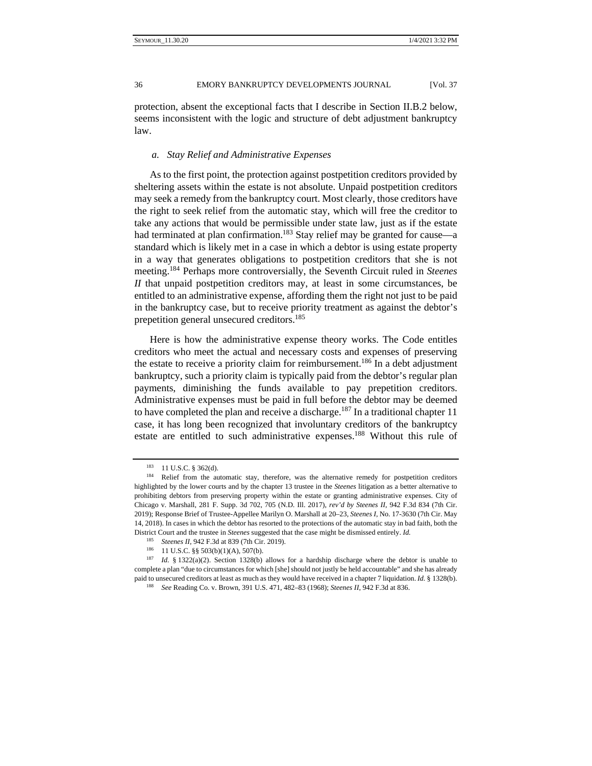protection, absent the exceptional facts that I describe in Section II.B.2 below, seems inconsistent with the logic and structure of debt adjustment bankruptcy law.

### *a. Stay Relief and Administrative Expenses*

As to the first point, the protection against postpetition creditors provided by sheltering assets within the estate is not absolute. Unpaid postpetition creditors may seek a remedy from the bankruptcy court. Most clearly, those creditors have the right to seek relief from the automatic stay, which will free the creditor to take any actions that would be permissible under state law, just as if the estate had terminated at plan confirmation.[183] Stay relief may be granted for cause—a standard which is likely met in a case in which a debtor is using estate property in a way that generates obligations to postpetition creditors that she is not meeting.[184] Perhaps more controversially, the Seventh Circuit ruled in *Steenes II* that unpaid postpetition creditors may, at least in some circumstances, be entitled to an administrative expense, affording them the right not just to be paid in the bankruptcy case, but to receive priority treatment as against the debtor's prepetition general unsecured creditors.[185]

Here is how the administrative expense theory works. The Code entitles creditors who meet the actual and necessary costs and expenses of preserving the estate to receive a priority claim for reimbursement.[186] In a debt adjustment bankruptcy, such a priority claim is typically paid from the debtor's regular plan payments, diminishing the funds available to pay prepetition creditors. Administrative expenses must be paid in full before the debtor may be deemed to have completed the plan and receive a discharge.[187] In a traditional chapter 11 case, it has long been recognized that involuntary creditors of the bankruptcy estate are entitled to such administrative expenses.[188] Without this rule of

---

[183] 11 U.S.C. § 362(d).

[184] Relief from the automatic stay, therefore, was the alternative remedy for postpetition creditors highlighted by the lower courts and by the chapter 13 trustee in the *Steenes* litigation as a better alternative to prohibiting debtors from preserving property within the estate or granting administrative expenses. City of Chicago v. Marshall, 281 F. Supp. 3d 702, 705 (N.D. Ill. 2017), *rev'd by Steenes II*, 942 F.3d 834 (7th Cir. 2019); Response Brief of Trustee-Appellee Marilyn O. Marshall at 20–23, *Steenes I*, No. 17-3630 (7th Cir. May 14, 2018). In cases in which the debtor has resorted to the protections of the automatic stay in bad faith, both the District Court and the trustee in *Steenes* suggested that the case might be dismissed entirely. *Id.*

[185] *Steenes II*, 942 F.3d at 839 (7th Cir. 2019).

[186] 11 U.S.C. §§ 503(b)(1)(A), 507(b).

[187] *Id.* § 1322(a)(2). Section 1328(b) allows for a hardship discharge where the debtor is unable to complete a plan "due to circumstances for which [she] should not justly be held accountable" and she has already paid to unsecured creditors at least as much as they would have received in a chapter 7 liquidation. *Id.* § 1328(b).

[188] *See* Reading Co. v. Brown, 391 U.S. 471, 482–83 (1968); *Steenes II*, 942 F.3d at 836.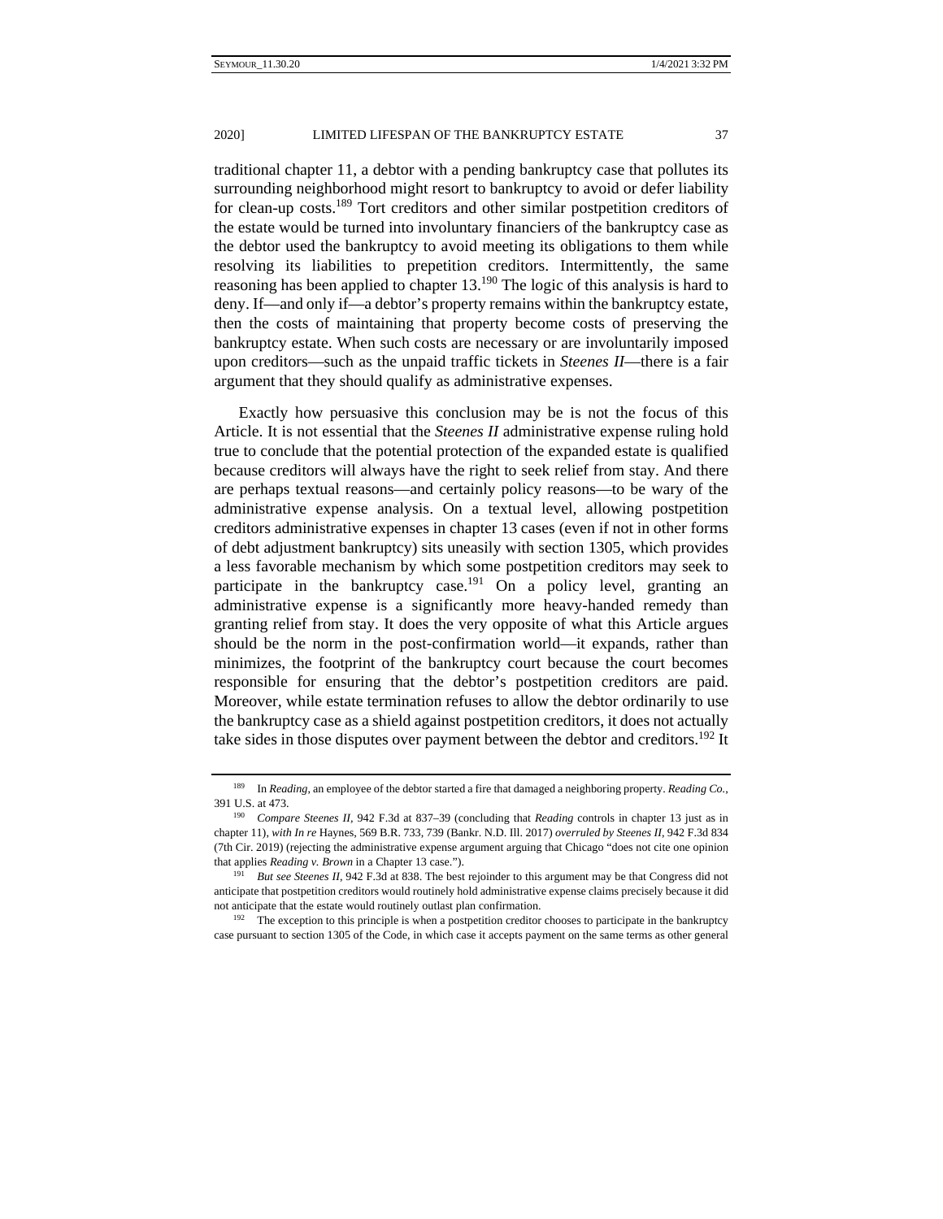traditional chapter 11, a debtor with a pending bankruptcy case that pollutes its surrounding neighborhood might resort to bankruptcy to avoid or defer liability for clean-up costs.[189] Tort creditors and other similar postpetition creditors of the estate would be turned into involuntary financiers of the bankruptcy case as the debtor used the bankruptcy to avoid meeting its obligations to them while resolving its liabilities to prepetition creditors. Intermittently, the same reasoning has been applied to chapter 13.[190] The logic of this analysis is hard to deny. If—and only if—a debtor's property remains within the bankruptcy estate, then the costs of maintaining that property become costs of preserving the bankruptcy estate. When such costs are necessary or are involuntarily imposed upon creditors—such as the unpaid traffic tickets in *Steenes II*—there is a fair argument that they should qualify as administrative expenses.

Exactly how persuasive this conclusion may be is not the focus of this Article. It is not essential that the *Steenes II* administrative expense ruling hold true to conclude that the potential protection of the expanded estate is qualified because creditors will always have the right to seek relief from stay. And there are perhaps textual reasons—and certainly policy reasons—to be wary of the administrative expense analysis. On a textual level, allowing postpetition creditors administrative expenses in chapter 13 cases (even if not in other forms of debt adjustment bankruptcy) sits uneasily with section 1305, which provides a less favorable mechanism by which some postpetition creditors may seek to participate in the bankruptcy case.[191] On a policy level, granting an administrative expense is a significantly more heavy-handed remedy than granting relief from stay. It does the very opposite of what this Article argues should be the norm in the post-confirmation world—it expands, rather than minimizes, the footprint of the bankruptcy court because the court becomes responsible for ensuring that the debtor's postpetition creditors are paid. Moreover, while estate termination refuses to allow the debtor ordinarily to use the bankruptcy case as a shield against postpetition creditors, it does not actually take sides in those disputes over payment between the debtor and creditors.[192] It

---

[189] In *Reading*, an employee of the debtor started a fire that damaged a neighboring property. *Reading Co.*, 391 U.S. at 473.

[190] *Compare Steenes II*, 942 F.3d at 837–39 (concluding that *Reading* controls in chapter 13 just as in chapter 11), *with In re* Haynes, 569 B.R. 733, 739 (Bankr. N.D. Ill. 2017) *overruled by Steenes II*, 942 F.3d 834 (7th Cir. 2019) (rejecting the administrative expense argument arguing that Chicago "does not cite one opinion that applies *Reading v. Brown* in a Chapter 13 case.").

[191] *But see Steenes II*, 942 F.3d at 838. The best rejoinder to this argument may be that Congress did not anticipate that postpetition creditors would routinely hold administrative expense claims precisely because it did not anticipate that the estate would routinely outlast plan confirmation.

[192] The exception to this principle is when a postpetition creditor chooses to participate in the bankruptcy case pursuant to section 1305 of the Code, in which case it accepts payment on the same terms as other general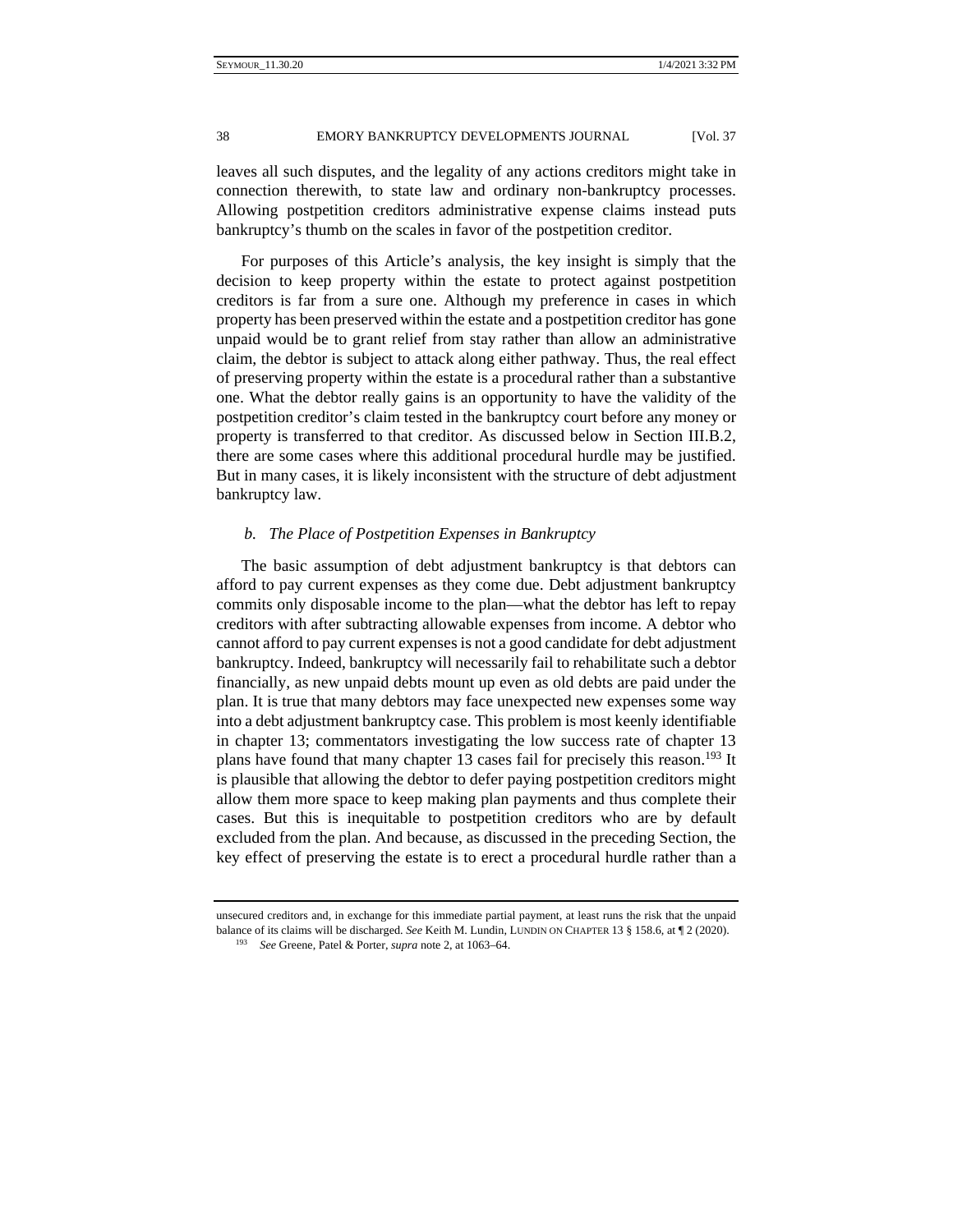leaves all such disputes, and the legality of any actions creditors might take in connection therewith, to state law and ordinary non-bankruptcy processes. Allowing postpetition creditors administrative expense claims instead puts bankruptcy's thumb on the scales in favor of the postpetition creditor.

For purposes of this Article's analysis, the key insight is simply that the decision to keep property within the estate to protect against postpetition creditors is far from a sure one. Although my preference in cases in which property has been preserved within the estate and a postpetition creditor has gone unpaid would be to grant relief from stay rather than allow an administrative claim, the debtor is subject to attack along either pathway. Thus, the real effect of preserving property within the estate is a procedural rather than a substantive one. What the debtor really gains is an opportunity to have the validity of the postpetition creditor's claim tested in the bankruptcy court before any money or property is transferred to that creditor. As discussed below in Section III.B.2, there are some cases where this additional procedural hurdle may be justified. But in many cases, it is likely inconsistent with the structure of debt adjustment bankruptcy law.

### *b. The Place of Postpetition Expenses in Bankruptcy*

The basic assumption of debt adjustment bankruptcy is that debtors can afford to pay current expenses as they come due. Debt adjustment bankruptcy commits only disposable income to the plan—what the debtor has left to repay creditors with after subtracting allowable expenses from income. A debtor who cannot afford to pay current expenses is not a good candidate for debt adjustment bankruptcy. Indeed, bankruptcy will necessarily fail to rehabilitate such a debtor financially, as new unpaid debts mount up even as old debts are paid under the plan. It is true that many debtors may face unexpected new expenses some way into a debt adjustment bankruptcy case. This problem is most keenly identifiable in chapter 13; commentators investigating the low success rate of chapter 13 plans have found that many chapter 13 cases fail for precisely this reason.[193] It is plausible that allowing the debtor to defer paying postpetition creditors might allow them more space to keep making plan payments and thus complete their cases. But this is inequitable to postpetition creditors who are by default excluded from the plan. And because, as discussed in the preceding Section, the key effect of preserving the estate is to erect a procedural hurdle rather than a

---

unsecured creditors and, in exchange for this immediate partial payment, at least runs the risk that the unpaid balance of its claims will be discharged. *See* Keith M. Lundin, LUNDIN ON CHAPTER 13 § 158.6, at ¶ 2 (2020).

[193] *See* Greene, Patel & Porter, *supra* note 2, at 1063–64.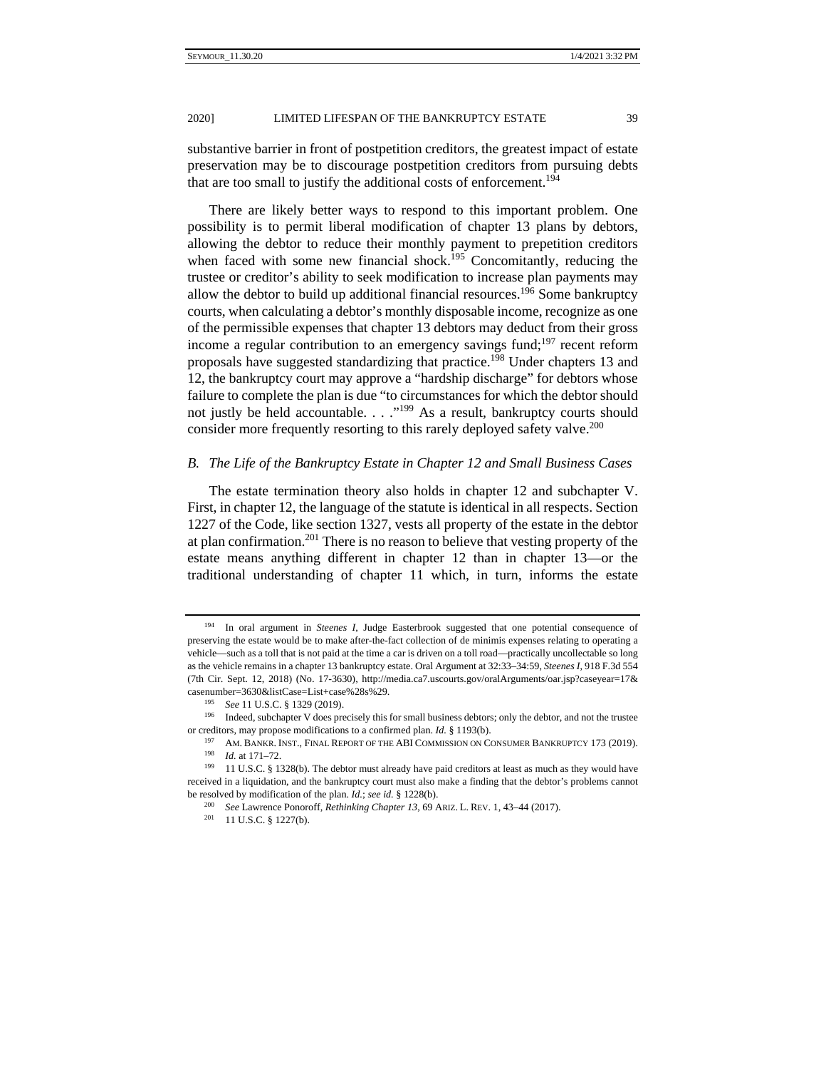substantive barrier in front of postpetition creditors, the greatest impact of estate preservation may be to discourage postpetition creditors from pursuing debts that are too small to justify the additional costs of enforcement.[194]

There are likely better ways to respond to this important problem. One possibility is to permit liberal modification of chapter 13 plans by debtors, allowing the debtor to reduce their monthly payment to prepetition creditors when faced with some new financial shock.[195] Concomitantly, reducing the trustee or creditor's ability to seek modification to increase plan payments may allow the debtor to build up additional financial resources.[196] Some bankruptcy courts, when calculating a debtor's monthly disposable income, recognize as one of the permissible expenses that chapter 13 debtors may deduct from their gross income a regular contribution to an emergency savings fund;[197] recent reform proposals have suggested standardizing that practice.[198] Under chapters 13 and 12, the bankruptcy court may approve a "hardship discharge" for debtors whose failure to complete the plan is due "to circumstances for which the debtor should not justly be held accountable. . . ."[199] As a result, bankruptcy courts should consider more frequently resorting to this rarely deployed safety valve.[200]

### *B. The Life of the Bankruptcy Estate in Chapter 12 and Small Business Cases*

The estate termination theory also holds in chapter 12 and subchapter V. First, in chapter 12, the language of the statute is identical in all respects. Section 1227 of the Code, like section 1327, vests all property of the estate in the debtor at plan confirmation.[201] There is no reason to believe that vesting property of the estate means anything different in chapter 12 than in chapter 13—or the traditional understanding of chapter 11 which, in turn, informs the estate

---

[194] In oral argument in *Steenes I*, Judge Easterbrook suggested that one potential consequence of preserving the estate would be to make after-the-fact collection of de minimis expenses relating to operating a vehicle—such as a toll that is not paid at the time a car is driven on a toll road—practically uncollectable so long as the vehicle remains in a chapter 13 bankruptcy estate. Oral Argument at 32:33–34:59, *Steenes I*, 918 F.3d 554 (7th Cir. Sept. 12, 2018) (No. 17-3630), http://media.ca7.uscourts.gov/oralArguments/oar.jsp?caseyear=17&casenumber=3630&listCase=List+case%28s%29.

[195] *See* 11 U.S.C. § 1329 (2019).

[196] Indeed, subchapter V does precisely this for small business debtors; only the debtor, and not the trustee or creditors, may propose modifications to a confirmed plan. *Id.* § 1193(b).

[197] AM. BANKR. INST., FINAL REPORT OF THE ABI COMMISSION ON CONSUMER BANKRUPTCY 173 (2019).

[198] *Id.* at 171–72.

[199] 11 U.S.C. § 1328(b). The debtor must already have paid creditors at least as much as they would have received in a liquidation, and the bankruptcy court must also make a finding that the debtor's problems cannot be resolved by modification of the plan. *Id.*; *see id.* § 1228(b).

[200] *See* Lawrence Ponoroff, *Rethinking Chapter 13*, 69 ARIZ. L. REV. 1, 43–44 (2017).

[201] 11 U.S.C. § 1227(b).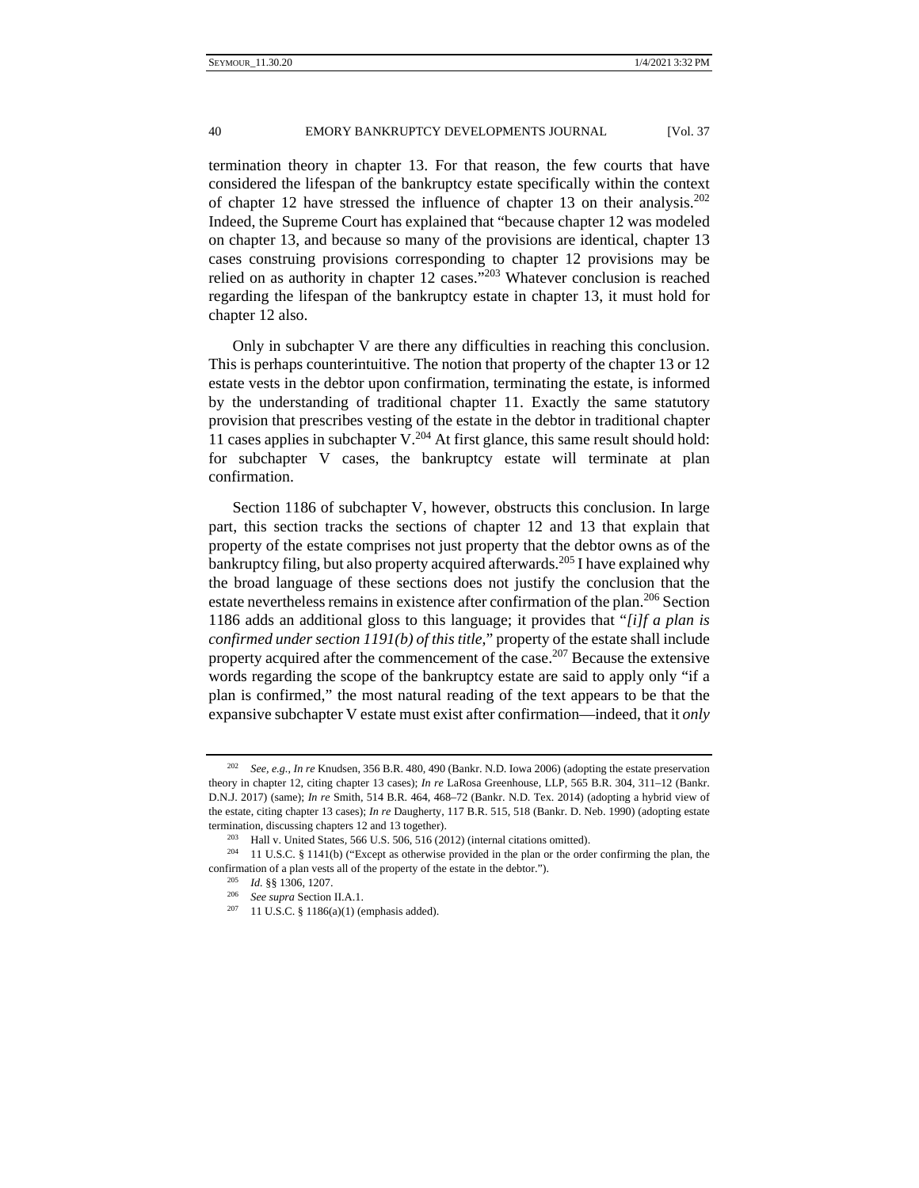termination theory in chapter 13. For that reason, the few courts that have considered the lifespan of the bankruptcy estate specifically within the context of chapter 12 have stressed the influence of chapter 13 on their analysis.[202] Indeed, the Supreme Court has explained that "because chapter 12 was modeled on chapter 13, and because so many of the provisions are identical, chapter 13 cases construing provisions corresponding to chapter 12 provisions may be relied on as authority in chapter 12 cases."[203] Whatever conclusion is reached regarding the lifespan of the bankruptcy estate in chapter 13, it must hold for chapter 12 also.

Only in subchapter V are there any difficulties in reaching this conclusion. This is perhaps counterintuitive. The notion that property of the chapter 13 or 12 estate vests in the debtor upon confirmation, terminating the estate, is informed by the understanding of traditional chapter 11. Exactly the same statutory provision that prescribes vesting of the estate in the debtor in traditional chapter 11 cases applies in subchapter V.[204] At first glance, this same result should hold: for subchapter V cases, the bankruptcy estate will terminate at plan confirmation.

Section 1186 of subchapter V, however, obstructs this conclusion. In large part, this section tracks the sections of chapter 12 and 13 that explain that property of the estate comprises not just property that the debtor owns as of the bankruptcy filing, but also property acquired afterwards.[205] I have explained why the broad language of these sections does not justify the conclusion that the estate nevertheless remains in existence after confirmation of the plan.[206] Section 1186 adds an additional gloss to this language; it provides that "*[i]f a plan is confirmed under section 1191(b) of this title*," property of the estate shall include property acquired after the commencement of the case.[207] Because the extensive words regarding the scope of the bankruptcy estate are said to apply only "if a plan is confirmed," the most natural reading of the text appears to be that the expansive subchapter V estate must exist after confirmation—indeed, that it *only*

---

[202] *See, e.g.*, *In re* Knudsen, 356 B.R. 480, 490 (Bankr. N.D. Iowa 2006) (adopting the estate preservation theory in chapter 12, citing chapter 13 cases); *In re* LaRosa Greenhouse, LLP, 565 B.R. 304, 311–12 (Bankr. D.N.J. 2017) (same); *In re* Smith, 514 B.R. 464, 468–72 (Bankr. N.D. Tex. 2014) (adopting a hybrid view of the estate, citing chapter 13 cases); *In re* Daugherty, 117 B.R. 515, 518 (Bankr. D. Neb. 1990) (adopting estate termination, discussing chapters 12 and 13 together).

[203] Hall v. United States, 566 U.S. 506, 516 (2012) (internal citations omitted).

[204] 11 U.S.C. § 1141(b) ("Except as otherwise provided in the plan or the order confirming the plan, the confirmation of a plan vests all of the property of the estate in the debtor.").

[205] *Id.* §§ 1306, 1207.

[206] *See supra* Section II.A.1.

[207] 11 U.S.C. § 1186(a)(1) (emphasis added).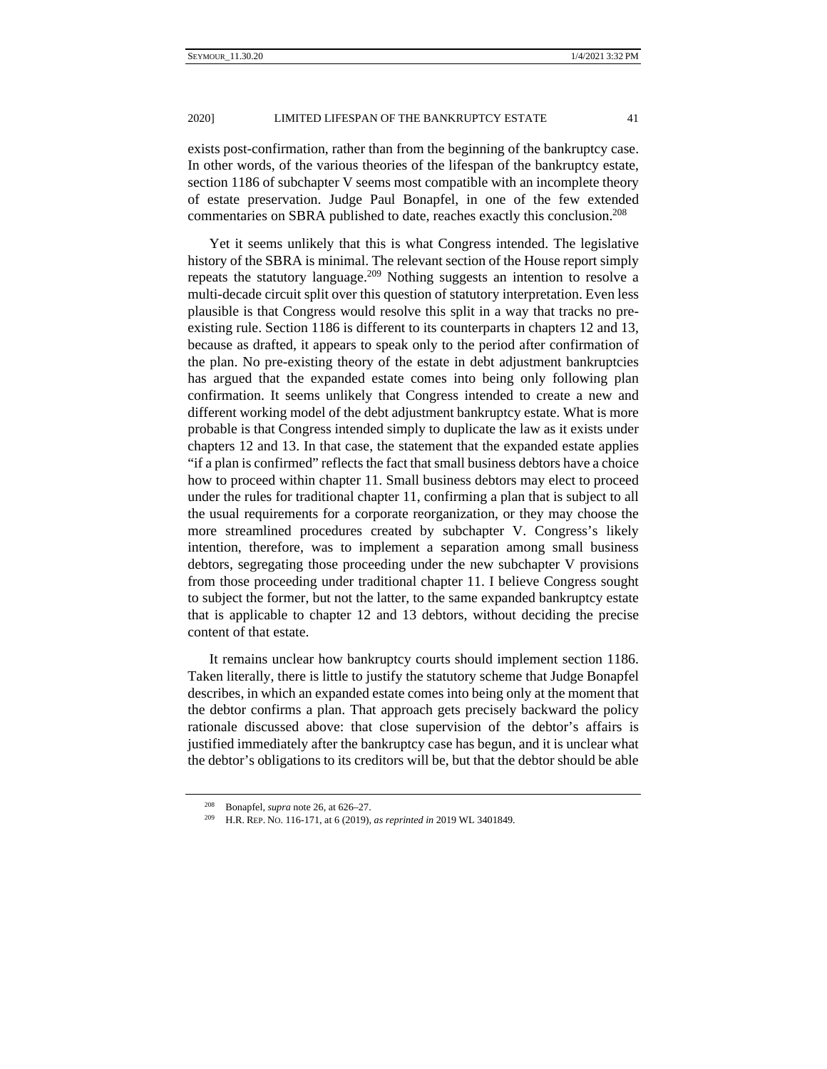exists post-confirmation, rather than from the beginning of the bankruptcy case. In other words, of the various theories of the lifespan of the bankruptcy estate, section 1186 of subchapter V seems most compatible with an incomplete theory of estate preservation. Judge Paul Bonapfel, in one of the few extended commentaries on SBRA published to date, reaches exactly this conclusion.[208]

Yet it seems unlikely that this is what Congress intended. The legislative history of the SBRA is minimal. The relevant section of the House report simply repeats the statutory language.[209] Nothing suggests an intention to resolve a multi-decade circuit split over this question of statutory interpretation. Even less plausible is that Congress would resolve this split in a way that tracks no pre-existing rule. Section 1186 is different to its counterparts in chapters 12 and 13, because as drafted, it appears to speak only to the period after confirmation of the plan. No pre-existing theory of the estate in debt adjustment bankruptcies has argued that the expanded estate comes into being only following plan confirmation. It seems unlikely that Congress intended to create a new and different working model of the debt adjustment bankruptcy estate. What is more probable is that Congress intended simply to duplicate the law as it exists under chapters 12 and 13. In that case, the statement that the expanded estate applies "if a plan is confirmed" reflects the fact that small business debtors have a choice how to proceed within chapter 11. Small business debtors may elect to proceed under the rules for traditional chapter 11, confirming a plan that is subject to all the usual requirements for a corporate reorganization, or they may choose the more streamlined procedures created by subchapter V. Congress's likely intention, therefore, was to implement a separation among small business debtors, segregating those proceeding under the new subchapter V provisions from those proceeding under traditional chapter 11. I believe Congress sought to subject the former, but not the latter, to the same expanded bankruptcy estate that is applicable to chapter 12 and 13 debtors, without deciding the precise content of that estate.

It remains unclear how bankruptcy courts should implement section 1186. Taken literally, there is little to justify the statutory scheme that Judge Bonapfel describes, in which an expanded estate comes into being only at the moment that the debtor confirms a plan. That approach gets precisely backward the policy rationale discussed above: that close supervision of the debtor's affairs is justified immediately after the bankruptcy case has begun, and it is unclear what the debtor's obligations to its creditors will be, but that the debtor should be able

---

[208] Bonapfel, *supra* note 26, at 626–27.

[209] H.R. REP. NO. 116-171, at 6 (2019), *as reprinted in* 2019 WL 3401849.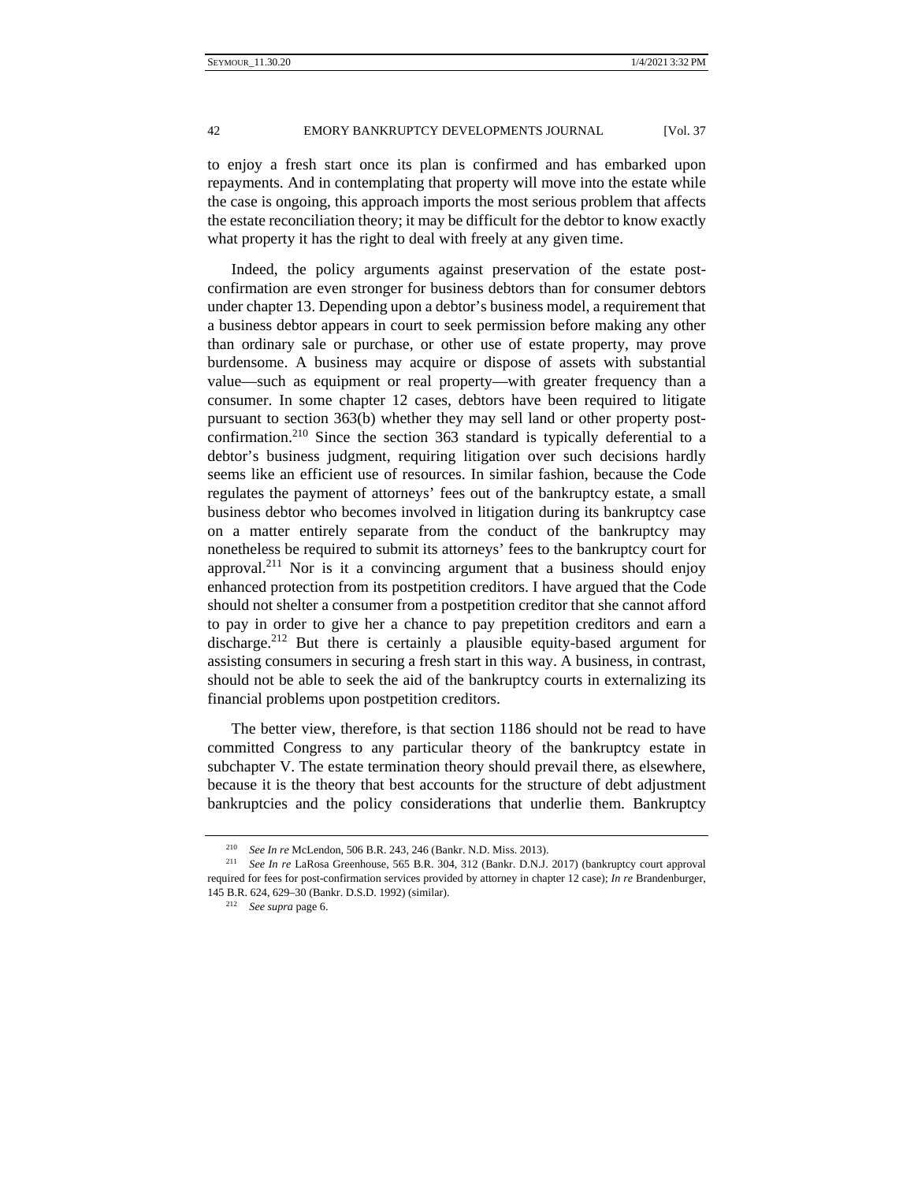to enjoy a fresh start once its plan is confirmed and has embarked upon repayments. And in contemplating that property will move into the estate while the case is ongoing, this approach imports the most serious problem that affects the estate reconciliation theory; it may be difficult for the debtor to know exactly what property it has the right to deal with freely at any given time.

Indeed, the policy arguments against preservation of the estate post-confirmation are even stronger for business debtors than for consumer debtors under chapter 13. Depending upon a debtor's business model, a requirement that a business debtor appears in court to seek permission before making any other than ordinary sale or purchase, or other use of estate property, may prove burdensome. A business may acquire or dispose of assets with substantial value—such as equipment or real property—with greater frequency than a consumer. In some chapter 12 cases, debtors have been required to litigate pursuant to section 363(b) whether they may sell land or other property post-confirmation.[210] Since the section 363 standard is typically deferential to a debtor's business judgment, requiring litigation over such decisions hardly seems like an efficient use of resources. In similar fashion, because the Code regulates the payment of attorneys' fees out of the bankruptcy estate, a small business debtor who becomes involved in litigation during its bankruptcy case on a matter entirely separate from the conduct of the bankruptcy may nonetheless be required to submit its attorneys' fees to the bankruptcy court for approval.[211] Nor is it a convincing argument that a business should enjoy enhanced protection from its postpetition creditors. I have argued that the Code should not shelter a consumer from a postpetition creditor that she cannot afford to pay in order to give her a chance to pay prepetition creditors and earn a discharge.[212] But there is certainly a plausible equity-based argument for assisting consumers in securing a fresh start in this way. A business, in contrast, should not be able to seek the aid of the bankruptcy courts in externalizing its financial problems upon postpetition creditors.

The better view, therefore, is that section 1186 should not be read to have committed Congress to any particular theory of the bankruptcy estate in subchapter V. The estate termination theory should prevail there, as elsewhere, because it is the theory that best accounts for the structure of debt adjustment bankruptcies and the policy considerations that underlie them. Bankruptcy

---

[210] *See In re* McLendon, 506 B.R. 243, 246 (Bankr. N.D. Miss. 2013).

[211] *See In re* LaRosa Greenhouse, 565 B.R. 304, 312 (Bankr. D.N.J. 2017) (bankruptcy court approval required for fees for post-confirmation services provided by attorney in chapter 12 case); *In re* Brandenburger, 145 B.R. 624, 629–30 (Bankr. D.S.D. 1992) (similar).

[212] *See supra* page 6.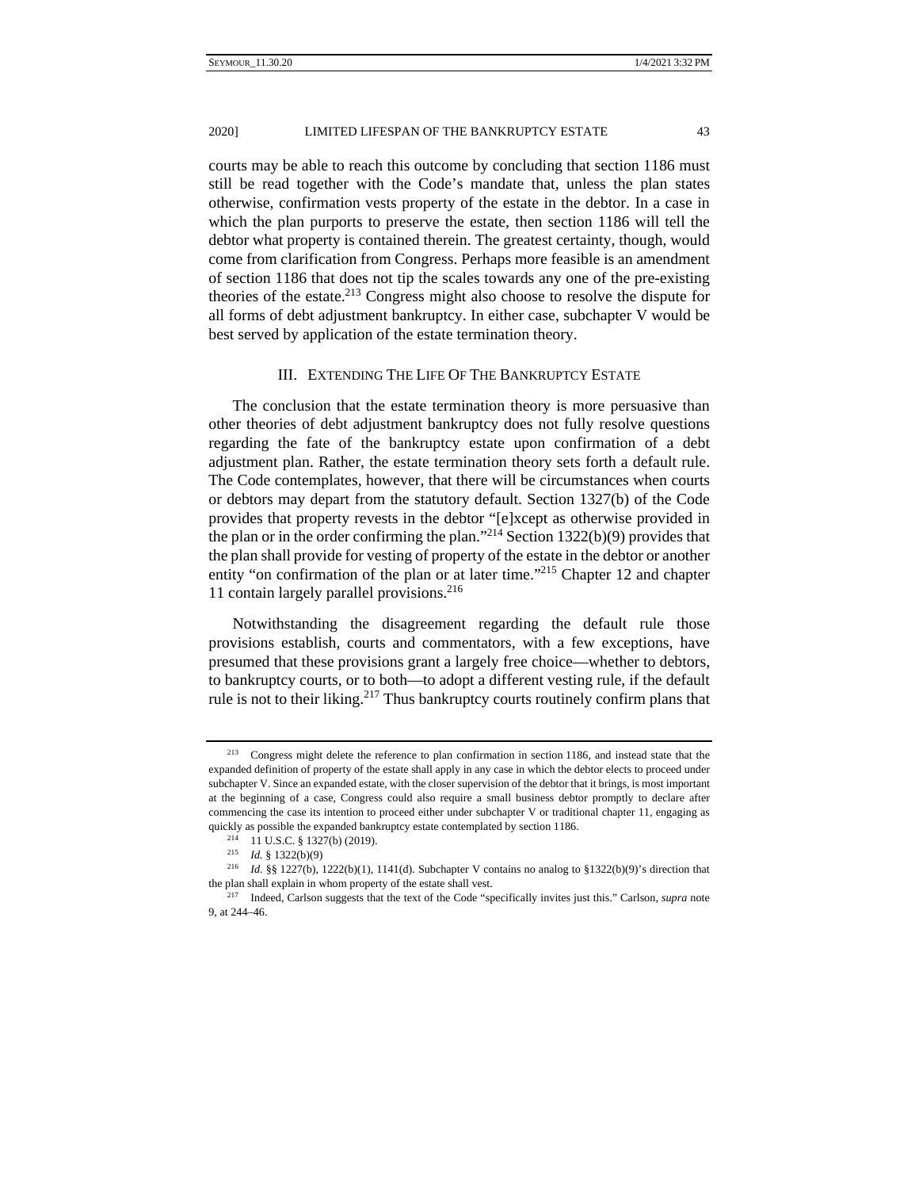courts may be able to reach this outcome by concluding that section 1186 must still be read together with the Code's mandate that, unless the plan states otherwise, confirmation vests property of the estate in the debtor. In a case in which the plan purports to preserve the estate, then section 1186 will tell the debtor what property is contained therein. The greatest certainty, though, would come from clarification from Congress. Perhaps more feasible is an amendment of section 1186 that does not tip the scales towards any one of the pre-existing theories of the estate.[213] Congress might also choose to resolve the dispute for all forms of debt adjustment bankruptcy. In either case, subchapter V would be best served by application of the estate termination theory.

## III. Extending The Life Of The Bankruptcy Estate

The conclusion that the estate termination theory is more persuasive than other theories of debt adjustment bankruptcy does not fully resolve questions regarding the fate of the bankruptcy estate upon confirmation of a debt adjustment plan. Rather, the estate termination theory sets forth a default rule. The Code contemplates, however, that there will be circumstances when courts or debtors may depart from the statutory default. Section 1327(b) of the Code provides that property revests in the debtor "[e]xcept as otherwise provided in the plan or in the order confirming the plan."[214] Section 1322(b)(9) provides that the plan shall provide for vesting of property of the estate in the debtor or another entity "on confirmation of the plan or at later time."[215] Chapter 12 and chapter 11 contain largely parallel provisions.[216]

Notwithstanding the disagreement regarding the default rule those provisions establish, courts and commentators, with a few exceptions, have presumed that these provisions grant a largely free choice—whether to debtors, to bankruptcy courts, or to both—to adopt a different vesting rule, if the default rule is not to their liking.[217] Thus bankruptcy courts routinely confirm plans that

---

[213] Congress might delete the reference to plan confirmation in section 1186, and instead state that the expanded definition of property of the estate shall apply in any case in which the debtor elects to proceed under subchapter V. Since an expanded estate, with the closer supervision of the debtor that it brings, is most important at the beginning of a case, Congress could also require a small business debtor promptly to declare after commencing the case its intention to proceed either under subchapter V or traditional chapter 11, engaging as quickly as possible the expanded bankruptcy estate contemplated by section 1186.

[214] 11 U.S.C. § 1327(b) (2019).

[215] *Id.* § 1322(b)(9)

[216] *Id.* §§ 1227(b), 1222(b)(1), 1141(d). Subchapter V contains no analog to §1322(b)(9)'s direction that the plan shall explain in whom property of the estate shall vest.

[217] Indeed, Carlson suggests that the text of the Code "specifically invites just this." Carlson, *supra* note 9, at 244–46.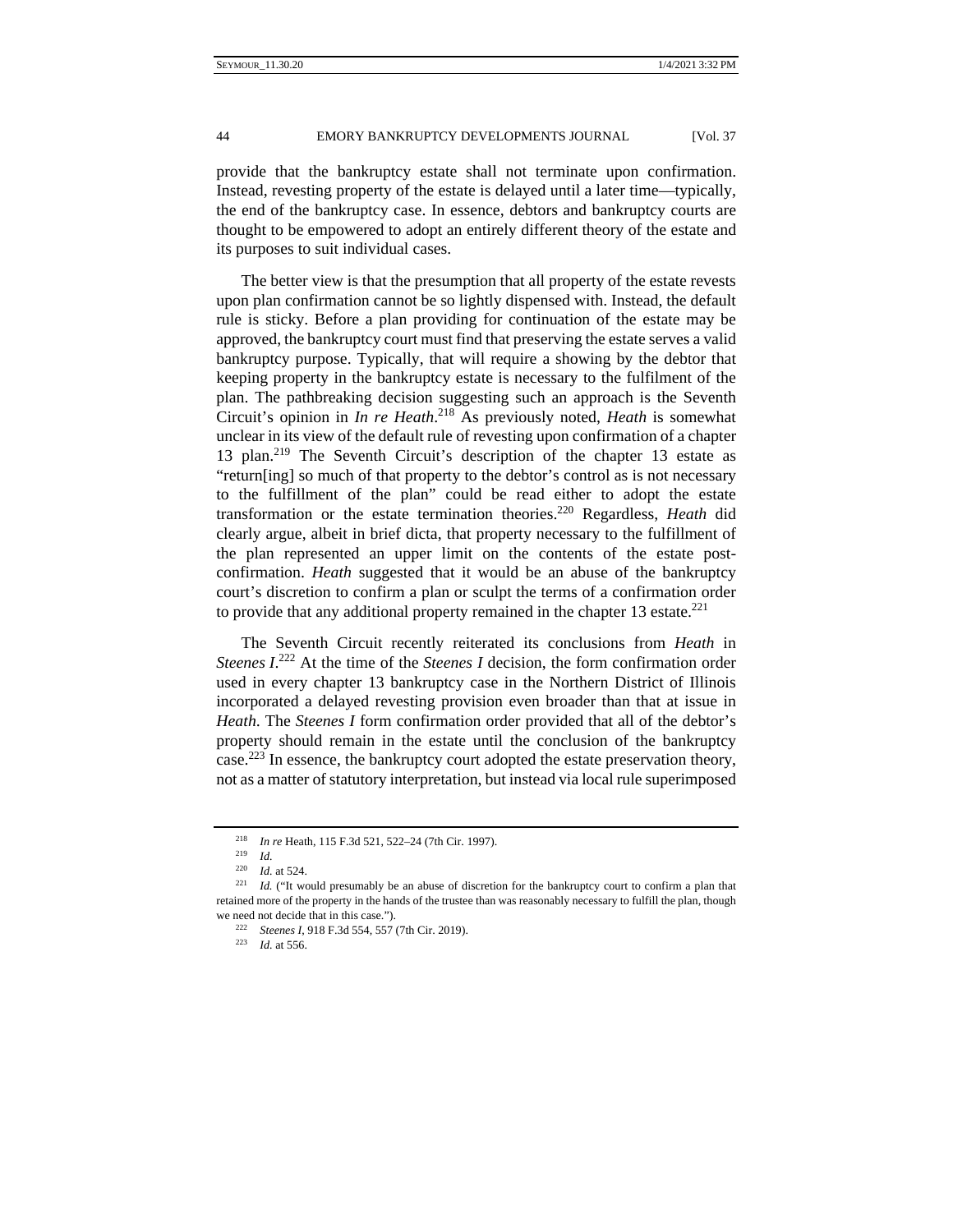provide that the bankruptcy estate shall not terminate upon confirmation. Instead, revesting property of the estate is delayed until a later time—typically, the end of the bankruptcy case. In essence, debtors and bankruptcy courts are thought to be empowered to adopt an entirely different theory of the estate and its purposes to suit individual cases.

The better view is that the presumption that all property of the estate revests upon plan confirmation cannot be so lightly dispensed with. Instead, the default rule is sticky. Before a plan providing for continuation of the estate may be approved, the bankruptcy court must find that preserving the estate serves a valid bankruptcy purpose. Typically, that will require a showing by the debtor that keeping property in the bankruptcy estate is necessary to the fulfilment of the plan. The pathbreaking decision suggesting such an approach is the Seventh Circuit's opinion in *In re Heath*.[218] As previously noted, *Heath* is somewhat unclear in its view of the default rule of revesting upon confirmation of a chapter 13 plan.[219] The Seventh Circuit's description of the chapter 13 estate as "return[ing] so much of that property to the debtor's control as is not necessary to the fulfillment of the plan" could be read either to adopt the estate transformation or the estate termination theories.[220] Regardless, *Heath* did clearly argue, albeit in brief dicta, that property necessary to the fulfillment of the plan represented an upper limit on the contents of the estate post-confirmation. *Heath* suggested that it would be an abuse of the bankruptcy court's discretion to confirm a plan or sculpt the terms of a confirmation order to provide that any additional property remained in the chapter 13 estate.[221]

The Seventh Circuit recently reiterated its conclusions from *Heath* in *Steenes I*.[222] At the time of the *Steenes I* decision, the form confirmation order used in every chapter 13 bankruptcy case in the Northern District of Illinois incorporated a delayed revesting provision even broader than that at issue in *Heath*. The *Steenes I* form confirmation order provided that all of the debtor's property should remain in the estate until the conclusion of the bankruptcy case.[223] In essence, the bankruptcy court adopted the estate preservation theory, not as a matter of statutory interpretation, but instead via local rule superimposed

---

[218] *In re* Heath, 115 F.3d 521, 522–24 (7th Cir. 1997).

[219] *Id.*

[220] *Id.* at 524.

[221] *Id.* ("It would presumably be an abuse of discretion for the bankruptcy court to confirm a plan that retained more of the property in the hands of the trustee than was reasonably necessary to fulfill the plan, though we need not decide that in this case.").

[222] *Steenes I*, 918 F.3d 554, 557 (7th Cir. 2019).

[223] *Id.* at 556.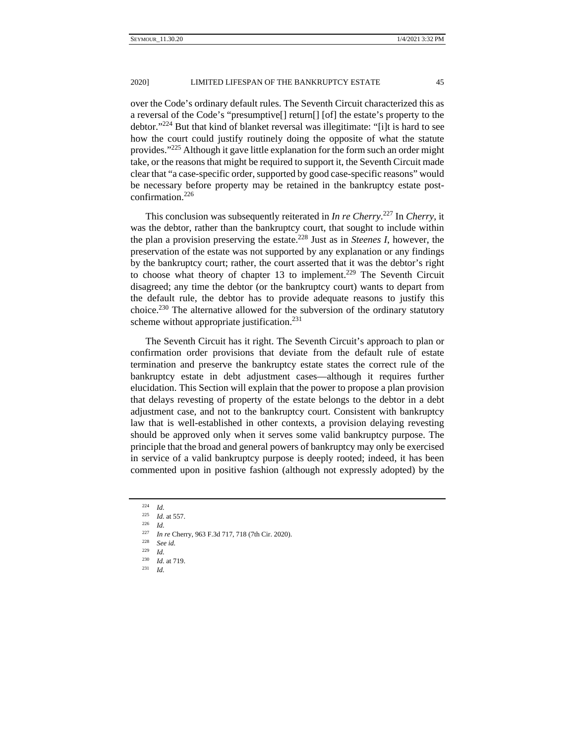over the Code's ordinary default rules. The Seventh Circuit characterized this as a reversal of the Code's "presumptive[] return[] [of] the estate's property to the debtor."[224] But that kind of blanket reversal was illegitimate: "[i]t is hard to see how the court could justify routinely doing the opposite of what the statute provides."[225] Although it gave little explanation for the form such an order might take, or the reasons that might be required to support it, the Seventh Circuit made clear that "a case-specific order, supported by good case-specific reasons" would be necessary before property may be retained in the bankruptcy estate post-confirmation.[226]

This conclusion was subsequently reiterated in *In re Cherry*.[227] In *Cherry*, it was the debtor, rather than the bankruptcy court, that sought to include within the plan a provision preserving the estate.[228] Just as in *Steenes I*, however, the preservation of the estate was not supported by any explanation or any findings by the bankruptcy court; rather, the court asserted that it was the debtor's right to choose what theory of chapter 13 to implement.[229] The Seventh Circuit disagreed; any time the debtor (or the bankruptcy court) wants to depart from the default rule, the debtor has to provide adequate reasons to justify this choice.[230] The alternative allowed for the subversion of the ordinary statutory scheme without appropriate justification.[231]

The Seventh Circuit has it right. The Seventh Circuit's approach to plan or confirmation order provisions that deviate from the default rule of estate termination and preserve the bankruptcy estate states the correct rule of the bankruptcy estate in debt adjustment cases—although it requires further elucidation. This Section will explain that the power to propose a plan provision that delays revesting of property of the estate belongs to the debtor in a debt adjustment case, and not to the bankruptcy court. Consistent with bankruptcy law that is well-established in other contexts, a provision delaying revesting should be approved only when it serves some valid bankruptcy purpose. The principle that the broad and general powers of bankruptcy may only be exercised in service of a valid bankruptcy purpose is deeply rooted; indeed, it has been commented upon in positive fashion (although not expressly adopted) by the

---

[224] *Id.*

[225] *Id.* at 557.

[226] *Id.*

[227] *In re* Cherry, 963 F.3d 717, 718 (7th Cir. 2020).

[228] *See id.*

[229] *Id.*

[230] *Id.* at 719.

[231] *Id.*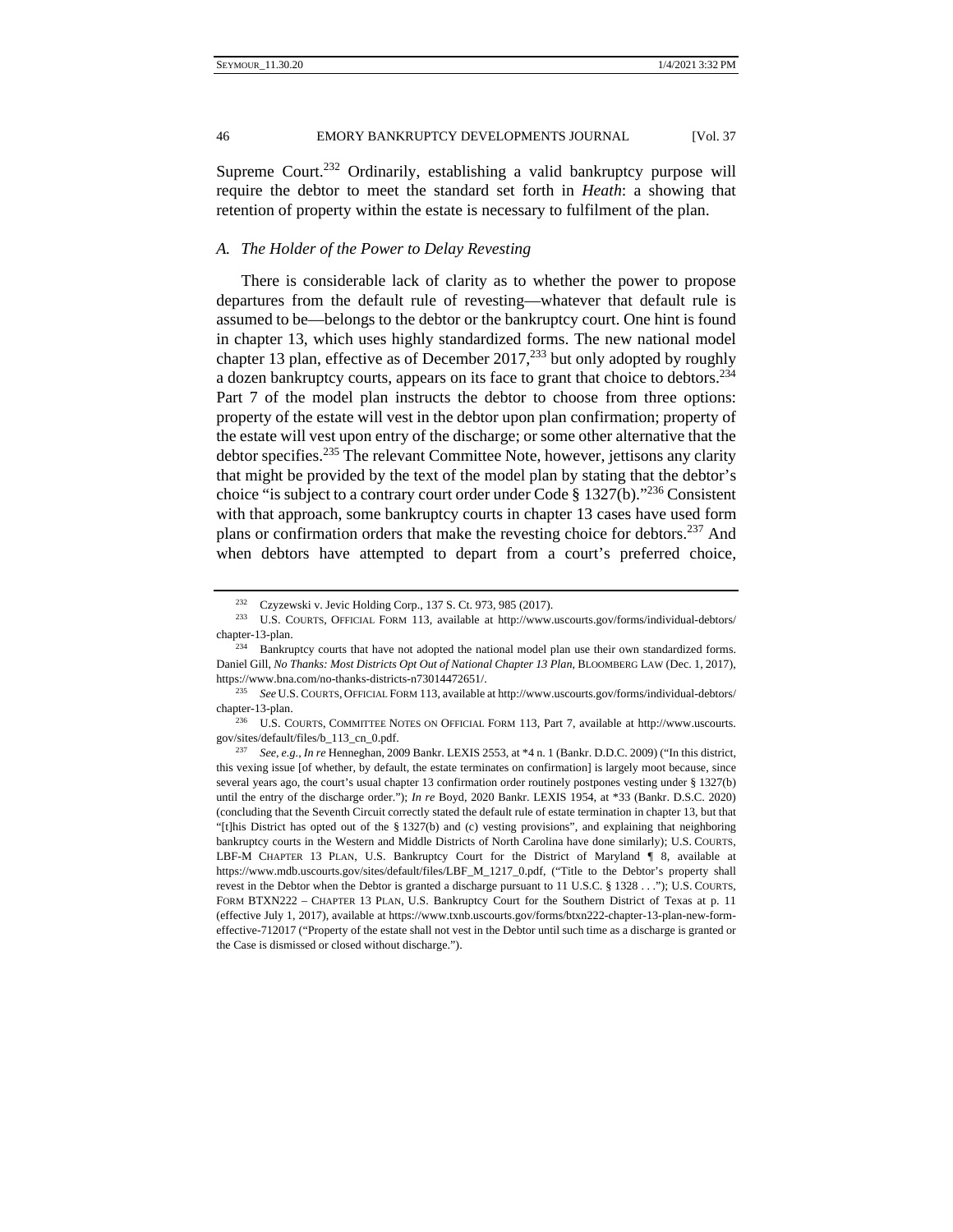Supreme Court.[232] Ordinarily, establishing a valid bankruptcy purpose will require the debtor to meet the standard set forth in *Heath*: a showing that retention of property within the estate is necessary to fulfilment of the plan.

### *A. The Holder of the Power to Delay Revesting*

There is considerable lack of clarity as to whether the power to propose departures from the default rule of revesting—whatever that default rule is assumed to be—belongs to the debtor or the bankruptcy court. One hint is found in chapter 13, which uses highly standardized forms. The new national model chapter 13 plan, effective as of December 2017,[233] but only adopted by roughly a dozen bankruptcy courts, appears on its face to grant that choice to debtors.[234] Part 7 of the model plan instructs the debtor to choose from three options: property of the estate will vest in the debtor upon plan confirmation; property of the estate will vest upon entry of the discharge; or some other alternative that the debtor specifies.[235] The relevant Committee Note, however, jettisons any clarity that might be provided by the text of the model plan by stating that the debtor's choice "is subject to a contrary court order under Code § 1327(b)."[236] Consistent with that approach, some bankruptcy courts in chapter 13 cases have used form plans or confirmation orders that make the revesting choice for debtors.[237] And when debtors have attempted to depart from a court's preferred choice,

---

[232] Czyzewski v. Jevic Holding Corp., 137 S. Ct. 973, 985 (2017).

[233] U.S. COURTS, OFFICIAL FORM 113, available at http://www.uscourts.gov/forms/individual-debtors/chapter-13-plan.

[234] Bankruptcy courts that have not adopted the national model plan use their own standardized forms. Daniel Gill, *No Thanks: Most Districts Opt Out of National Chapter 13 Plan*, BLOOMBERG LAW (Dec. 1, 2017), https://www.bna.com/no-thanks-districts-n73014472651/.

[235] *See* U.S. COURTS, OFFICIAL FORM 113, available at http://www.uscourts.gov/forms/individual-debtors/chapter-13-plan.

[236] U.S. COURTS, COMMITTEE NOTES ON OFFICIAL FORM 113, Part 7, available at http://www.uscourts.gov/sites/default/files/b_113_cn_0.pdf.

[237] *See, e.g.*, *In re* Henneghan, 2009 Bankr. LEXIS 2553, at *4 n. 1 (Bankr. D.D.C. 2009) ("In this district, this vexing issue [of whether, by default, the estate terminates on confirmation] is largely moot because, since several years ago, the court's usual chapter 13 confirmation order routinely postpones vesting under § 1327(b) until the entry of the discharge order."); *In re* Boyd, 2020 Bankr. LEXIS 1954, at *33 (Bankr. D.S.C. 2020) (concluding that the Seventh Circuit correctly stated the default rule of estate termination in chapter 13, but that "[t]his District has opted out of the § 1327(b) and (c) vesting provisions", and explaining that neighboring bankruptcy courts in the Western and Middle Districts of North Carolina have done similarly); U.S. COURTS, LBF-M CHAPTER 13 PLAN, U.S. Bankruptcy Court for the District of Maryland ¶ 8, available at https://www.mdb.uscourts.gov/sites/default/files/LBF_M_1217_0.pdf, ("Title to the Debtor's property shall revest in the Debtor when the Debtor is granted a discharge pursuant to 11 U.S.C. § 1328 . . ."); U.S. COURTS, FORM BTXN222 – CHAPTER 13 PLAN, U.S. Bankruptcy Court for the Southern District of Texas at p. 11 (effective July 1, 2017), available at https://www.txnb.uscourts.gov/forms/btxn222-chapter-13-plan-new-form-effective-712017 ("Property of the estate shall not vest in the Debtor until such time as a discharge is granted or the Case is dismissed or closed without discharge.").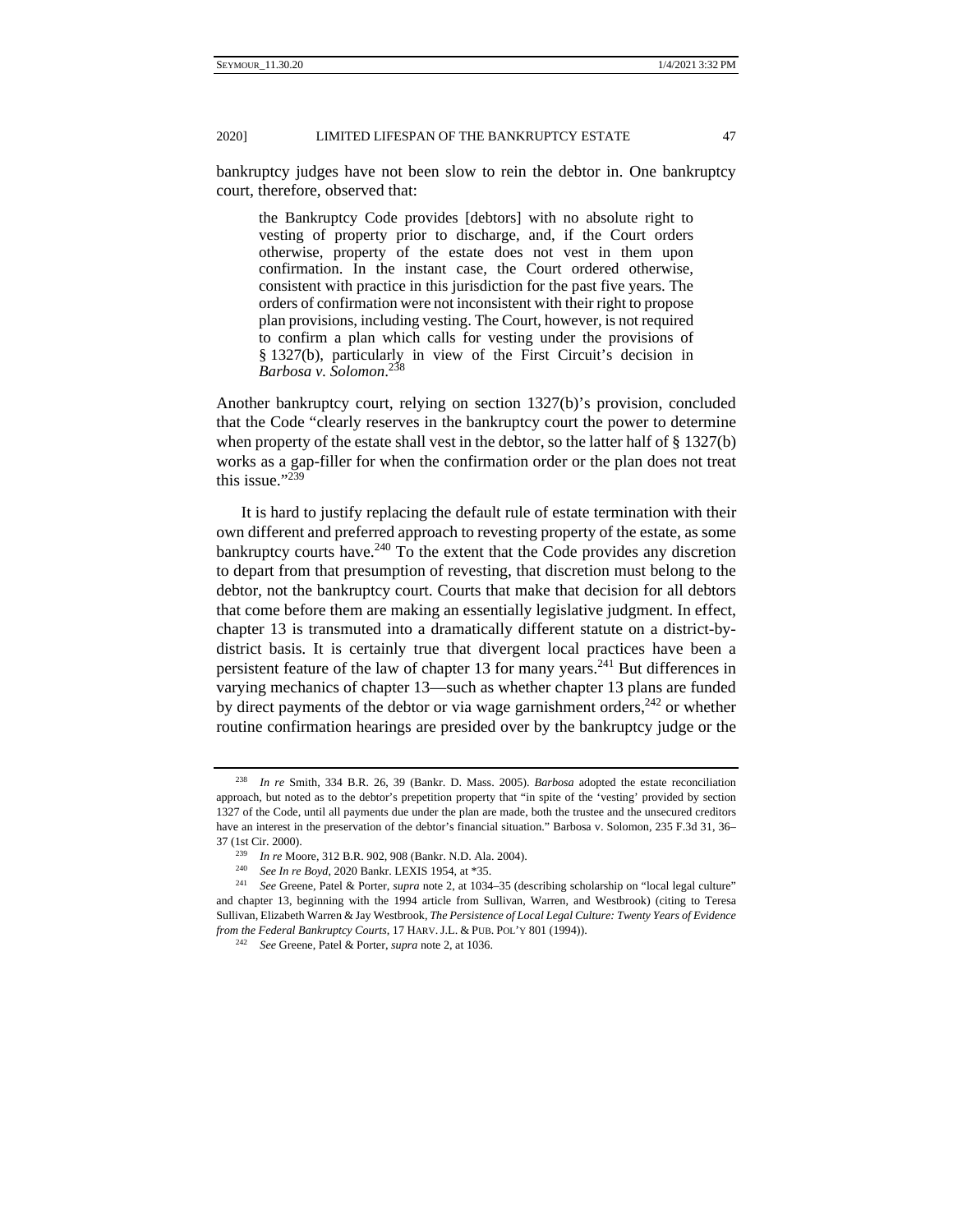bankruptcy judges have not been slow to rein the debtor in. One bankruptcy court, therefore, observed that:

> the Bankruptcy Code provides [debtors] with no absolute right to vesting of property prior to discharge, and, if the Court orders otherwise, property of the estate does not vest in them upon confirmation. In the instant case, the Court ordered otherwise, consistent with practice in this jurisdiction for the past five years. The orders of confirmation were not inconsistent with their right to propose plan provisions, including vesting. The Court, however, is not required to confirm a plan which calls for vesting under the provisions of § 1327(b), particularly in view of the First Circuit's decision in *Barbosa v. Solomon*.[238]

Another bankruptcy court, relying on section 1327(b)'s provision, concluded that the Code "clearly reserves in the bankruptcy court the power to determine when property of the estate shall vest in the debtor, so the latter half of § 1327(b) works as a gap-filler for when the confirmation order or the plan does not treat this issue."[239]

It is hard to justify replacing the default rule of estate termination with their own different and preferred approach to revesting property of the estate, as some bankruptcy courts have.[240] To the extent that the Code provides any discretion to depart from that presumption of revesting, that discretion must belong to the debtor, not the bankruptcy court. Courts that make that decision for all debtors that come before them are making an essentially legislative judgment. In effect, chapter 13 is transmuted into a dramatically different statute on a district-by-district basis. It is certainly true that divergent local practices have been a persistent feature of the law of chapter 13 for many years.[241] But differences in varying mechanics of chapter 13—such as whether chapter 13 plans are funded by direct payments of the debtor or via wage garnishment orders,[242] or whether routine confirmation hearings are presided over by the bankruptcy judge or the

---

[238] *In re* Smith, 334 B.R. 26, 39 (Bankr. D. Mass. 2005). *Barbosa* adopted the estate reconciliation approach, but noted as to the debtor's prepetition property that "in spite of the 'vesting' provided by section 1327 of the Code, until all payments due under the plan are made, both the trustee and the unsecured creditors have an interest in the preservation of the debtor's financial situation." Barbosa v. Solomon, 235 F.3d 31, 36–37 (1st Cir. 2000).

[239] *In re* Moore, 312 B.R. 902, 908 (Bankr. N.D. Ala. 2004).

[240] *See In re Boyd*, 2020 Bankr. LEXIS 1954, at *35.

[241] *See* Greene, Patel & Porter, *supra* note 2, at 1034–35 (describing scholarship on "local legal culture" and chapter 13, beginning with the 1994 article from Sullivan, Warren, and Westbrook) (citing to Teresa Sullivan, Elizabeth Warren & Jay Westbrook, *The Persistence of Local Legal Culture: Twenty Years of Evidence from the Federal Bankruptcy Courts*, 17 HARV. J.L. & PUB. POL'Y 801 (1994)).

[242] *See* Greene, Patel & Porter, *supra* note 2, at 1036.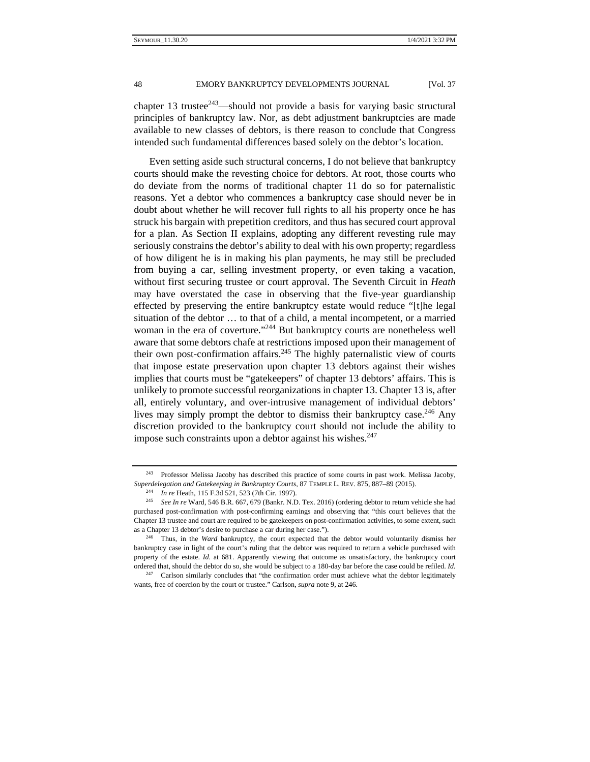chapter 13 trustee[243]—should not provide a basis for varying basic structural principles of bankruptcy law. Nor, as debt adjustment bankruptcies are made available to new classes of debtors, is there reason to conclude that Congress intended such fundamental differences based solely on the debtor's location.

Even setting aside such structural concerns, I do not believe that bankruptcy courts should make the revesting choice for debtors. At root, those courts who do deviate from the norms of traditional chapter 11 do so for paternalistic reasons. Yet a debtor who commences a bankruptcy case should never be in doubt about whether he will recover full rights to all his property once he has struck his bargain with prepetition creditors, and thus has secured court approval for a plan. As Section II explains, adopting any different revesting rule may seriously constrains the debtor's ability to deal with his own property; regardless of how diligent he is in making his plan payments, he may still be precluded from buying a car, selling investment property, or even taking a vacation, without first securing trustee or court approval. The Seventh Circuit in *Heath* may have overstated the case in observing that the five-year guardianship effected by preserving the entire bankruptcy estate would reduce "[t]he legal situation of the debtor … to that of a child, a mental incompetent, or a married woman in the era of coverture."[244] But bankruptcy courts are nonetheless well aware that some debtors chafe at restrictions imposed upon their management of their own post-confirmation affairs.[245] The highly paternalistic view of courts that impose estate preservation upon chapter 13 debtors against their wishes implies that courts must be "gatekeepers" of chapter 13 debtors' affairs. This is unlikely to promote successful reorganizations in chapter 13. Chapter 13 is, after all, entirely voluntary, and over-intrusive management of individual debtors' lives may simply prompt the debtor to dismiss their bankruptcy case.[246] Any discretion provided to the bankruptcy court should not include the ability to impose such constraints upon a debtor against his wishes.[247]

---

[243] Professor Melissa Jacoby has described this practice of some courts in past work. Melissa Jacoby, *Superdelegation and Gatekeeping in Bankruptcy Courts*, 87 TEMPLE L. REV. 875, 887–89 (2015).

[244] *In re* Heath, 115 F.3d 521, 523 (7th Cir. 1997).

[245] *See In re* Ward, 546 B.R. 667, 679 (Bankr. N.D. Tex. 2016) (ordering debtor to return vehicle she had purchased post-confirmation with post-confirming earnings and observing that "this court believes that the Chapter 13 trustee and court are required to be gatekeepers on post-confirmation activities, to some extent, such as a Chapter 13 debtor's desire to purchase a car during her case.").

[246] Thus, in the *Ward* bankruptcy, the court expected that the debtor would voluntarily dismiss her bankruptcy case in light of the court's ruling that the debtor was required to return a vehicle purchased with property of the estate. *Id.* at 681. Apparently viewing that outcome as unsatisfactory, the bankruptcy court ordered that, should the debtor do so, she would be subject to a 180-day bar before the case could be refiled. *Id.*

[247] Carlson similarly concludes that "the confirmation order must achieve what the debtor legitimately wants, free of coercion by the court or trustee." Carlson, *supra* note 9, at 246.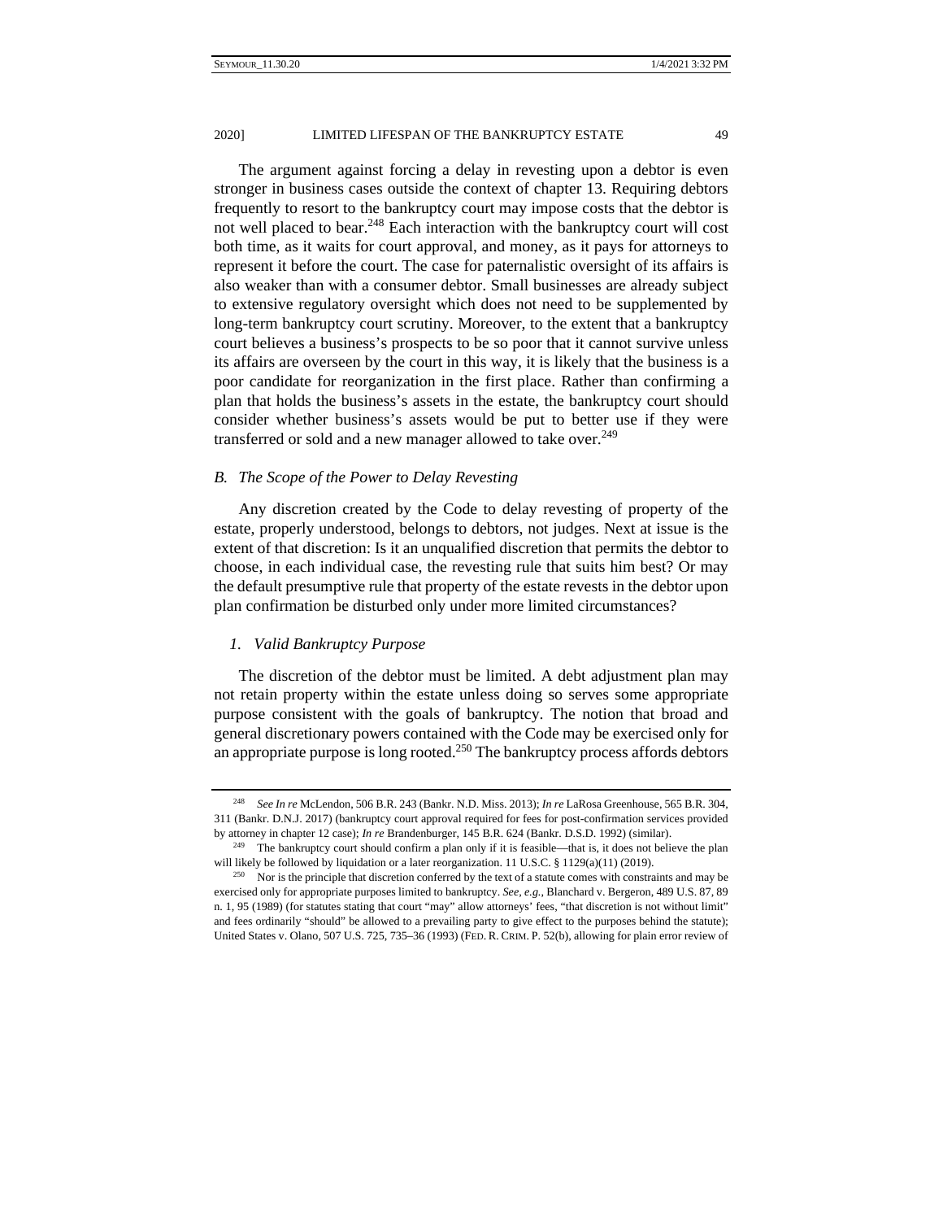The argument against forcing a delay in revesting upon a debtor is even stronger in business cases outside the context of chapter 13. Requiring debtors frequently to resort to the bankruptcy court may impose costs that the debtor is not well placed to bear.[248] Each interaction with the bankruptcy court will cost both time, as it waits for court approval, and money, as it pays for attorneys to represent it before the court. The case for paternalistic oversight of its affairs is also weaker than with a consumer debtor. Small businesses are already subject to extensive regulatory oversight which does not need to be supplemented by long-term bankruptcy court scrutiny. Moreover, to the extent that a bankruptcy court believes a business's prospects to be so poor that it cannot survive unless its affairs are overseen by the court in this way, it is likely that the business is a poor candidate for reorganization in the first place. Rather than confirming a plan that holds the business's assets in the estate, the bankruptcy court should consider whether business's assets would be put to better use if they were transferred or sold and a new manager allowed to take over.[249]

### *B. The Scope of the Power to Delay Revesting*

Any discretion created by the Code to delay revesting of property of the estate, properly understood, belongs to debtors, not judges. Next at issue is the extent of that discretion: Is it an unqualified discretion that permits the debtor to choose, in each individual case, the revesting rule that suits him best? Or may the default presumptive rule that property of the estate revests in the debtor upon plan confirmation be disturbed only under more limited circumstances?

#### *1. Valid Bankruptcy Purpose*

The discretion of the debtor must be limited. A debt adjustment plan may not retain property within the estate unless doing so serves some appropriate purpose consistent with the goals of bankruptcy. The notion that broad and general discretionary powers contained with the Code may be exercised only for an appropriate purpose is long rooted.[250] The bankruptcy process affords debtors

---

[248] *See In re* McLendon, 506 B.R. 243 (Bankr. N.D. Miss. 2013); *In re* LaRosa Greenhouse, 565 B.R. 304, 311 (Bankr. D.N.J. 2017) (bankruptcy court approval required for fees for post-confirmation services provided by attorney in chapter 12 case); *In re* Brandenburger, 145 B.R. 624 (Bankr. D.S.D. 1992) (similar).

[249] The bankruptcy court should confirm a plan only if it is feasible—that is, it does not believe the plan will likely be followed by liquidation or a later reorganization. 11 U.S.C. § 1129(a)(11) (2019).

[250] Nor is the principle that discretion conferred by the text of a statute comes with constraints and may be exercised only for appropriate purposes limited to bankruptcy. *See, e.g.*, Blanchard v. Bergeron, 489 U.S. 87, 89 n. 1, 95 (1989) (for statutes stating that court "may" allow attorneys' fees, "that discretion is not without limit" and fees ordinarily "should" be allowed to a prevailing party to give effect to the purposes behind the statute); United States v. Olano, 507 U.S. 725, 735–36 (1993) (FED. R. CRIM. P. 52(b), allowing for plain error review of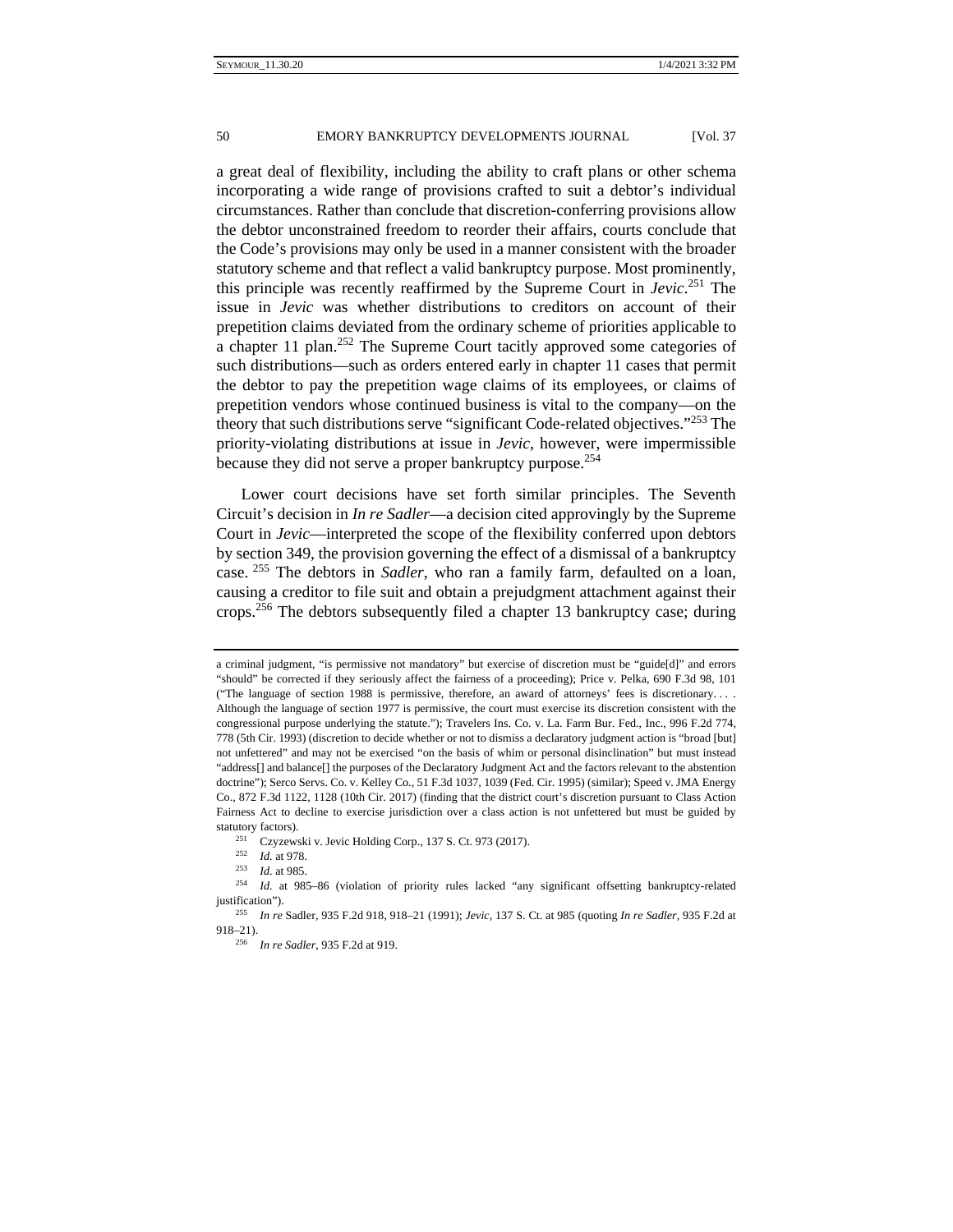a great deal of flexibility, including the ability to craft plans or other schema incorporating a wide range of provisions crafted to suit a debtor's individual circumstances. Rather than conclude that discretion-conferring provisions allow the debtor unconstrained freedom to reorder their affairs, courts conclude that the Code's provisions may only be used in a manner consistent with the broader statutory scheme and that reflect a valid bankruptcy purpose. Most prominently, this principle was recently reaffirmed by the Supreme Court in *Jevic*.[251] The issue in *Jevic* was whether distributions to creditors on account of their prepetition claims deviated from the ordinary scheme of priorities applicable to a chapter 11 plan.[252] The Supreme Court tacitly approved some categories of such distributions—such as orders entered early in chapter 11 cases that permit the debtor to pay the prepetition wage claims of its employees, or claims of prepetition vendors whose continued business is vital to the company—on the theory that such distributions serve "significant Code-related objectives."[253] The priority-violating distributions at issue in *Jevic*, however, were impermissible because they did not serve a proper bankruptcy purpose.[254]

Lower court decisions have set forth similar principles. The Seventh Circuit's decision in *In re Sadler*—a decision cited approvingly by the Supreme Court in *Jevic*—interpreted the scope of the flexibility conferred upon debtors by section 349, the provision governing the effect of a dismissal of a bankruptcy case. [255] The debtors in *Sadler*, who ran a family farm, defaulted on a loan, causing a creditor to file suit and obtain a prejudgment attachment against their crops.[256] The debtors subsequently filed a chapter 13 bankruptcy case; during

---

a criminal judgment, "is permissive not mandatory" but exercise of discretion must be "guide[d]" and errors "should" be corrected if they seriously affect the fairness of a proceeding); Price v. Pelka, 690 F.3d 98, 101 ("The language of section 1988 is permissive, therefore, an award of attorneys' fees is discretionary. . . . Although the language of section 1977 is permissive, the court must exercise its discretion consistent with the congressional purpose underlying the statute."); Travelers Ins. Co. v. La. Farm Bur. Fed., Inc., 996 F.2d 774, 778 (5th Cir. 1993) (discretion to decide whether or not to dismiss a declaratory judgment action is "broad [but] not unfettered" and may not be exercised "on the basis of whim or personal disinclination" but must instead "address[] and balance[] the purposes of the Declaratory Judgment Act and the factors relevant to the abstention doctrine"); Serco Servs. Co. v. Kelley Co., 51 F.3d 1037, 1039 (Fed. Cir. 1995) (similar); Speed v. JMA Energy Co., 872 F.3d 1122, 1128 (10th Cir. 2017) (finding that the district court's discretion pursuant to Class Action Fairness Act to decline to exercise jurisdiction over a class action is not unfettered but must be guided by statutory factors).

[251] Czyzewski v. Jevic Holding Corp., 137 S. Ct. 973 (2017).

[252] *Id.* at 978.

[253] *Id.* at 985.

[254] *Id.* at 985–86 (violation of priority rules lacked "any significant offsetting bankruptcy-related justification").

[255] *In re* Sadler, 935 F.2d 918, 918–21 (1991); *Jevic*, 137 S. Ct. at 985 (quoting *In re Sadler*, 935 F.2d at 918–21).

[256] *In re Sadler*, 935 F.2d at 919.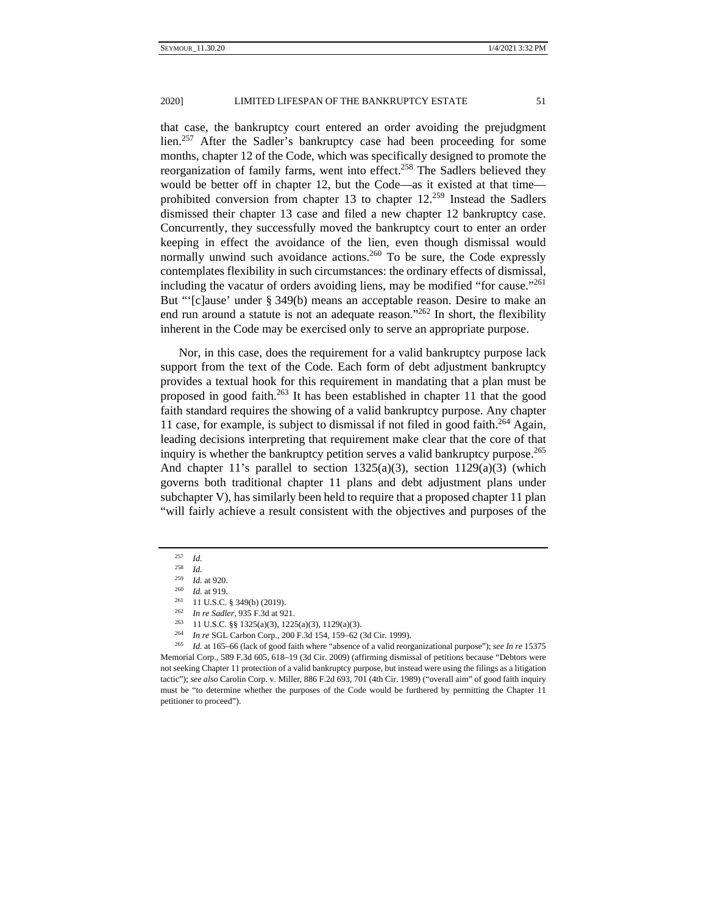that case, the bankruptcy court entered an order avoiding the prejudgment lien.[257] After the Sadler's bankruptcy case had been proceeding for some months, chapter 12 of the Code, which was specifically designed to promote the reorganization of family farms, went into effect.[258] The Sadlers believed they would be better off in chapter 12, but the Code—as it existed at that time—prohibited conversion from chapter 13 to chapter 12.[259] Instead the Sadlers dismissed their chapter 13 case and filed a new chapter 12 bankruptcy case. Concurrently, they successfully moved the bankruptcy court to enter an order keeping in effect the avoidance of the lien, even though dismissal would normally unwind such avoidance actions.[260] To be sure, the Code expressly contemplates flexibility in such circumstances: the ordinary effects of dismissal, including the vacatur of orders avoiding liens, may be modified "for cause."[261] But "'[c]ause' under § 349(b) means an acceptable reason. Desire to make an end run around a statute is not an adequate reason."[262] In short, the flexibility inherent in the Code may be exercised only to serve an appropriate purpose.

Nor, in this case, does the requirement for a valid bankruptcy purpose lack support from the text of the Code. Each form of debt adjustment bankruptcy provides a textual hook for this requirement in mandating that a plan must be proposed in good faith.[263] It has been established in chapter 11 that the good faith standard requires the showing of a valid bankruptcy purpose. Any chapter 11 case, for example, is subject to dismissal if not filed in good faith.[264] Again, leading decisions interpreting that requirement make clear that the core of that inquiry is whether the bankruptcy petition serves a valid bankruptcy purpose.[265] And chapter 11's parallel to section 1325(a)(3), section 1129(a)(3) (which governs both traditional chapter 11 plans and debt adjustment plans under subchapter V), has similarly been held to require that a proposed chapter 11 plan "will fairly achieve a result consistent with the objectives and purposes of the

---

[257] *Id.*

[258] *Id.*

[259] *Id.* at 920.

[260] *Id.* at 919.

[261] 11 U.S.C. § 349(b) (2019).

[262] *In re Sadler*, 935 F.3d at 921.

[263] 11 U.S.C. §§ 1325(a)(3), 1225(a)(3), 1129(a)(3).

[264] *In re* SGL Carbon Corp., 200 F.3d 154, 159–62 (3d Cir. 1999).

[265] *Id.* at 165–66 (lack of good faith where "absence of a valid reorganizational purpose"); *see In re* 15375 Memorial Corp., 589 F.3d 605, 618–19 (3d Cir. 2009) (affirming dismissal of petitions because "Debtors were not seeking Chapter 11 protection of a valid bankruptcy purpose, but instead were using the filings as a litigation tactic"); *see also* Carolin Corp. v. Miller, 886 F.2d 693, 701 (4th Cir. 1989) ("overall aim" of good faith inquiry must be "to determine whether the purposes of the Code would be furthered by permitting the Chapter 11 petitioner to proceed").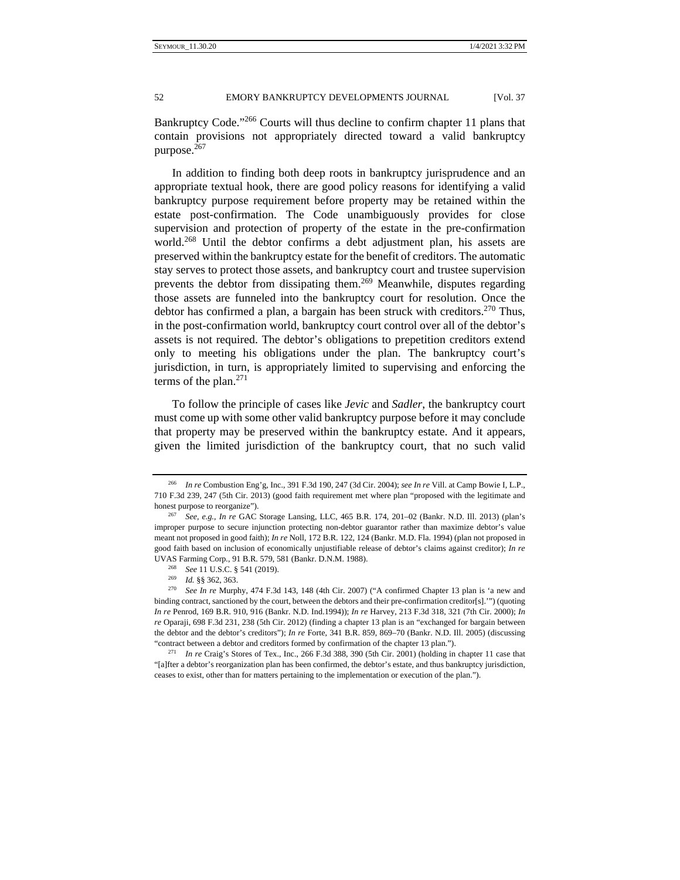Bankruptcy Code."[266] Courts will thus decline to confirm chapter 11 plans that contain provisions not appropriately directed toward a valid bankruptcy purpose.[267]

In addition to finding both deep roots in bankruptcy jurisprudence and an appropriate textual hook, there are good policy reasons for identifying a valid bankruptcy purpose requirement before property may be retained within the estate post-confirmation. The Code unambiguously provides for close supervision and protection of property of the estate in the pre-confirmation world.[268] Until the debtor confirms a debt adjustment plan, his assets are preserved within the bankruptcy estate for the benefit of creditors. The automatic stay serves to protect those assets, and bankruptcy court and trustee supervision prevents the debtor from dissipating them.[269] Meanwhile, disputes regarding those assets are funneled into the bankruptcy court for resolution. Once the debtor has confirmed a plan, a bargain has been struck with creditors.[270] Thus, in the post-confirmation world, bankruptcy court control over all of the debtor's assets is not required. The debtor's obligations to prepetition creditors extend only to meeting his obligations under the plan. The bankruptcy court's jurisdiction, in turn, is appropriately limited to supervising and enforcing the terms of the plan.[271]

To follow the principle of cases like *Jevic* and *Sadler*, the bankruptcy court must come up with some other valid bankruptcy purpose before it may conclude that property may be preserved within the bankruptcy estate. And it appears, given the limited jurisdiction of the bankruptcy court, that no such valid

---

[266] *In re* Combustion Eng'g, Inc., 391 F.3d 190, 247 (3d Cir. 2004); *see In re* Vill. at Camp Bowie I, L.P., 710 F.3d 239, 247 (5th Cir. 2013) (good faith requirement met where plan "proposed with the legitimate and honest purpose to reorganize").

[267] *See, e.g.*, *In re* GAC Storage Lansing, LLC, 465 B.R. 174, 201–02 (Bankr. N.D. Ill. 2013) (plan's improper purpose to secure injunction protecting non-debtor guarantor rather than maximize debtor's value meant not proposed in good faith); *In re* Noll, 172 B.R. 122, 124 (Bankr. M.D. Fla. 1994) (plan not proposed in good faith based on inclusion of economically unjustifiable release of debtor's claims against creditor); *In re* UVAS Farming Corp., 91 B.R. 579, 581 (Bankr. D.N.M. 1988).

[268] *See* 11 U.S.C. § 541 (2019).

[269] *Id.* §§ 362, 363.

[270] *See In re* Murphy, 474 F.3d 143, 148 (4th Cir. 2007) ("A confirmed Chapter 13 plan is 'a new and binding contract, sanctioned by the court, between the debtors and their pre-confirmation creditor[s].'") (quoting *In re* Penrod, 169 B.R. 910, 916 (Bankr. N.D. Ind.1994)); *In re* Harvey, 213 F.3d 318, 321 (7th Cir. 2000); *In re* Oparaji, 698 F.3d 231, 238 (5th Cir. 2012) (finding a chapter 13 plan is an "exchanged for bargain between the debtor and the debtor's creditors"); *In re* Forte, 341 B.R. 859, 869–70 (Bankr. N.D. Ill. 2005) (discussing "contract between a debtor and creditors formed by confirmation of the chapter 13 plan.").

[271] *In re* Craig's Stores of Tex., Inc., 266 F.3d 388, 390 (5th Cir. 2001) (holding in chapter 11 case that "[a]fter a debtor's reorganization plan has been confirmed, the debtor's estate, and thus bankruptcy jurisdiction, ceases to exist, other than for matters pertaining to the implementation or execution of the plan.").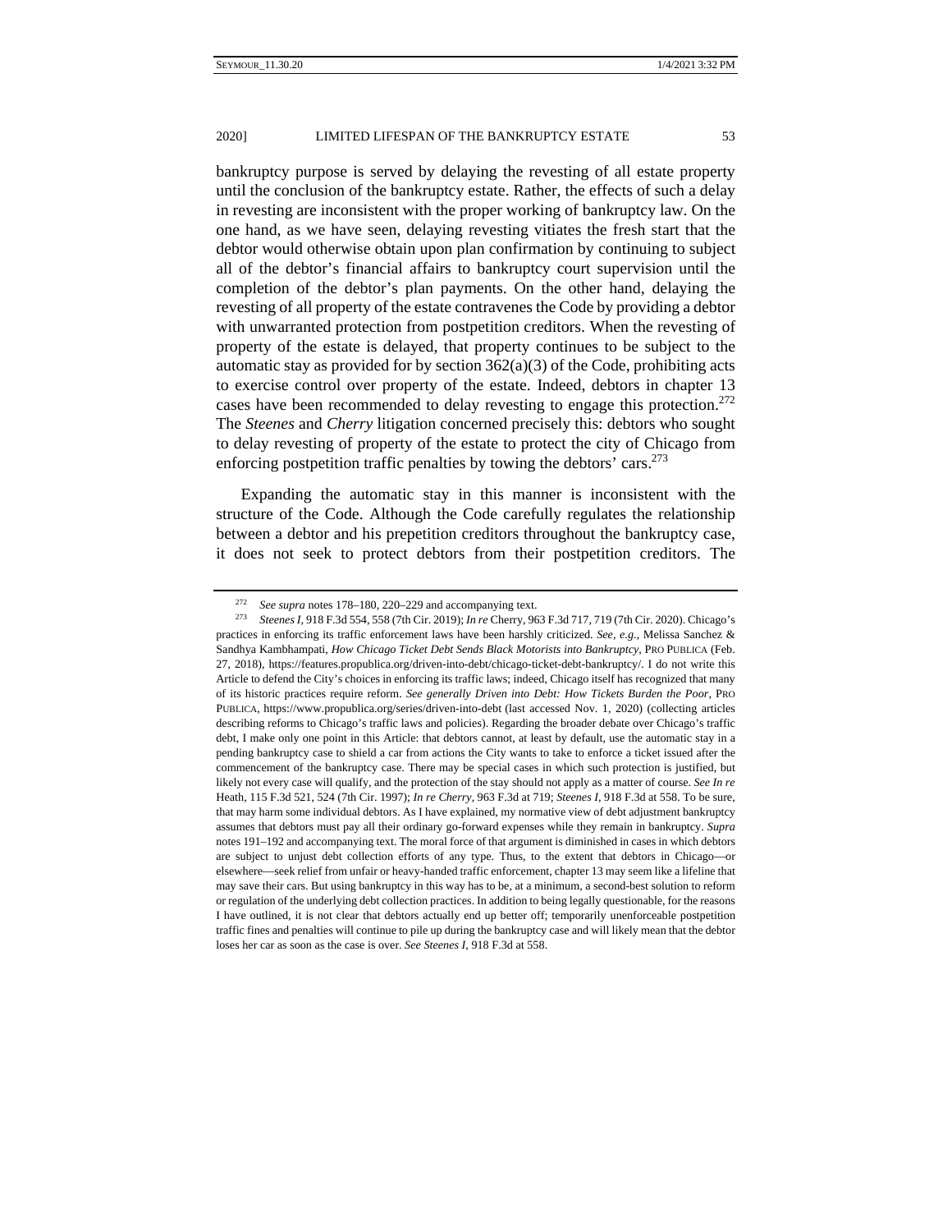bankruptcy purpose is served by delaying the revesting of all estate property until the conclusion of the bankruptcy estate. Rather, the effects of such a delay in revesting are inconsistent with the proper working of bankruptcy law. On the one hand, as we have seen, delaying revesting vitiates the fresh start that the debtor would otherwise obtain upon plan confirmation by continuing to subject all of the debtor's financial affairs to bankruptcy court supervision until the completion of the debtor's plan payments. On the other hand, delaying the revesting of all property of the estate contravenes the Code by providing a debtor with unwarranted protection from postpetition creditors. When the revesting of property of the estate is delayed, that property continues to be subject to the automatic stay as provided for by section 362(a)(3) of the Code, prohibiting acts to exercise control over property of the estate. Indeed, debtors in chapter 13 cases have been recommended to delay revesting to engage this protection.[272] The *Steenes* and *Cherry* litigation concerned precisely this: debtors who sought to delay revesting of property of the estate to protect the city of Chicago from enforcing postpetition traffic penalties by towing the debtors' cars.[273]

Expanding the automatic stay in this manner is inconsistent with the structure of the Code. Although the Code carefully regulates the relationship between a debtor and his prepetition creditors throughout the bankruptcy case, it does not seek to protect debtors from their postpetition creditors. The

---

[272] *See supra* notes 178–180, 220–229 and accompanying text.

[273] *Steenes I*, 918 F.3d 554, 558 (7th Cir. 2019); *In re* Cherry, 963 F.3d 717, 719 (7th Cir. 2020). Chicago's practices in enforcing its traffic enforcement laws have been harshly criticized. *See, e.g.*, Melissa Sanchez & Sandhya Kambhampati, *How Chicago Ticket Debt Sends Black Motorists into Bankruptcy*, PRO PUBLICA (Feb. 27, 2018), https://features.propublica.org/driven-into-debt/chicago-ticket-debt-bankruptcy/. I do not write this Article to defend the City's choices in enforcing its traffic laws; indeed, Chicago itself has recognized that many of its historic practices require reform. *See generally Driven into Debt: How Tickets Burden the Poor*, PRO PUBLICA, https://www.propublica.org/series/driven-into-debt (last accessed Nov. 1, 2020) (collecting articles describing reforms to Chicago's traffic laws and policies). Regarding the broader debate over Chicago's traffic debt, I make only one point in this Article: that debtors cannot, at least by default, use the automatic stay in a pending bankruptcy case to shield a car from actions the City wants to take to enforce a ticket issued after the commencement of the bankruptcy case. There may be special cases in which such protection is justified, but likely not every case will qualify, and the protection of the stay should not apply as a matter of course. *See In re* Heath, 115 F.3d 521, 524 (7th Cir. 1997); *In re Cherry*, 963 F.3d at 719; *Steenes I*, 918 F.3d at 558. To be sure, that may harm some individual debtors. As I have explained, my normative view of debt adjustment bankruptcy assumes that debtors must pay all their ordinary go-forward expenses while they remain in bankruptcy. *Supra* notes 191–192 and accompanying text. The moral force of that argument is diminished in cases in which debtors are subject to unjust debt collection efforts of any type. Thus, to the extent that debtors in Chicago—or elsewhere—seek relief from unfair or heavy-handed traffic enforcement, chapter 13 may seem like a lifeline that may save their cars. But using bankruptcy in this way has to be, at a minimum, a second-best solution to reform or regulation of the underlying debt collection practices. In addition to being legally questionable, for the reasons I have outlined, it is not clear that debtors actually end up better off; temporarily unenforceable postpetition traffic fines and penalties will continue to pile up during the bankruptcy case and will likely mean that the debtor loses her car as soon as the case is over. *See Steenes I*, 918 F.3d at 558.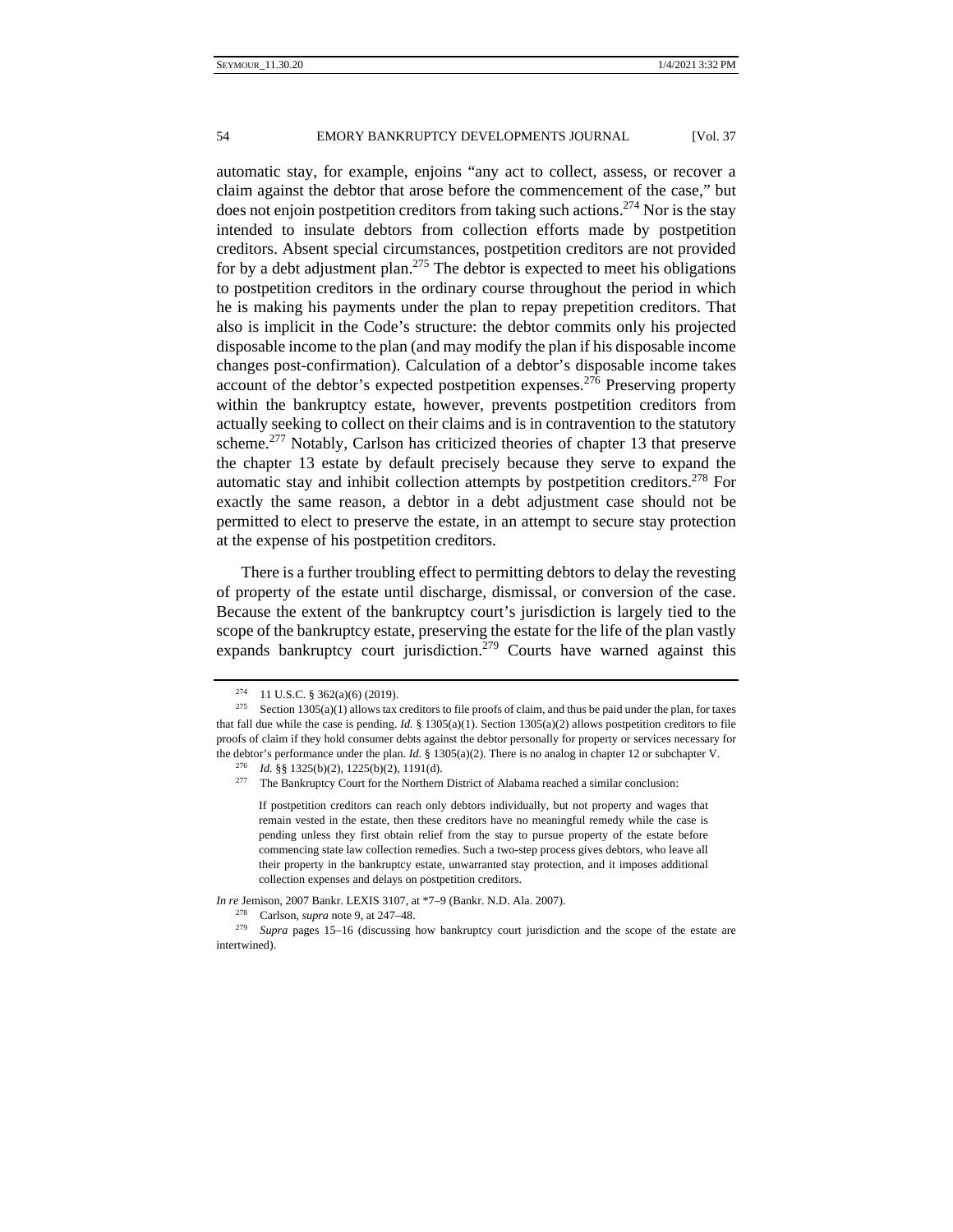automatic stay, for example, enjoins "any act to collect, assess, or recover a claim against the debtor that arose before the commencement of the case," but does not enjoin postpetition creditors from taking such actions.[274] Nor is the stay intended to insulate debtors from collection efforts made by postpetition creditors. Absent special circumstances, postpetition creditors are not provided for by a debt adjustment plan.[275] The debtor is expected to meet his obligations to postpetition creditors in the ordinary course throughout the period in which he is making his payments under the plan to repay prepetition creditors. That also is implicit in the Code's structure: the debtor commits only his projected disposable income to the plan (and may modify the plan if his disposable income changes post-confirmation). Calculation of a debtor's disposable income takes account of the debtor's expected postpetition expenses.[276] Preserving property within the bankruptcy estate, however, prevents postpetition creditors from actually seeking to collect on their claims and is in contravention to the statutory scheme.[277] Notably, Carlson has criticized theories of chapter 13 that preserve the chapter 13 estate by default precisely because they serve to expand the automatic stay and inhibit collection attempts by postpetition creditors.[278] For exactly the same reason, a debtor in a debt adjustment case should not be permitted to elect to preserve the estate, in an attempt to secure stay protection at the expense of his postpetition creditors.

There is a further troubling effect to permitting debtors to delay the revesting of property of the estate until discharge, dismissal, or conversion of the case. Because the extent of the bankruptcy court's jurisdiction is largely tied to the scope of the bankruptcy estate, preserving the estate for the life of the plan vastly expands bankruptcy court jurisdiction.[279] Courts have warned against this

---

[274] 11 U.S.C. § 362(a)(6) (2019).

[275] Section 1305(a)(1) allows tax creditors to file proofs of claim, and thus be paid under the plan, for taxes that fall due while the case is pending. *Id.* § 1305(a)(1). Section 1305(a)(2) allows postpetition creditors to file proofs of claim if they hold consumer debts against the debtor personally for property or services necessary for the debtor's performance under the plan. *Id.* § 1305(a)(2). There is no analog in chapter 12 or subchapter V.

[276] *Id.* §§ 1325(b)(2), 1225(b)(2), 1191(d).

[277] The Bankruptcy Court for the Northern District of Alabama reached a similar conclusion:

> If postpetition creditors can reach only debtors individually, but not property and wages that remain vested in the estate, then these creditors have no meaningful remedy while the case is pending unless they first obtain relief from the stay to pursue property of the estate before commencing state law collection remedies. Such a two-step process gives debtors, who leave all their property in the bankruptcy estate, unwarranted stay protection, and it imposes additional collection expenses and delays on postpetition creditors.

*In re* Jemison, 2007 Bankr. LEXIS 3107, at *7–9 (Bankr. N.D. Ala. 2007).

[278] Carlson, *supra* note 9, at 247–48.

[279] *Supra* pages 15–16 (discussing how bankruptcy court jurisdiction and the scope of the estate are intertwined).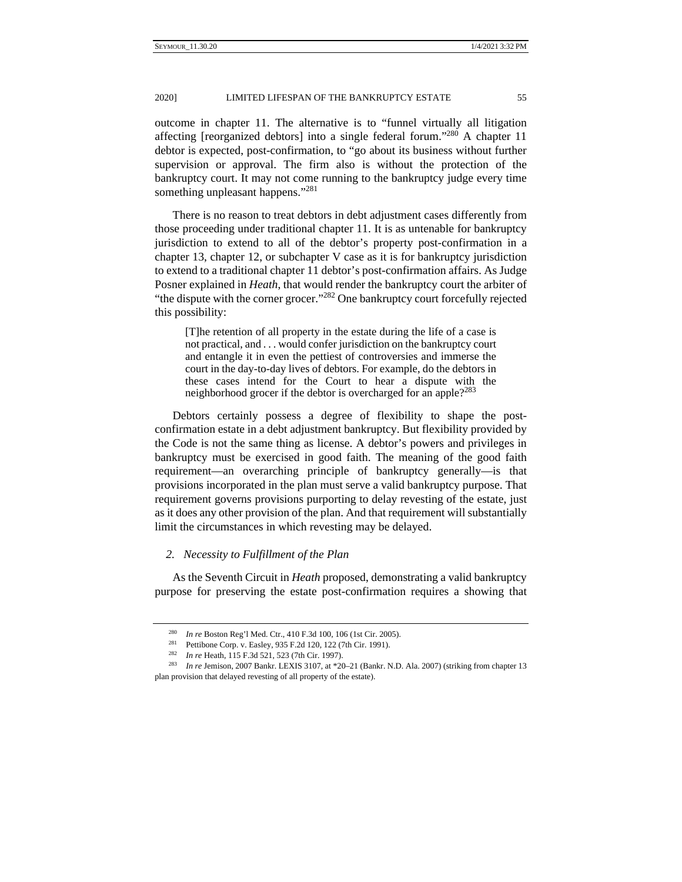outcome in chapter 11. The alternative is to "funnel virtually all litigation affecting [reorganized debtors] into a single federal forum."[280] A chapter 11 debtor is expected, post-confirmation, to "go about its business without further supervision or approval. The firm also is without the protection of the bankruptcy court. It may not come running to the bankruptcy judge every time something unpleasant happens."[281]

There is no reason to treat debtors in debt adjustment cases differently from those proceeding under traditional chapter 11. It is as untenable for bankruptcy jurisdiction to extend to all of the debtor's property post-confirmation in a chapter 13, chapter 12, or subchapter V case as it is for bankruptcy jurisdiction to extend to a traditional chapter 11 debtor's post-confirmation affairs. As Judge Posner explained in *Heath*, that would render the bankruptcy court the arbiter of "the dispute with the corner grocer."[282] One bankruptcy court forcefully rejected this possibility:

> [T]he retention of all property in the estate during the life of a case is not practical, and . . . would confer jurisdiction on the bankruptcy court and entangle it in even the pettiest of controversies and immerse the court in the day-to-day lives of debtors. For example, do the debtors in these cases intend for the Court to hear a dispute with the neighborhood grocer if the debtor is overcharged for an apple?[283]

Debtors certainly possess a degree of flexibility to shape the post-confirmation estate in a debt adjustment bankruptcy. But flexibility provided by the Code is not the same thing as license. A debtor's powers and privileges in bankruptcy must be exercised in good faith. The meaning of the good faith requirement—an overarching principle of bankruptcy generally—is that provisions incorporated in the plan must serve a valid bankruptcy purpose. That requirement governs provisions purporting to delay revesting of the estate, just as it does any other provision of the plan. And that requirement will substantially limit the circumstances in which revesting may be delayed.

### *2. Necessity to Fulfillment of the Plan*

As the Seventh Circuit in *Heath* proposed, demonstrating a valid bankruptcy purpose for preserving the estate post-confirmation requires a showing that

---

[280] *In re* Boston Reg'l Med. Ctr., 410 F.3d 100, 106 (1st Cir. 2005).

[281] Pettibone Corp. v. Easley, 935 F.2d 120, 122 (7th Cir. 1991).

[282] *In re* Heath, 115 F.3d 521, 523 (7th Cir. 1997).

[283] *In re* Jemison, 2007 Bankr. LEXIS 3107, at *20–21 (Bankr. N.D. Ala. 2007) (striking from chapter 13 plan provision that delayed revesting of all property of the estate).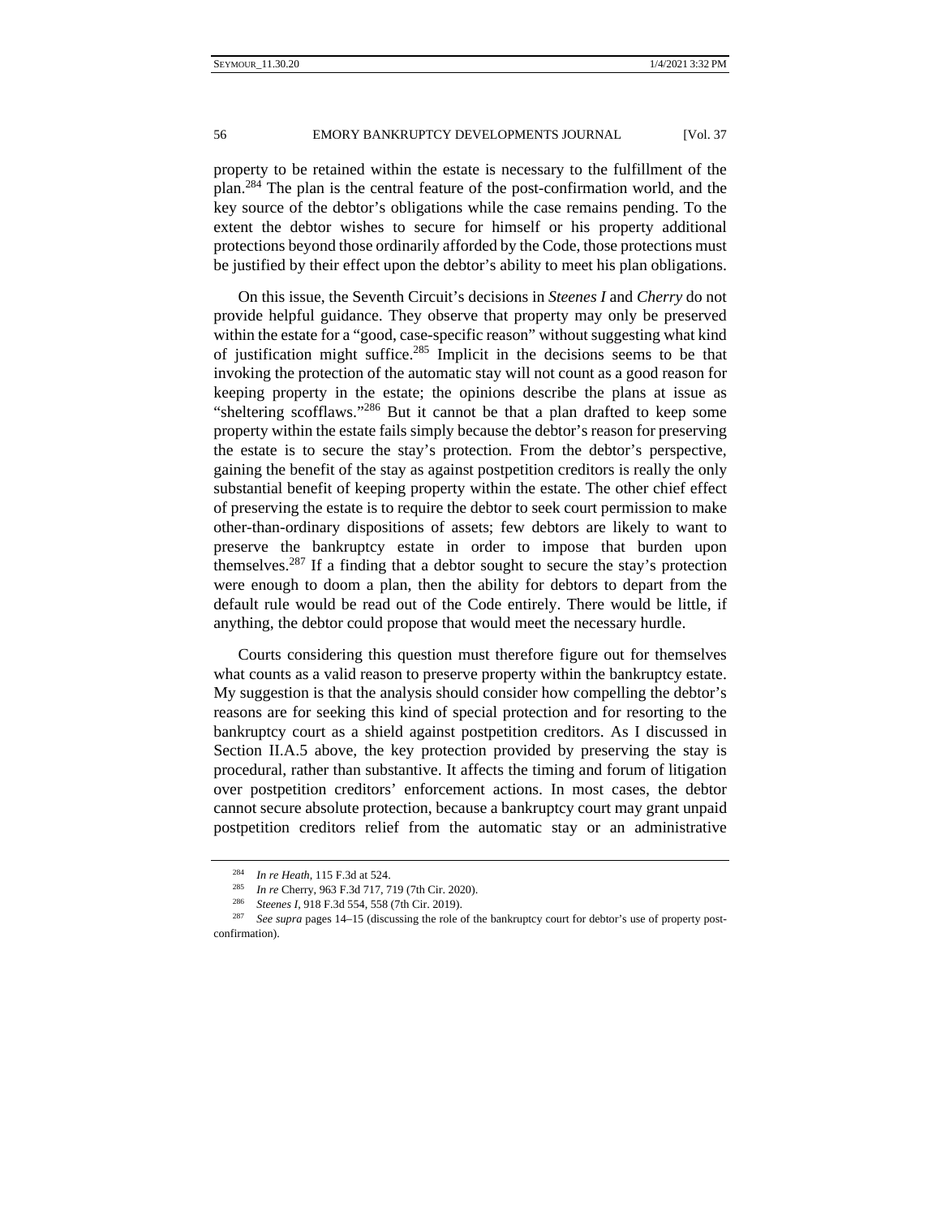property to be retained within the estate is necessary to the fulfillment of the plan.[284] The plan is the central feature of the post-confirmation world, and the key source of the debtor's obligations while the case remains pending. To the extent the debtor wishes to secure for himself or his property additional protections beyond those ordinarily afforded by the Code, those protections must be justified by their effect upon the debtor's ability to meet his plan obligations.

On this issue, the Seventh Circuit's decisions in *Steenes I* and *Cherry* do not provide helpful guidance. They observe that property may only be preserved within the estate for a "good, case-specific reason" without suggesting what kind of justification might suffice.[285] Implicit in the decisions seems to be that invoking the protection of the automatic stay will not count as a good reason for keeping property in the estate; the opinions describe the plans at issue as "sheltering scofflaws."[286] But it cannot be that a plan drafted to keep some property within the estate fails simply because the debtor's reason for preserving the estate is to secure the stay's protection. From the debtor's perspective, gaining the benefit of the stay as against postpetition creditors is really the only substantial benefit of keeping property within the estate. The other chief effect of preserving the estate is to require the debtor to seek court permission to make other-than-ordinary dispositions of assets; few debtors are likely to want to preserve the bankruptcy estate in order to impose that burden upon themselves.[287] If a finding that a debtor sought to secure the stay's protection were enough to doom a plan, then the ability for debtors to depart from the default rule would be read out of the Code entirely. There would be little, if anything, the debtor could propose that would meet the necessary hurdle.

Courts considering this question must therefore figure out for themselves what counts as a valid reason to preserve property within the bankruptcy estate. My suggestion is that the analysis should consider how compelling the debtor's reasons are for seeking this kind of special protection and for resorting to the bankruptcy court as a shield against postpetition creditors. As I discussed in Section II.A.5 above, the key protection provided by preserving the stay is procedural, rather than substantive. It affects the timing and forum of litigation over postpetition creditors' enforcement actions. In most cases, the debtor cannot secure absolute protection, because a bankruptcy court may grant unpaid postpetition creditors relief from the automatic stay or an administrative

---

[284] *In re Heath*, 115 F.3d at 524.

[285] *In re* Cherry, 963 F.3d 717, 719 (7th Cir. 2020).

[286] *Steenes I*, 918 F.3d 554, 558 (7th Cir. 2019).

[287] *See supra* pages 14–15 (discussing the role of the bankruptcy court for debtor's use of property post-confirmation).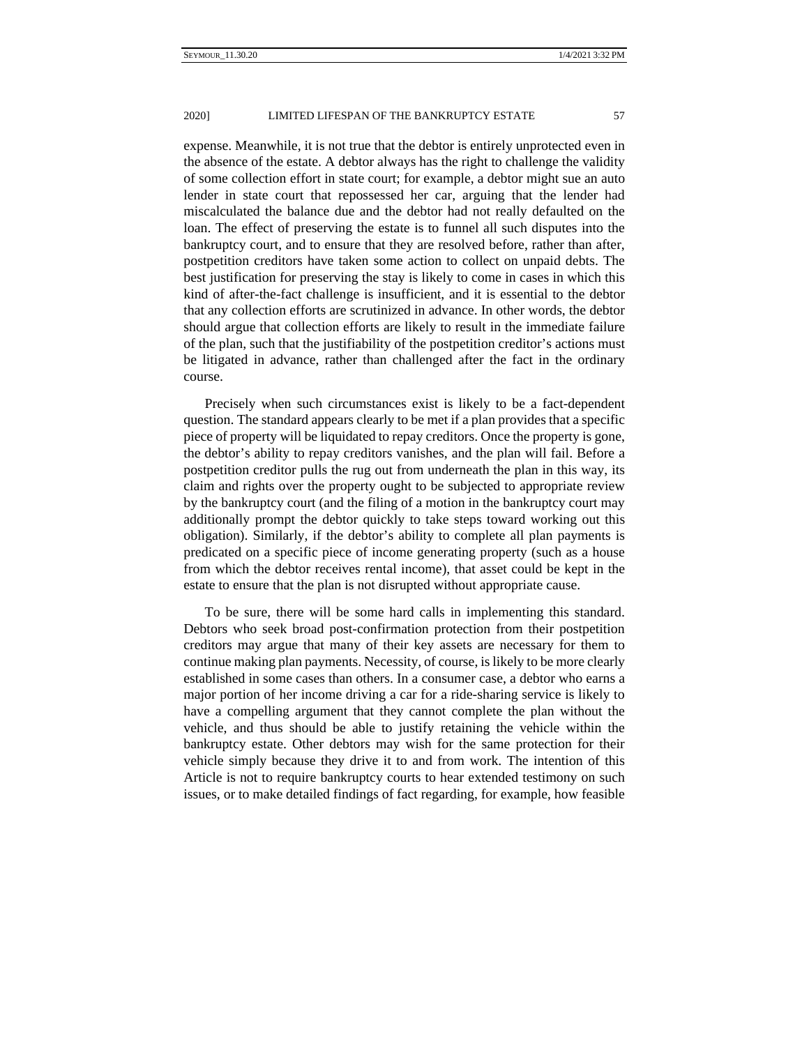expense. Meanwhile, it is not true that the debtor is entirely unprotected even in the absence of the estate. A debtor always has the right to challenge the validity of some collection effort in state court; for example, a debtor might sue an auto lender in state court that repossessed her car, arguing that the lender had miscalculated the balance due and the debtor had not really defaulted on the loan. The effect of preserving the estate is to funnel all such disputes into the bankruptcy court, and to ensure that they are resolved before, rather than after, postpetition creditors have taken some action to collect on unpaid debts. The best justification for preserving the stay is likely to come in cases in which this kind of after-the-fact challenge is insufficient, and it is essential to the debtor that any collection efforts are scrutinized in advance. In other words, the debtor should argue that collection efforts are likely to result in the immediate failure of the plan, such that the justifiability of the postpetition creditor's actions must be litigated in advance, rather than challenged after the fact in the ordinary course.

Precisely when such circumstances exist is likely to be a fact-dependent question. The standard appears clearly to be met if a plan provides that a specific piece of property will be liquidated to repay creditors. Once the property is gone, the debtor's ability to repay creditors vanishes, and the plan will fail. Before a postpetition creditor pulls the rug out from underneath the plan in this way, its claim and rights over the property ought to be subjected to appropriate review by the bankruptcy court (and the filing of a motion in the bankruptcy court may additionally prompt the debtor quickly to take steps toward working out this obligation). Similarly, if the debtor's ability to complete all plan payments is predicated on a specific piece of income generating property (such as a house from which the debtor receives rental income), that asset could be kept in the estate to ensure that the plan is not disrupted without appropriate cause.

To be sure, there will be some hard calls in implementing this standard. Debtors who seek broad post-confirmation protection from their postpetition creditors may argue that many of their key assets are necessary for them to continue making plan payments. Necessity, of course, is likely to be more clearly established in some cases than others. In a consumer case, a debtor who earns a major portion of her income driving a car for a ride-sharing service is likely to have a compelling argument that they cannot complete the plan without the vehicle, and thus should be able to justify retaining the vehicle within the bankruptcy estate. Other debtors may wish for the same protection for their vehicle simply because they drive it to and from work. The intention of this Article is not to require bankruptcy courts to hear extended testimony on such issues, or to make detailed findings of fact regarding, for example, how feasible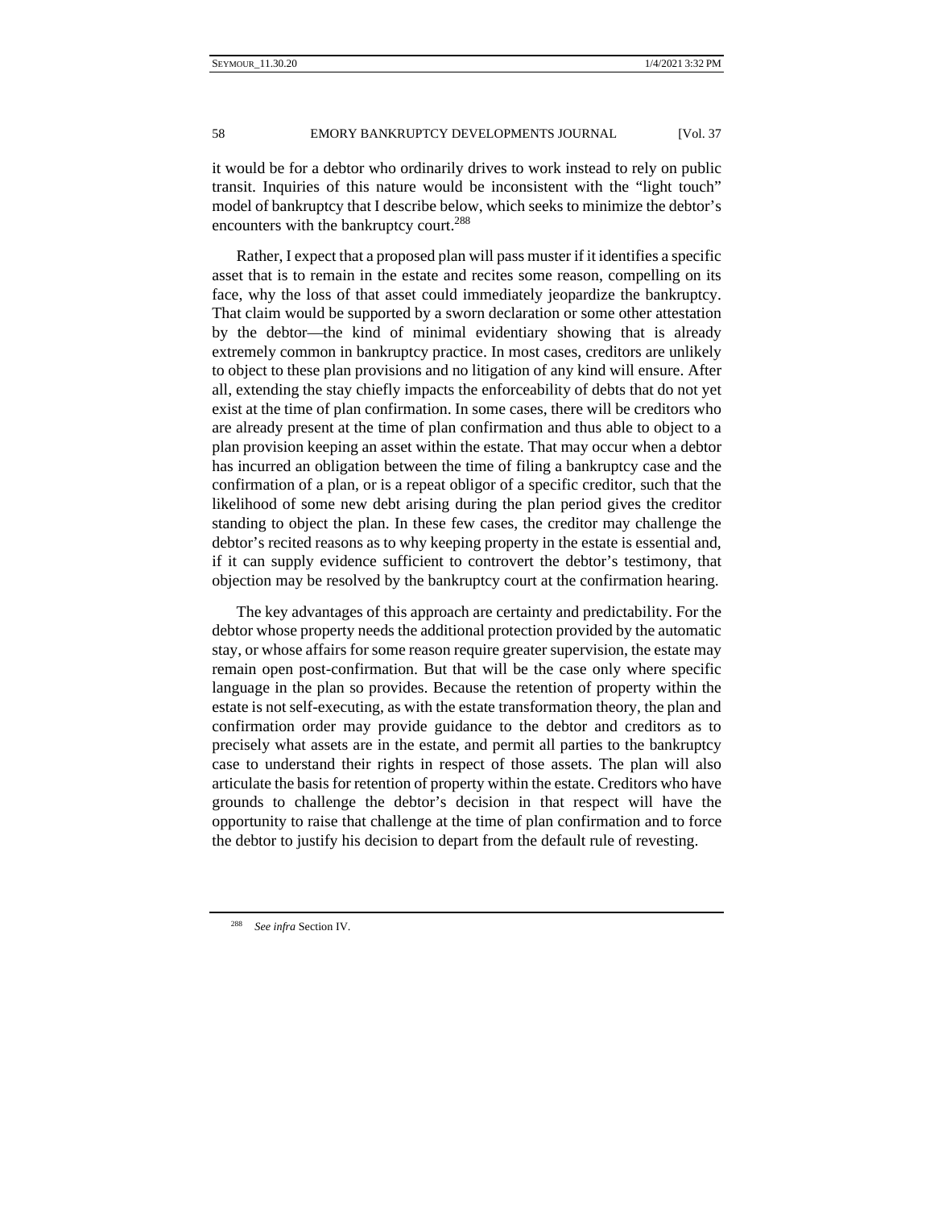it would be for a debtor who ordinarily drives to work instead to rely on public transit. Inquiries of this nature would be inconsistent with the "light touch" model of bankruptcy that I describe below, which seeks to minimize the debtor's encounters with the bankruptcy court.[288]

Rather, I expect that a proposed plan will pass muster if it identifies a specific asset that is to remain in the estate and recites some reason, compelling on its face, why the loss of that asset could immediately jeopardize the bankruptcy. That claim would be supported by a sworn declaration or some other attestation by the debtor—the kind of minimal evidentiary showing that is already extremely common in bankruptcy practice. In most cases, creditors are unlikely to object to these plan provisions and no litigation of any kind will ensure. After all, extending the stay chiefly impacts the enforceability of debts that do not yet exist at the time of plan confirmation. In some cases, there will be creditors who are already present at the time of plan confirmation and thus able to object to a plan provision keeping an asset within the estate. That may occur when a debtor has incurred an obligation between the time of filing a bankruptcy case and the confirmation of a plan, or is a repeat obligor of a specific creditor, such that the likelihood of some new debt arising during the plan period gives the creditor standing to object the plan. In these few cases, the creditor may challenge the debtor's recited reasons as to why keeping property in the estate is essential and, if it can supply evidence sufficient to controvert the debtor's testimony, that objection may be resolved by the bankruptcy court at the confirmation hearing.

The key advantages of this approach are certainty and predictability. For the debtor whose property needs the additional protection provided by the automatic stay, or whose affairs for some reason require greater supervision, the estate may remain open post-confirmation. But that will be the case only where specific language in the plan so provides. Because the retention of property within the estate is not self-executing, as with the estate transformation theory, the plan and confirmation order may provide guidance to the debtor and creditors as to precisely what assets are in the estate, and permit all parties to the bankruptcy case to understand their rights in respect of those assets. The plan will also articulate the basis for retention of property within the estate. Creditors who have grounds to challenge the debtor's decision in that respect will have the opportunity to raise that challenge at the time of plan confirmation and to force the debtor to justify his decision to depart from the default rule of revesting.

---

[288] *See infra* Section IV.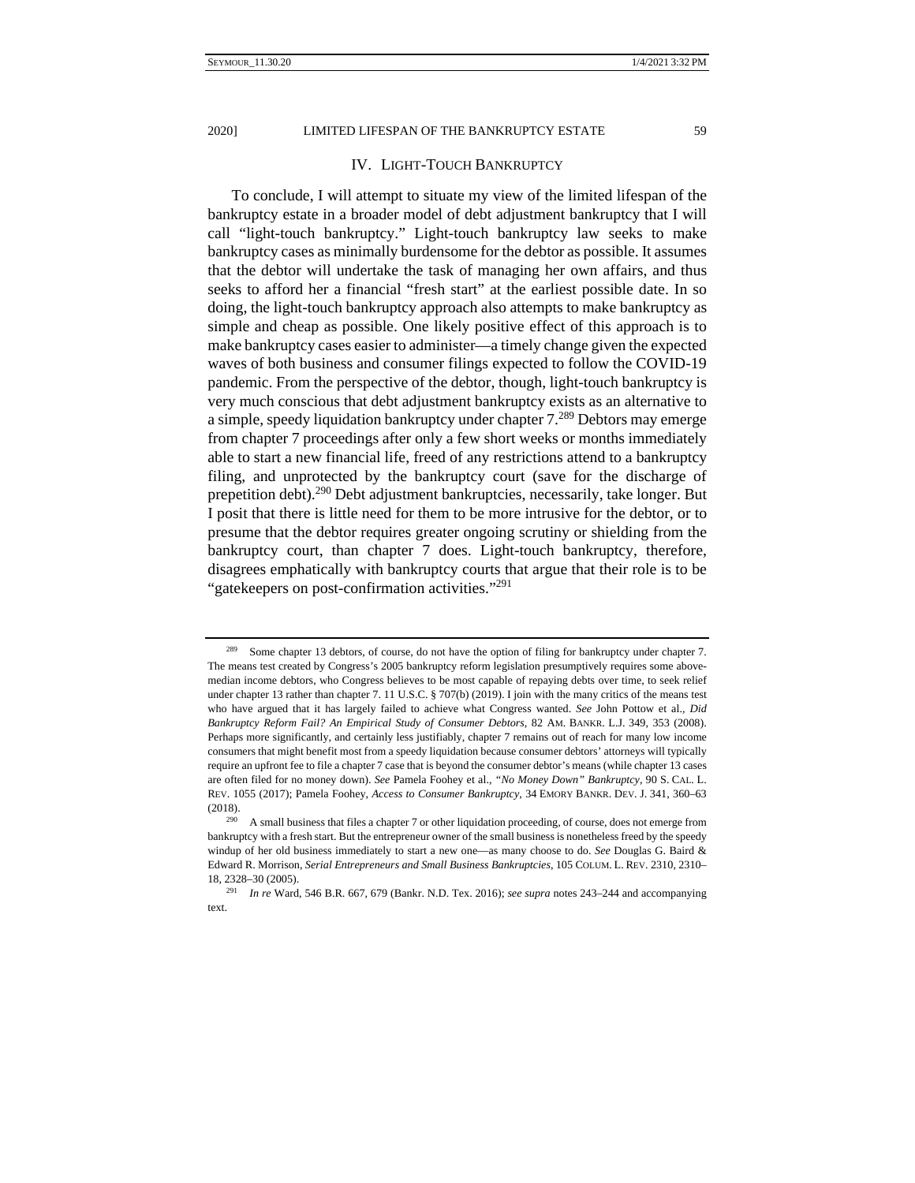## IV. LIGHT-TOUCH BANKRUPTCY

To conclude, I will attempt to situate my view of the limited lifespan of the bankruptcy estate in a broader model of debt adjustment bankruptcy that I will call "light-touch bankruptcy." Light-touch bankruptcy law seeks to make bankruptcy cases as minimally burdensome for the debtor as possible. It assumes that the debtor will undertake the task of managing her own affairs, and thus seeks to afford her a financial "fresh start" at the earliest possible date. In so doing, the light-touch bankruptcy approach also attempts to make bankruptcy as simple and cheap as possible. One likely positive effect of this approach is to make bankruptcy cases easier to administer—a timely change given the expected waves of both business and consumer filings expected to follow the COVID-19 pandemic. From the perspective of the debtor, though, light-touch bankruptcy is very much conscious that debt adjustment bankruptcy exists as an alternative to a simple, speedy liquidation bankruptcy under chapter 7.[289] Debtors may emerge from chapter 7 proceedings after only a few short weeks or months immediately able to start a new financial life, freed of any restrictions attend to a bankruptcy filing, and unprotected by the bankruptcy court (save for the discharge of prepetition debt).[290] Debt adjustment bankruptcies, necessarily, take longer. But I posit that there is little need for them to be more intrusive for the debtor, or to presume that the debtor requires greater ongoing scrutiny or shielding from the bankruptcy court, than chapter 7 does. Light-touch bankruptcy, therefore, disagrees emphatically with bankruptcy courts that argue that their role is to be "gatekeepers on post-confirmation activities."[291]

---

[289] Some chapter 13 debtors, of course, do not have the option of filing for bankruptcy under chapter 7. The means test created by Congress's 2005 bankruptcy reform legislation presumptively requires some above-median income debtors, who Congress believes to be most capable of repaying debts over time, to seek relief under chapter 13 rather than chapter 7. 11 U.S.C. § 707(b) (2019). I join with the many critics of the means test who have argued that it has largely failed to achieve what Congress wanted. *See* John Pottow et al., *Did Bankruptcy Reform Fail? An Empirical Study of Consumer Debtors*, 82 AM. BANKR. L.J. 349, 353 (2008). Perhaps more significantly, and certainly less justifiably, chapter 7 remains out of reach for many low income consumers that might benefit most from a speedy liquidation because consumer debtors' attorneys will typically require an upfront fee to file a chapter 7 case that is beyond the consumer debtor's means (while chapter 13 cases are often filed for no money down). *See* Pamela Foohey et al., *"No Money Down" Bankruptcy*, 90 S. CAL. L. REV. 1055 (2017); Pamela Foohey, *Access to Consumer Bankruptcy*, 34 EMORY BANKR. DEV. J. 341, 360–63 (2018).

[290] A small business that files a chapter 7 or other liquidation proceeding, of course, does not emerge from bankruptcy with a fresh start. But the entrepreneur owner of the small business is nonetheless freed by the speedy windup of her old business immediately to start a new one—as many choose to do. *See* Douglas G. Baird & Edward R. Morrison, *Serial Entrepreneurs and Small Business Bankruptcies*, 105 COLUM. L. REV. 2310, 2310–18, 2328–30 (2005).

[291] *In re* Ward, 546 B.R. 667, 679 (Bankr. N.D. Tex. 2016); *see supra* notes 243–244 and accompanying text.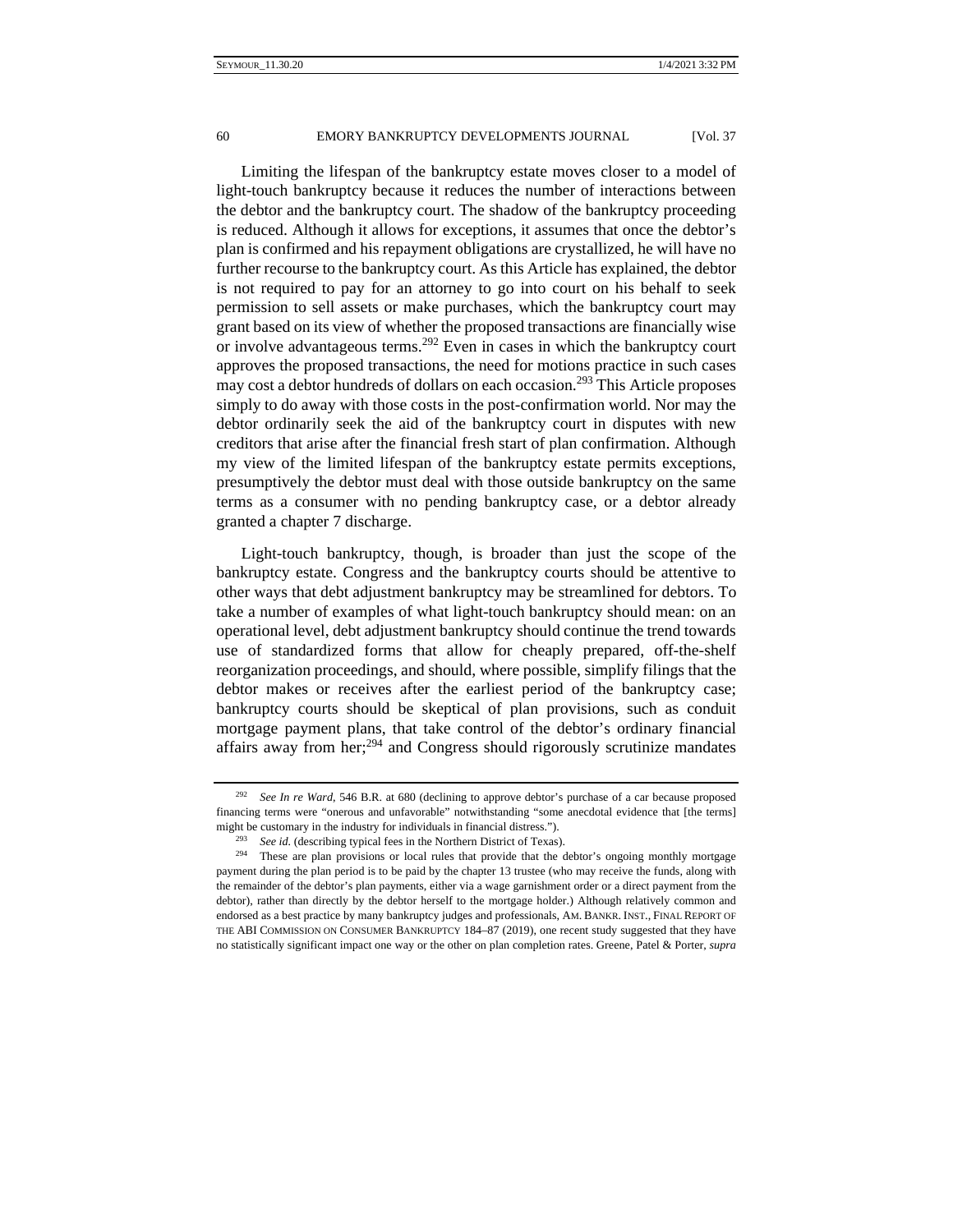Limiting the lifespan of the bankruptcy estate moves closer to a model of light-touch bankruptcy because it reduces the number of interactions between the debtor and the bankruptcy court. The shadow of the bankruptcy proceeding is reduced. Although it allows for exceptions, it assumes that once the debtor's plan is confirmed and his repayment obligations are crystallized, he will have no further recourse to the bankruptcy court. As this Article has explained, the debtor is not required to pay for an attorney to go into court on his behalf to seek permission to sell assets or make purchases, which the bankruptcy court may grant based on its view of whether the proposed transactions are financially wise or involve advantageous terms.[292] Even in cases in which the bankruptcy court approves the proposed transactions, the need for motions practice in such cases may cost a debtor hundreds of dollars on each occasion.[293] This Article proposes simply to do away with those costs in the post-confirmation world. Nor may the debtor ordinarily seek the aid of the bankruptcy court in disputes with new creditors that arise after the financial fresh start of plan confirmation. Although my view of the limited lifespan of the bankruptcy estate permits exceptions, presumptively the debtor must deal with those outside bankruptcy on the same terms as a consumer with no pending bankruptcy case, or a debtor already granted a chapter 7 discharge.

Light-touch bankruptcy, though, is broader than just the scope of the bankruptcy estate. Congress and the bankruptcy courts should be attentive to other ways that debt adjustment bankruptcy may be streamlined for debtors. To take a number of examples of what light-touch bankruptcy should mean: on an operational level, debt adjustment bankruptcy should continue the trend towards use of standardized forms that allow for cheaply prepared, off-the-shelf reorganization proceedings, and should, where possible, simplify filings that the debtor makes or receives after the earliest period of the bankruptcy case; bankruptcy courts should be skeptical of plan provisions, such as conduit mortgage payment plans, that take control of the debtor's ordinary financial affairs away from her;[294] and Congress should rigorously scrutinize mandates

---

[292] *See In re Ward*, 546 B.R. at 680 (declining to approve debtor's purchase of a car because proposed financing terms were "onerous and unfavorable" notwithstanding "some anecdotal evidence that [the terms] might be customary in the industry for individuals in financial distress.").

[293] *See id.* (describing typical fees in the Northern District of Texas).

[294] These are plan provisions or local rules that provide that the debtor's ongoing monthly mortgage payment during the plan period is to be paid by the chapter 13 trustee (who may receive the funds, along with the remainder of the debtor's plan payments, either via a wage garnishment order or a direct payment from the debtor), rather than directly by the debtor herself to the mortgage holder.) Although relatively common and endorsed as a best practice by many bankruptcy judges and professionals, AM. BANKR. INST., FINAL REPORT OF THE ABI COMMISSION ON CONSUMER BANKRUPTCY 184–87 (2019), one recent study suggested that they have no statistically significant impact one way or the other on plan completion rates. Greene, Patel & Porter, *supra*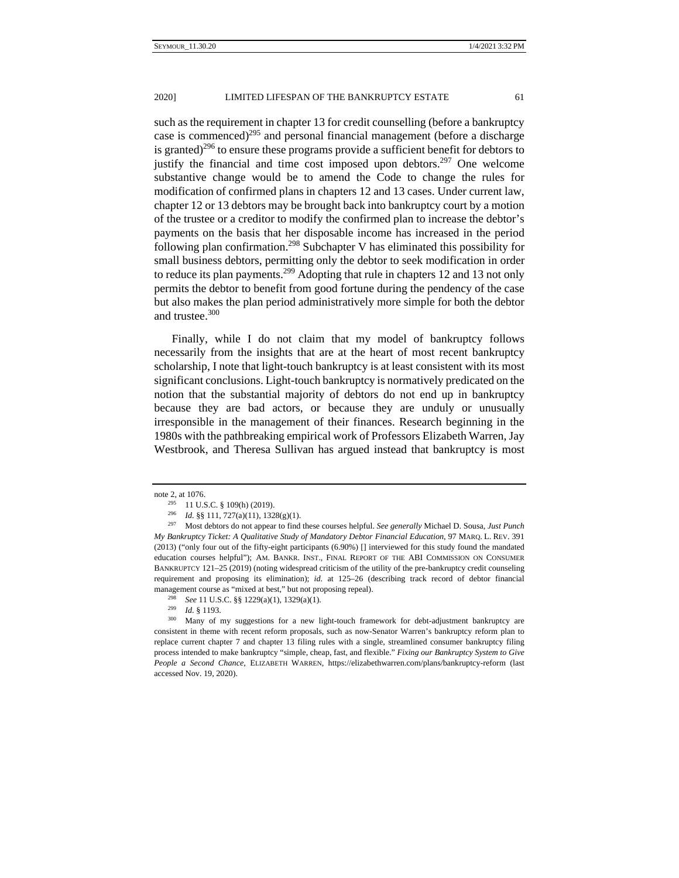such as the requirement in chapter 13 for credit counselling (before a bankruptcy case is commenced)[295] and personal financial management (before a discharge is granted)[296] to ensure these programs provide a sufficient benefit for debtors to justify the financial and time cost imposed upon debtors.[297] One welcome substantive change would be to amend the Code to change the rules for modification of confirmed plans in chapters 12 and 13 cases. Under current law, chapter 12 or 13 debtors may be brought back into bankruptcy court by a motion of the trustee or a creditor to modify the confirmed plan to increase the debtor's payments on the basis that her disposable income has increased in the period following plan confirmation.[298] Subchapter V has eliminated this possibility for small business debtors, permitting only the debtor to seek modification in order to reduce its plan payments.[299] Adopting that rule in chapters 12 and 13 not only permits the debtor to benefit from good fortune during the pendency of the case but also makes the plan period administratively more simple for both the debtor and trustee.[300]

Finally, while I do not claim that my model of bankruptcy follows necessarily from the insights that are at the heart of most recent bankruptcy scholarship, I note that light-touch bankruptcy is at least consistent with its most significant conclusions. Light-touch bankruptcy is normatively predicated on the notion that the substantial majority of debtors do not end up in bankruptcy because they are bad actors, or because they are unduly or unusually irresponsible in the management of their finances. Research beginning in the 1980s with the pathbreaking empirical work of Professors Elizabeth Warren, Jay Westbrook, and Theresa Sullivan has argued instead that bankruptcy is most

---

note 2, at 1076.

[295] 11 U.S.C. § 109(h) (2019).

[296] *Id.* §§ 111, 727(a)(11), 1328(g)(1).

[297] Most debtors do not appear to find these courses helpful. *See generally* Michael D. Sousa, *Just Punch My Bankruptcy Ticket: A Qualitative Study of Mandatory Debtor Financial Education*, 97 MARQ. L. REV. 391 (2013) ("only four out of the fifty-eight participants (6.90%) [] interviewed for this study found the mandated education courses helpful"); AM. BANKR. INST., FINAL REPORT OF THE ABI COMMISSION ON CONSUMER BANKRUPTCY 121–25 (2019) (noting widespread criticism of the utility of the pre-bankruptcy credit counseling requirement and proposing its elimination); *id.* at 125–26 (describing track record of debtor financial management course as "mixed at best," but not proposing repeal).

[298] *See* 11 U.S.C. §§ 1229(a)(1), 1329(a)(1).

[299] *Id.* § 1193.

[300] Many of my suggestions for a new light-touch framework for debt-adjustment bankruptcy are consistent in theme with recent reform proposals, such as now-Senator Warren's bankruptcy reform plan to replace current chapter 7 and chapter 13 filing rules with a single, streamlined consumer bankruptcy filing process intended to make bankruptcy "simple, cheap, fast, and flexible." *Fixing our Bankruptcy System to Give People a Second Chance*, ELIZABETH WARREN, https://elizabethwarren.com/plans/bankruptcy-reform (last accessed Nov. 19, 2020).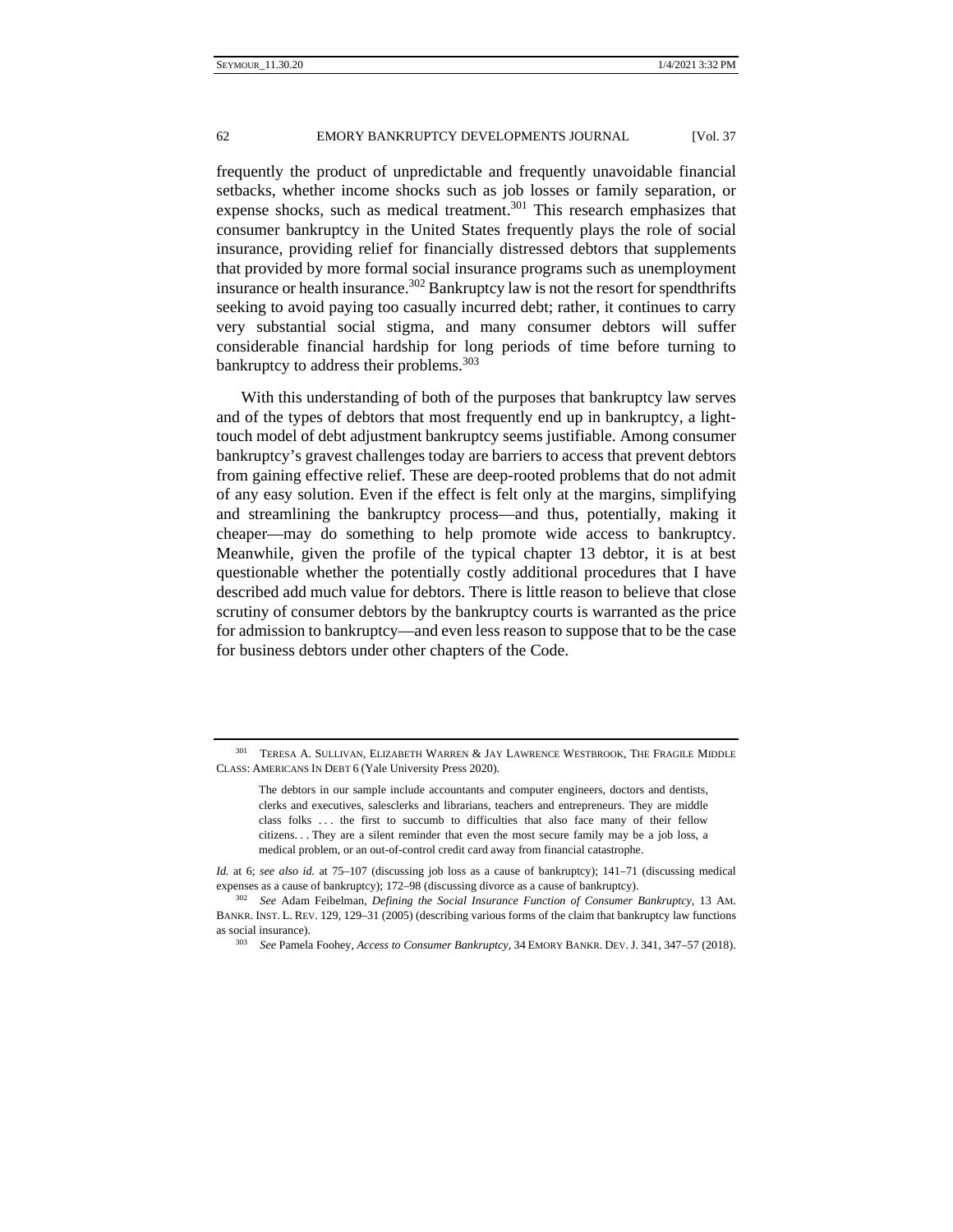frequently the product of unpredictable and frequently unavoidable financial setbacks, whether income shocks such as job losses or family separation, or expense shocks, such as medical treatment.[301] This research emphasizes that consumer bankruptcy in the United States frequently plays the role of social insurance, providing relief for financially distressed debtors that supplements that provided by more formal social insurance programs such as unemployment insurance or health insurance.[302] Bankruptcy law is not the resort for spendthrifts seeking to avoid paying too casually incurred debt; rather, it continues to carry very substantial social stigma, and many consumer debtors will suffer considerable financial hardship for long periods of time before turning to bankruptcy to address their problems.[303]

With this understanding of both of the purposes that bankruptcy law serves and of the types of debtors that most frequently end up in bankruptcy, a light-touch model of debt adjustment bankruptcy seems justifiable. Among consumer bankruptcy's gravest challenges today are barriers to access that prevent debtors from gaining effective relief. These are deep-rooted problems that do not admit of any easy solution. Even if the effect is felt only at the margins, simplifying and streamlining the bankruptcy process—and thus, potentially, making it cheaper—may do something to help promote wide access to bankruptcy. Meanwhile, given the profile of the typical chapter 13 debtor, it is at best questionable whether the potentially costly additional procedures that I have described add much value for debtors. There is little reason to believe that close scrutiny of consumer debtors by the bankruptcy courts is warranted as the price for admission to bankruptcy—and even less reason to suppose that to be the case for business debtors under other chapters of the Code.

---

[301] TERESA A. SULLIVAN, ELIZABETH WARREN & JAY LAWRENCE WESTBROOK, THE FRAGILE MIDDLE CLASS: AMERICANS IN DEBT 6 (Yale University Press 2020).

> The debtors in our sample include accountants and computer engineers, doctors and dentists, clerks and executives, salesclerks and librarians, teachers and entrepreneurs. They are middle class folks . . . the first to succumb to difficulties that also face many of their fellow citizens. . . They are a silent reminder that even the most secure family may be a job loss, a medical problem, or an out-of-control credit card away from financial catastrophe.

*Id.* at 6; *see also id.* at 75–107 (discussing job loss as a cause of bankruptcy); 141–71 (discussing medical expenses as a cause of bankruptcy); 172–98 (discussing divorce as a cause of bankruptcy).

[302] *See* Adam Feibelman, *Defining the Social Insurance Function of Consumer Bankruptcy*, 13 AM. BANKR. INST. L. REV. 129, 129–31 (2005) (describing various forms of the claim that bankruptcy law functions as social insurance).

[303] *See* Pamela Foohey, *Access to Consumer Bankruptcy*, 34 EMORY BANKR. DEV. J. 341, 347–57 (2018).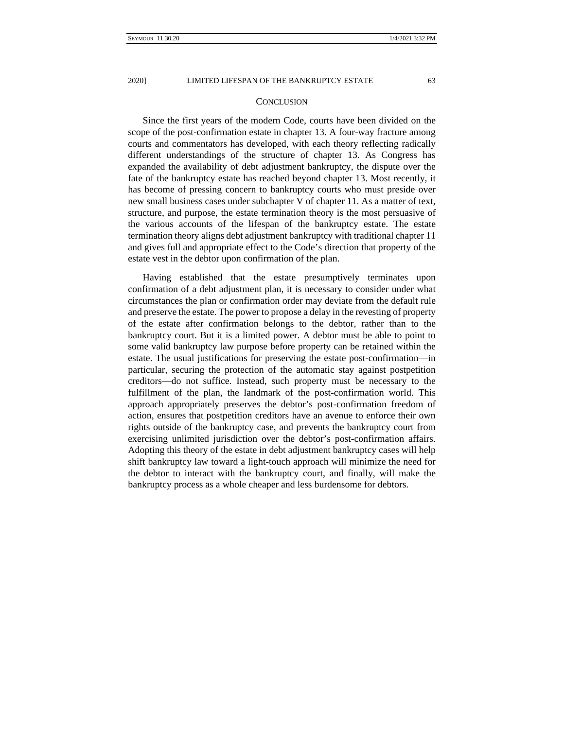## CONCLUSION

Since the first years of the modern Code, courts have been divided on the scope of the post-confirmation estate in chapter 13. A four-way fracture among courts and commentators has developed, with each theory reflecting radically different understandings of the structure of chapter 13. As Congress has expanded the availability of debt adjustment bankruptcy, the dispute over the fate of the bankruptcy estate has reached beyond chapter 13. Most recently, it has become of pressing concern to bankruptcy courts who must preside over new small business cases under subchapter V of chapter 11. As a matter of text, structure, and purpose, the estate termination theory is the most persuasive of the various accounts of the lifespan of the bankruptcy estate. The estate termination theory aligns debt adjustment bankruptcy with traditional chapter 11 and gives full and appropriate effect to the Code's direction that property of the estate vest in the debtor upon confirmation of the plan.

Having established that the estate presumptively terminates upon confirmation of a debt adjustment plan, it is necessary to consider under what circumstances the plan or confirmation order may deviate from the default rule and preserve the estate. The power to propose a delay in the revesting of property of the estate after confirmation belongs to the debtor, rather than to the bankruptcy court. But it is a limited power. A debtor must be able to point to some valid bankruptcy law purpose before property can be retained within the estate. The usual justifications for preserving the estate post-confirmation—in particular, securing the protection of the automatic stay against postpetition creditors—do not suffice. Instead, such property must be necessary to the fulfillment of the plan, the landmark of the post-confirmation world. This approach appropriately preserves the debtor's post-confirmation freedom of action, ensures that postpetition creditors have an avenue to enforce their own rights outside of the bankruptcy case, and prevents the bankruptcy court from exercising unlimited jurisdiction over the debtor's post-confirmation affairs. Adopting this theory of the estate in debt adjustment bankruptcy cases will help shift bankruptcy law toward a light-touch approach will minimize the need for the debtor to interact with the bankruptcy court, and finally, will make the bankruptcy process as a whole cheaper and less burdensome for debtors.